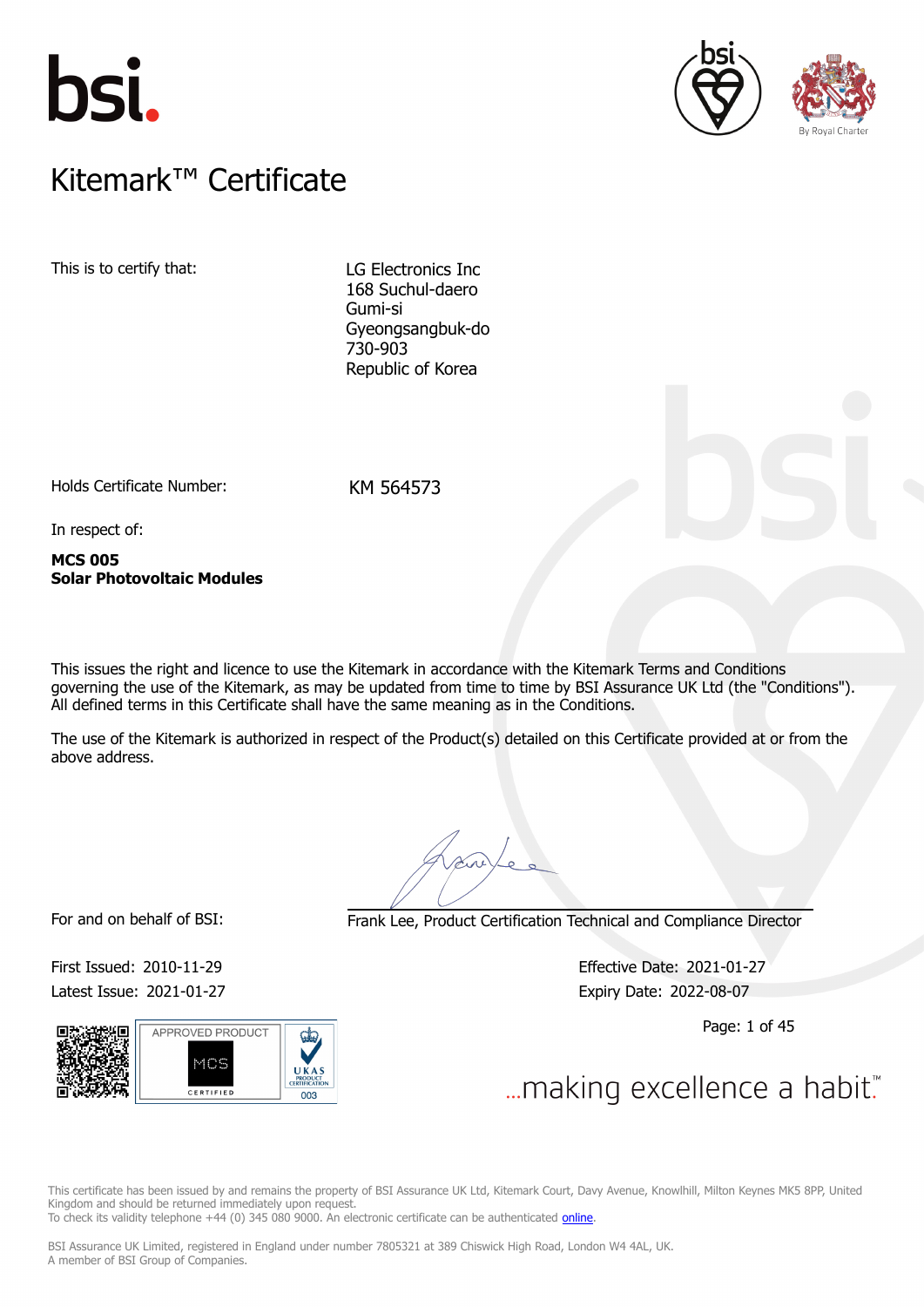# Kitemark™ Certificate

This is to certify that:

LG Electronics Inc
168 Suchul-daero
Gumi-si
Gyeongsangbuk-do
730-903
Republic of Korea

Holds Certificate Number: KM 564573

In respect of:

**MCS 005**
**Solar Photovoltaic Modules**

This issues the right and licence to use the Kitemark in accordance with the Kitemark Terms and Conditions governing the use of the Kitemark, as may be updated from time to time by BSI Assurance UK Ltd (the "Conditions"). All defined terms in this Certificate shall have the same meaning as in the Conditions.

The use of the Kitemark is authorized in respect of the Product(s) detailed on this Certificate provided at or from the above address.

For and on behalf of BSI: Frank Lee, Product Certification Technical and Compliance Director

First Issued: 2010-11-29
Latest Issue: 2021-01-27

Effective Date: 2021-01-27
Expiry Date: 2022-08-07

APPROVED PRODUCT MCS CERTIFIED

UKAS PRODUCT CERTIFICATION 003

...making excellence a habit.™

This certificate has been issued by and remains the property of BSI Assurance UK Ltd, Kitemark Court, Davy Avenue, Knowlhill, Milton Keynes MK5 8PP, United Kingdom and should be returned immediately upon request.
To check its validity telephone +44 (0) 345 080 9000. An electronic certificate can be authenticated online.

BSI Assurance UK Limited, registered in England under number 7805321 at 389 Chiswick High Road, London W4 4AL, UK.
A member of BSI Group of Companies.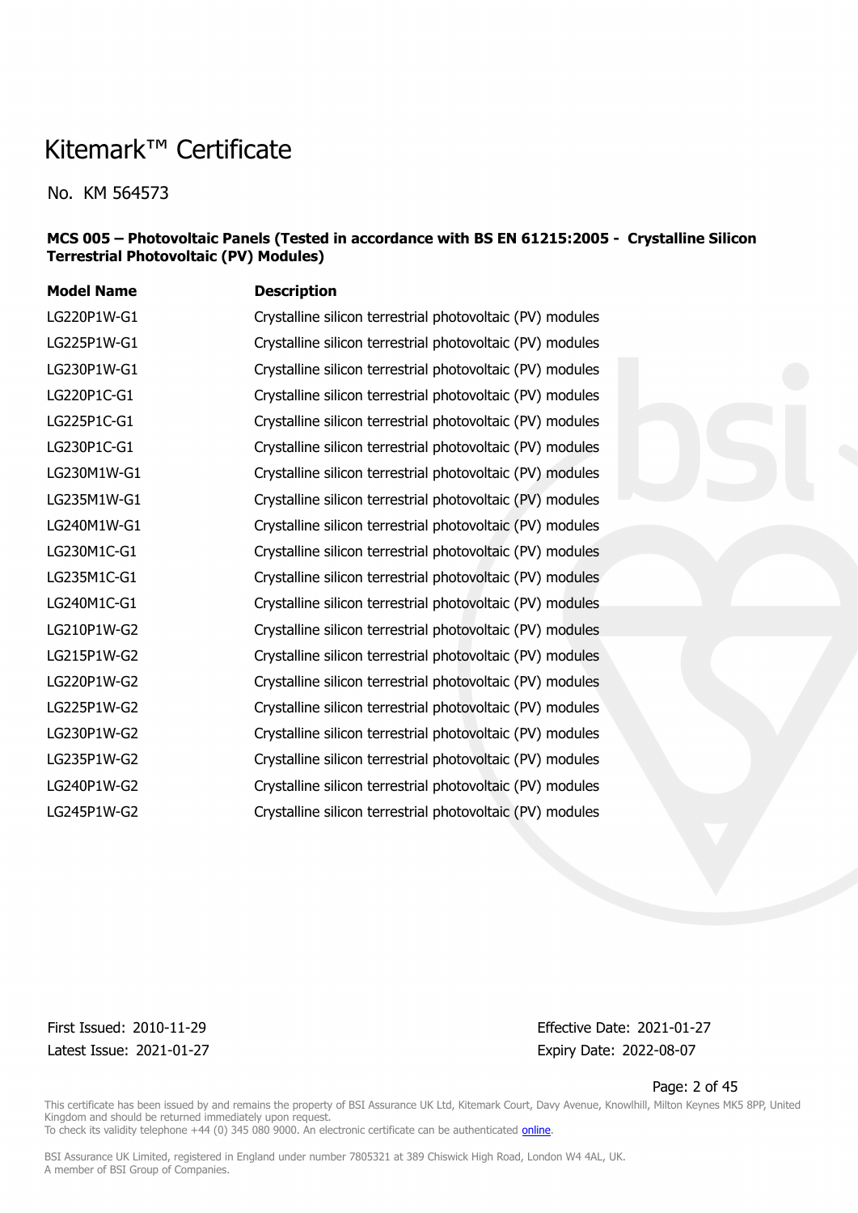# Kitemark™ Certificate

No. KM 564573

**MCS 005 – Photovoltaic Panels (Tested in accordance with BS EN 61215:2005 - Crystalline Silicon Terrestrial Photovoltaic (PV) Modules)**

| Model Name | Description |
|---|---|
| LG220P1W-G1 | Crystalline silicon terrestrial photovoltaic (PV) modules |
| LG225P1W-G1 | Crystalline silicon terrestrial photovoltaic (PV) modules |
| LG230P1W-G1 | Crystalline silicon terrestrial photovoltaic (PV) modules |
| LG220P1C-G1 | Crystalline silicon terrestrial photovoltaic (PV) modules |
| LG225P1C-G1 | Crystalline silicon terrestrial photovoltaic (PV) modules |
| LG230P1C-G1 | Crystalline silicon terrestrial photovoltaic (PV) modules |
| LG230M1W-G1 | Crystalline silicon terrestrial photovoltaic (PV) modules |
| LG235M1W-G1 | Crystalline silicon terrestrial photovoltaic (PV) modules |
| LG240M1W-G1 | Crystalline silicon terrestrial photovoltaic (PV) modules |
| LG230M1C-G1 | Crystalline silicon terrestrial photovoltaic (PV) modules |
| LG235M1C-G1 | Crystalline silicon terrestrial photovoltaic (PV) modules |
| LG240M1C-G1 | Crystalline silicon terrestrial photovoltaic (PV) modules |
| LG210P1W-G2 | Crystalline silicon terrestrial photovoltaic (PV) modules |
| LG215P1W-G2 | Crystalline silicon terrestrial photovoltaic (PV) modules |
| LG220P1W-G2 | Crystalline silicon terrestrial photovoltaic (PV) modules |
| LG225P1W-G2 | Crystalline silicon terrestrial photovoltaic (PV) modules |
| LG230P1W-G2 | Crystalline silicon terrestrial photovoltaic (PV) modules |
| LG235P1W-G2 | Crystalline silicon terrestrial photovoltaic (PV) modules |
| LG240P1W-G2 | Crystalline silicon terrestrial photovoltaic (PV) modules |
| LG245P1W-G2 | Crystalline silicon terrestrial photovoltaic (PV) modules |

First Issued: 2010-11-29
Latest Issue: 2021-01-27

Effective Date: 2021-01-27
Expiry Date: 2022-08-07

This certificate has been issued by and remains the property of BSI Assurance UK Ltd, Kitemark Court, Davy Avenue, Knowlhill, Milton Keynes MK5 8PP, United Kingdom and should be returned immediately upon request.
To check its validity telephone +44 (0) 345 080 9000. An electronic certificate can be authenticated online.

BSI Assurance UK Limited, registered in England under number 7805321 at 389 Chiswick High Road, London W4 4AL, UK.
A member of BSI Group of Companies.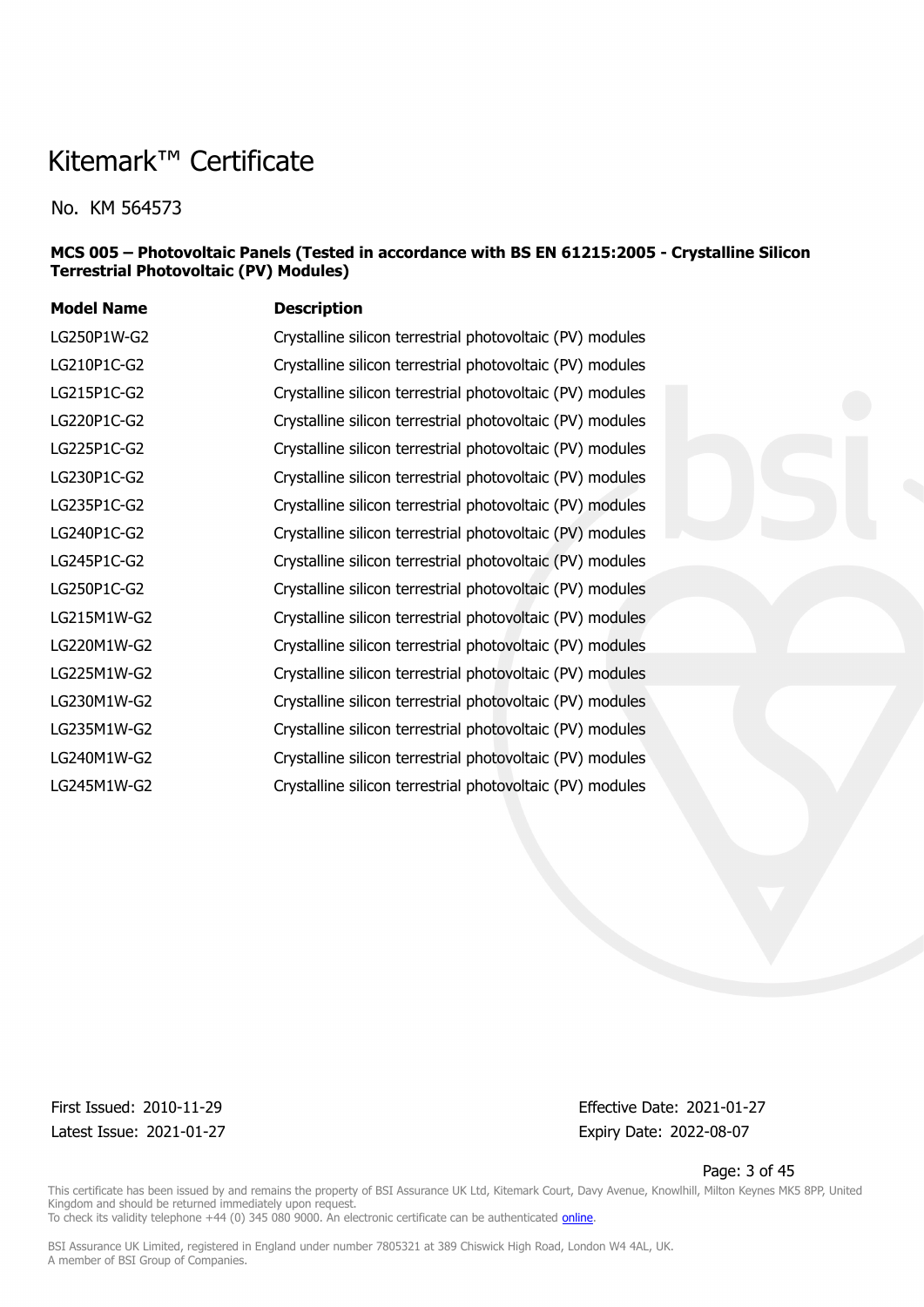# Kitemark™ Certificate

No. KM 564573

**MCS 005 – Photovoltaic Panels (Tested in accordance with BS EN 61215:2005 - Crystalline Silicon Terrestrial Photovoltaic (PV) Modules)**

| Model Name | Description |
| --- | --- |
| LG250P1W-G2 | Crystalline silicon terrestrial photovoltaic (PV) modules |
| LG210P1C-G2 | Crystalline silicon terrestrial photovoltaic (PV) modules |
| LG215P1C-G2 | Crystalline silicon terrestrial photovoltaic (PV) modules |
| LG220P1C-G2 | Crystalline silicon terrestrial photovoltaic (PV) modules |
| LG225P1C-G2 | Crystalline silicon terrestrial photovoltaic (PV) modules |
| LG230P1C-G2 | Crystalline silicon terrestrial photovoltaic (PV) modules |
| LG235P1C-G2 | Crystalline silicon terrestrial photovoltaic (PV) modules |
| LG240P1C-G2 | Crystalline silicon terrestrial photovoltaic (PV) modules |
| LG245P1C-G2 | Crystalline silicon terrestrial photovoltaic (PV) modules |
| LG250P1C-G2 | Crystalline silicon terrestrial photovoltaic (PV) modules |
| LG215M1W-G2 | Crystalline silicon terrestrial photovoltaic (PV) modules |
| LG220M1W-G2 | Crystalline silicon terrestrial photovoltaic (PV) modules |
| LG225M1W-G2 | Crystalline silicon terrestrial photovoltaic (PV) modules |
| LG230M1W-G2 | Crystalline silicon terrestrial photovoltaic (PV) modules |
| LG235M1W-G2 | Crystalline silicon terrestrial photovoltaic (PV) modules |
| LG240M1W-G2 | Crystalline silicon terrestrial photovoltaic (PV) modules |
| LG245M1W-G2 | Crystalline silicon terrestrial photovoltaic (PV) modules |

First Issued: 2010-11-29
Latest Issue: 2021-01-27

Effective Date: 2021-01-27
Expiry Date: 2022-08-07

This certificate has been issued by and remains the property of BSI Assurance UK Ltd, Kitemark Court, Davy Avenue, Knowlhill, Milton Keynes MK5 8PP, United Kingdom and should be returned immediately upon request.
To check its validity telephone +44 (0) 345 080 9000. An electronic certificate can be authenticated online.

BSI Assurance UK Limited, registered in England under number 7805321 at 389 Chiswick High Road, London W4 4AL, UK.
A member of BSI Group of Companies.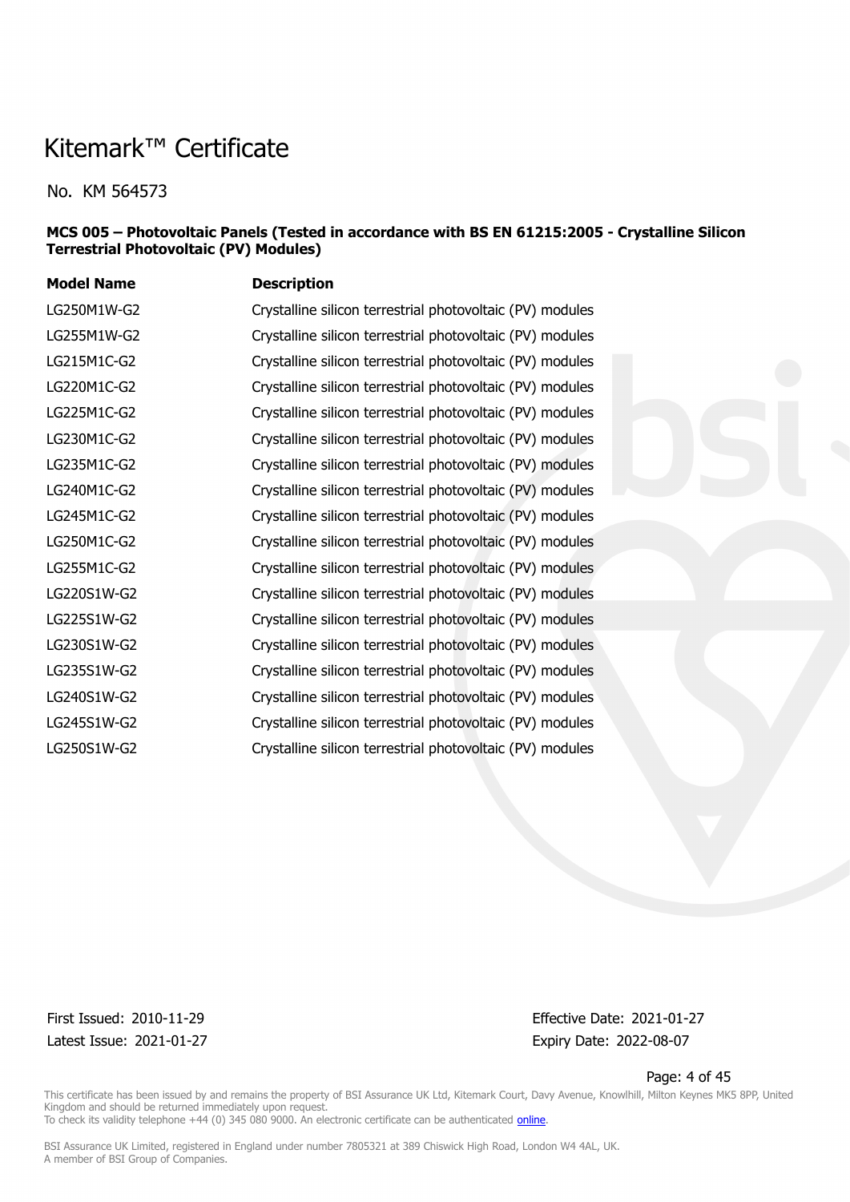# Kitemark™ Certificate

No. KM 564573

**MCS 005 – Photovoltaic Panels (Tested in accordance with BS EN 61215:2005 - Crystalline Silicon Terrestrial Photovoltaic (PV) Modules)**

| Model Name | Description |
|---|---|
| LG250M1W-G2 | Crystalline silicon terrestrial photovoltaic (PV) modules |
| LG255M1W-G2 | Crystalline silicon terrestrial photovoltaic (PV) modules |
| LG215M1C-G2 | Crystalline silicon terrestrial photovoltaic (PV) modules |
| LG220M1C-G2 | Crystalline silicon terrestrial photovoltaic (PV) modules |
| LG225M1C-G2 | Crystalline silicon terrestrial photovoltaic (PV) modules |
| LG230M1C-G2 | Crystalline silicon terrestrial photovoltaic (PV) modules |
| LG235M1C-G2 | Crystalline silicon terrestrial photovoltaic (PV) modules |
| LG240M1C-G2 | Crystalline silicon terrestrial photovoltaic (PV) modules |
| LG245M1C-G2 | Crystalline silicon terrestrial photovoltaic (PV) modules |
| LG250M1C-G2 | Crystalline silicon terrestrial photovoltaic (PV) modules |
| LG255M1C-G2 | Crystalline silicon terrestrial photovoltaic (PV) modules |
| LG220S1W-G2 | Crystalline silicon terrestrial photovoltaic (PV) modules |
| LG225S1W-G2 | Crystalline silicon terrestrial photovoltaic (PV) modules |
| LG230S1W-G2 | Crystalline silicon terrestrial photovoltaic (PV) modules |
| LG235S1W-G2 | Crystalline silicon terrestrial photovoltaic (PV) modules |
| LG240S1W-G2 | Crystalline silicon terrestrial photovoltaic (PV) modules |
| LG245S1W-G2 | Crystalline silicon terrestrial photovoltaic (PV) modules |
| LG250S1W-G2 | Crystalline silicon terrestrial photovoltaic (PV) modules |

First Issued: 2010-11-29
Latest Issue: 2021-01-27

Effective Date: 2021-01-27
Expiry Date: 2022-08-07

This certificate has been issued by and remains the property of BSI Assurance UK Ltd, Kitemark Court, Davy Avenue, Knowlhill, Milton Keynes MK5 8PP, United Kingdom and should be returned immediately upon request.
To check its validity telephone +44 (0) 345 080 9000. An electronic certificate can be authenticated online.

BSI Assurance UK Limited, registered in England under number 7805321 at 389 Chiswick High Road, London W4 4AL, UK.
A member of BSI Group of Companies.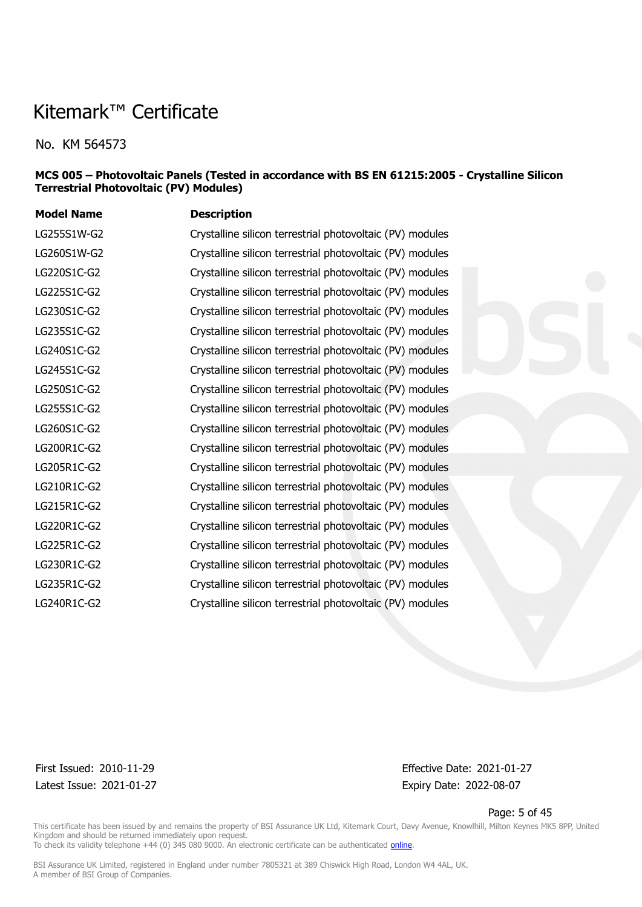# Kitemark™ Certificate

No. KM 564573

**MCS 005 – Photovoltaic Panels (Tested in accordance with BS EN 61215:2005 - Crystalline Silicon Terrestrial Photovoltaic (PV) Modules)**

| Model Name | Description |
|---|---|
| LG255S1W-G2 | Crystalline silicon terrestrial photovoltaic (PV) modules |
| LG260S1W-G2 | Crystalline silicon terrestrial photovoltaic (PV) modules |
| LG220S1C-G2 | Crystalline silicon terrestrial photovoltaic (PV) modules |
| LG225S1C-G2 | Crystalline silicon terrestrial photovoltaic (PV) modules |
| LG230S1C-G2 | Crystalline silicon terrestrial photovoltaic (PV) modules |
| LG235S1C-G2 | Crystalline silicon terrestrial photovoltaic (PV) modules |
| LG240S1C-G2 | Crystalline silicon terrestrial photovoltaic (PV) modules |
| LG245S1C-G2 | Crystalline silicon terrestrial photovoltaic (PV) modules |
| LG250S1C-G2 | Crystalline silicon terrestrial photovoltaic (PV) modules |
| LG255S1C-G2 | Crystalline silicon terrestrial photovoltaic (PV) modules |
| LG260S1C-G2 | Crystalline silicon terrestrial photovoltaic (PV) modules |
| LG200R1C-G2 | Crystalline silicon terrestrial photovoltaic (PV) modules |
| LG205R1C-G2 | Crystalline silicon terrestrial photovoltaic (PV) modules |
| LG210R1C-G2 | Crystalline silicon terrestrial photovoltaic (PV) modules |
| LG215R1C-G2 | Crystalline silicon terrestrial photovoltaic (PV) modules |
| LG220R1C-G2 | Crystalline silicon terrestrial photovoltaic (PV) modules |
| LG225R1C-G2 | Crystalline silicon terrestrial photovoltaic (PV) modules |
| LG230R1C-G2 | Crystalline silicon terrestrial photovoltaic (PV) modules |
| LG235R1C-G2 | Crystalline silicon terrestrial photovoltaic (PV) modules |
| LG240R1C-G2 | Crystalline silicon terrestrial photovoltaic (PV) modules |

First Issued: 2010-11-29
Latest Issue: 2021-01-27

Effective Date: 2021-01-27
Expiry Date: 2022-08-07

This certificate has been issued by and remains the property of BSI Assurance UK Ltd, Kitemark Court, Davy Avenue, Knowlhill, Milton Keynes MK5 8PP, United Kingdom and should be returned immediately upon request.
To check its validity telephone +44 (0) 345 080 9000. An electronic certificate can be authenticated online.

BSI Assurance UK Limited, registered in England under number 7805321 at 389 Chiswick High Road, London W4 4AL, UK.
A member of BSI Group of Companies.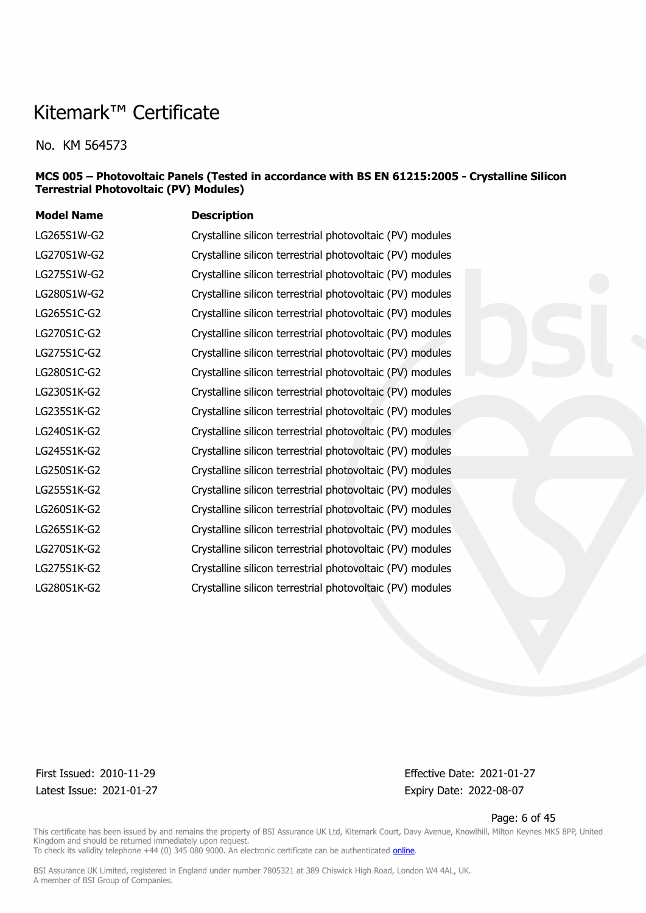# Kitemark™ Certificate

No. KM 564573

**MCS 005 – Photovoltaic Panels (Tested in accordance with BS EN 61215:2005 - Crystalline Silicon Terrestrial Photovoltaic (PV) Modules)**

| Model Name | Description |
| --- | --- |
| LG265S1W-G2 | Crystalline silicon terrestrial photovoltaic (PV) modules |
| LG270S1W-G2 | Crystalline silicon terrestrial photovoltaic (PV) modules |
| LG275S1W-G2 | Crystalline silicon terrestrial photovoltaic (PV) modules |
| LG280S1W-G2 | Crystalline silicon terrestrial photovoltaic (PV) modules |
| LG265S1C-G2 | Crystalline silicon terrestrial photovoltaic (PV) modules |
| LG270S1C-G2 | Crystalline silicon terrestrial photovoltaic (PV) modules |
| LG275S1C-G2 | Crystalline silicon terrestrial photovoltaic (PV) modules |
| LG280S1C-G2 | Crystalline silicon terrestrial photovoltaic (PV) modules |
| LG230S1K-G2 | Crystalline silicon terrestrial photovoltaic (PV) modules |
| LG235S1K-G2 | Crystalline silicon terrestrial photovoltaic (PV) modules |
| LG240S1K-G2 | Crystalline silicon terrestrial photovoltaic (PV) modules |
| LG245S1K-G2 | Crystalline silicon terrestrial photovoltaic (PV) modules |
| LG250S1K-G2 | Crystalline silicon terrestrial photovoltaic (PV) modules |
| LG255S1K-G2 | Crystalline silicon terrestrial photovoltaic (PV) modules |
| LG260S1K-G2 | Crystalline silicon terrestrial photovoltaic (PV) modules |
| LG265S1K-G2 | Crystalline silicon terrestrial photovoltaic (PV) modules |
| LG270S1K-G2 | Crystalline silicon terrestrial photovoltaic (PV) modules |
| LG275S1K-G2 | Crystalline silicon terrestrial photovoltaic (PV) modules |
| LG280S1K-G2 | Crystalline silicon terrestrial photovoltaic (PV) modules |

First Issued: 2010-11-29
Latest Issue: 2021-01-27

Effective Date: 2021-01-27
Expiry Date: 2022-08-07

This certificate has been issued by and remains the property of BSI Assurance UK Ltd, Kitemark Court, Davy Avenue, Knowlhill, Milton Keynes MK5 8PP, United Kingdom and should be returned immediately upon request.
To check its validity telephone +44 (0) 345 080 9000. An electronic certificate can be authenticated online.

BSI Assurance UK Limited, registered in England under number 7805321 at 389 Chiswick High Road, London W4 4AL, UK.
A member of BSI Group of Companies.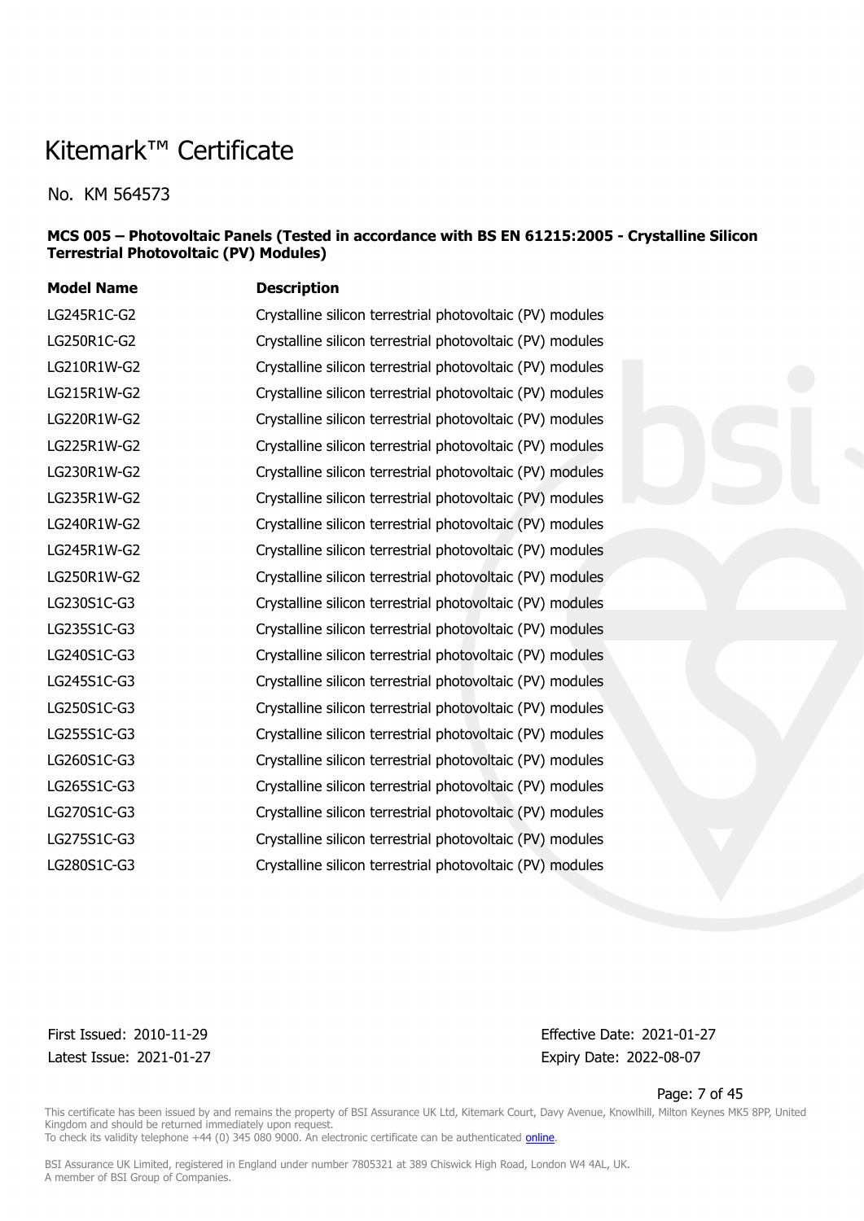# Kitemark™ Certificate

No. KM 564573

**MCS 005 – Photovoltaic Panels (Tested in accordance with BS EN 61215:2005 - Crystalline Silicon Terrestrial Photovoltaic (PV) Modules)**

| Model Name | Description |
|---|---|
| LG245R1C-G2 | Crystalline silicon terrestrial photovoltaic (PV) modules |
| LG250R1C-G2 | Crystalline silicon terrestrial photovoltaic (PV) modules |
| LG210R1W-G2 | Crystalline silicon terrestrial photovoltaic (PV) modules |
| LG215R1W-G2 | Crystalline silicon terrestrial photovoltaic (PV) modules |
| LG220R1W-G2 | Crystalline silicon terrestrial photovoltaic (PV) modules |
| LG225R1W-G2 | Crystalline silicon terrestrial photovoltaic (PV) modules |
| LG230R1W-G2 | Crystalline silicon terrestrial photovoltaic (PV) modules |
| LG235R1W-G2 | Crystalline silicon terrestrial photovoltaic (PV) modules |
| LG240R1W-G2 | Crystalline silicon terrestrial photovoltaic (PV) modules |
| LG245R1W-G2 | Crystalline silicon terrestrial photovoltaic (PV) modules |
| LG250R1W-G2 | Crystalline silicon terrestrial photovoltaic (PV) modules |
| LG230S1C-G3 | Crystalline silicon terrestrial photovoltaic (PV) modules |
| LG235S1C-G3 | Crystalline silicon terrestrial photovoltaic (PV) modules |
| LG240S1C-G3 | Crystalline silicon terrestrial photovoltaic (PV) modules |
| LG245S1C-G3 | Crystalline silicon terrestrial photovoltaic (PV) modules |
| LG250S1C-G3 | Crystalline silicon terrestrial photovoltaic (PV) modules |
| LG255S1C-G3 | Crystalline silicon terrestrial photovoltaic (PV) modules |
| LG260S1C-G3 | Crystalline silicon terrestrial photovoltaic (PV) modules |
| LG265S1C-G3 | Crystalline silicon terrestrial photovoltaic (PV) modules |
| LG270S1C-G3 | Crystalline silicon terrestrial photovoltaic (PV) modules |
| LG275S1C-G3 | Crystalline silicon terrestrial photovoltaic (PV) modules |
| LG280S1C-G3 | Crystalline silicon terrestrial photovoltaic (PV) modules |

First Issued: 2010-11-29
Latest Issue: 2021-01-27

Effective Date: 2021-01-27
Expiry Date: 2022-08-07

This certificate has been issued by and remains the property of BSI Assurance UK Ltd, Kitemark Court, Davy Avenue, Knowlhill, Milton Keynes MK5 8PP, United Kingdom and should be returned immediately upon request.
To check its validity telephone +44 (0) 345 080 9000. An electronic certificate can be authenticated online.

BSI Assurance UK Limited, registered in England under number 7805321 at 389 Chiswick High Road, London W4 4AL, UK.
A member of BSI Group of Companies.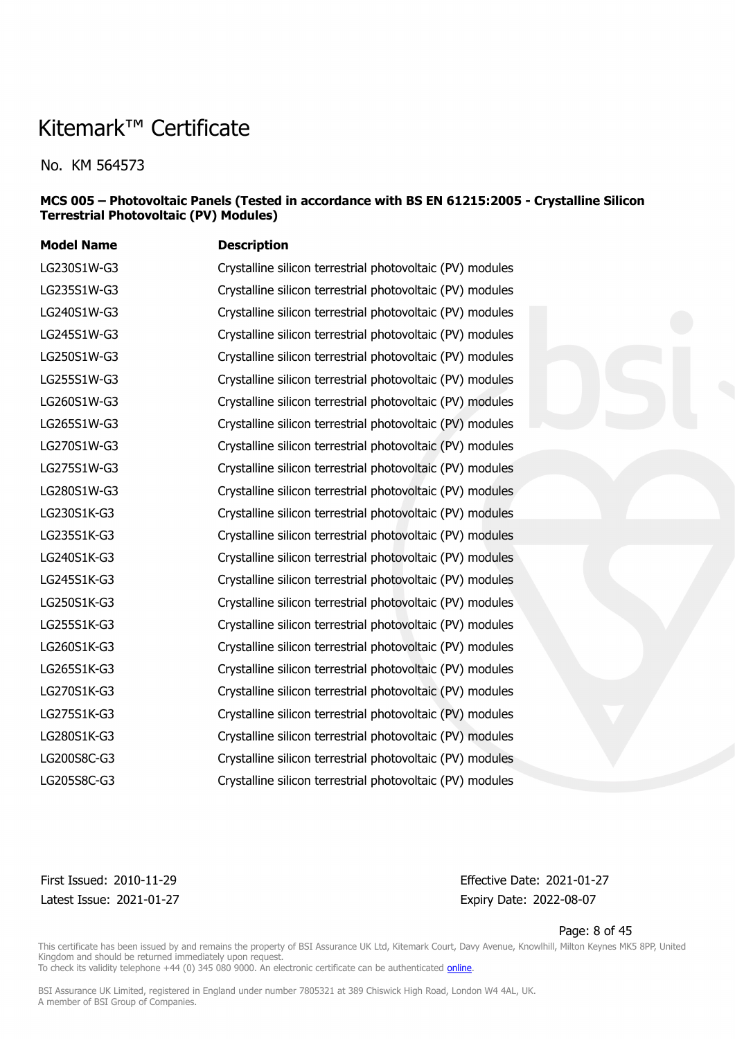# Kitemark™ Certificate

No. KM 564573

**MCS 005 – Photovoltaic Panels (Tested in accordance with BS EN 61215:2005 - Crystalline Silicon Terrestrial Photovoltaic (PV) Modules)**

| Model Name | Description |
| --- | --- |
| LG230S1W-G3 | Crystalline silicon terrestrial photovoltaic (PV) modules |
| LG235S1W-G3 | Crystalline silicon terrestrial photovoltaic (PV) modules |
| LG240S1W-G3 | Crystalline silicon terrestrial photovoltaic (PV) modules |
| LG245S1W-G3 | Crystalline silicon terrestrial photovoltaic (PV) modules |
| LG250S1W-G3 | Crystalline silicon terrestrial photovoltaic (PV) modules |
| LG255S1W-G3 | Crystalline silicon terrestrial photovoltaic (PV) modules |
| LG260S1W-G3 | Crystalline silicon terrestrial photovoltaic (PV) modules |
| LG265S1W-G3 | Crystalline silicon terrestrial photovoltaic (PV) modules |
| LG270S1W-G3 | Crystalline silicon terrestrial photovoltaic (PV) modules |
| LG275S1W-G3 | Crystalline silicon terrestrial photovoltaic (PV) modules |
| LG280S1W-G3 | Crystalline silicon terrestrial photovoltaic (PV) modules |
| LG230S1K-G3 | Crystalline silicon terrestrial photovoltaic (PV) modules |
| LG235S1K-G3 | Crystalline silicon terrestrial photovoltaic (PV) modules |
| LG240S1K-G3 | Crystalline silicon terrestrial photovoltaic (PV) modules |
| LG245S1K-G3 | Crystalline silicon terrestrial photovoltaic (PV) modules |
| LG250S1K-G3 | Crystalline silicon terrestrial photovoltaic (PV) modules |
| LG255S1K-G3 | Crystalline silicon terrestrial photovoltaic (PV) modules |
| LG260S1K-G3 | Crystalline silicon terrestrial photovoltaic (PV) modules |
| LG265S1K-G3 | Crystalline silicon terrestrial photovoltaic (PV) modules |
| LG270S1K-G3 | Crystalline silicon terrestrial photovoltaic (PV) modules |
| LG275S1K-G3 | Crystalline silicon terrestrial photovoltaic (PV) modules |
| LG280S1K-G3 | Crystalline silicon terrestrial photovoltaic (PV) modules |
| LG200S8C-G3 | Crystalline silicon terrestrial photovoltaic (PV) modules |
| LG205S8C-G3 | Crystalline silicon terrestrial photovoltaic (PV) modules |

First Issued: 2010-11-29
Latest Issue: 2021-01-27

Effective Date: 2021-01-27
Expiry Date: 2022-08-07

This certificate has been issued by and remains the property of BSI Assurance UK Ltd, Kitemark Court, Davy Avenue, Knowlhill, Milton Keynes MK5 8PP, United Kingdom and should be returned immediately upon request.
To check its validity telephone +44 (0) 345 080 9000. An electronic certificate can be authenticated online.

BSI Assurance UK Limited, registered in England under number 7805321 at 389 Chiswick High Road, London W4 4AL, UK.
A member of BSI Group of Companies.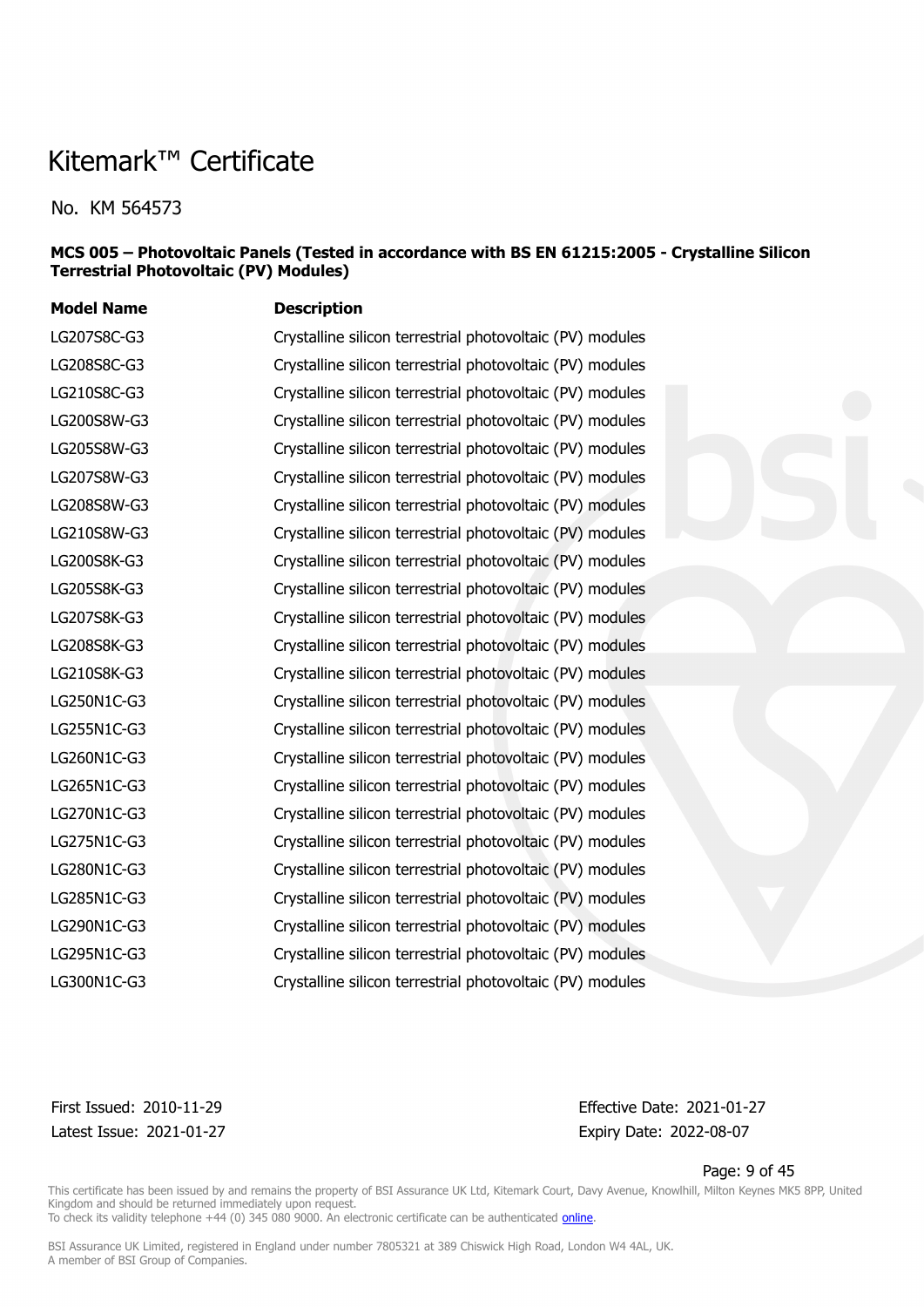# Kitemark™ Certificate

No. KM 564573

**MCS 005 – Photovoltaic Panels (Tested in accordance with BS EN 61215:2005 - Crystalline Silicon Terrestrial Photovoltaic (PV) Modules)**

| Model Name | Description |
|---|---|
| LG207S8C-G3 | Crystalline silicon terrestrial photovoltaic (PV) modules |
| LG208S8C-G3 | Crystalline silicon terrestrial photovoltaic (PV) modules |
| LG210S8C-G3 | Crystalline silicon terrestrial photovoltaic (PV) modules |
| LG200S8W-G3 | Crystalline silicon terrestrial photovoltaic (PV) modules |
| LG205S8W-G3 | Crystalline silicon terrestrial photovoltaic (PV) modules |
| LG207S8W-G3 | Crystalline silicon terrestrial photovoltaic (PV) modules |
| LG208S8W-G3 | Crystalline silicon terrestrial photovoltaic (PV) modules |
| LG210S8W-G3 | Crystalline silicon terrestrial photovoltaic (PV) modules |
| LG200S8K-G3 | Crystalline silicon terrestrial photovoltaic (PV) modules |
| LG205S8K-G3 | Crystalline silicon terrestrial photovoltaic (PV) modules |
| LG207S8K-G3 | Crystalline silicon terrestrial photovoltaic (PV) modules |
| LG208S8K-G3 | Crystalline silicon terrestrial photovoltaic (PV) modules |
| LG210S8K-G3 | Crystalline silicon terrestrial photovoltaic (PV) modules |
| LG250N1C-G3 | Crystalline silicon terrestrial photovoltaic (PV) modules |
| LG255N1C-G3 | Crystalline silicon terrestrial photovoltaic (PV) modules |
| LG260N1C-G3 | Crystalline silicon terrestrial photovoltaic (PV) modules |
| LG265N1C-G3 | Crystalline silicon terrestrial photovoltaic (PV) modules |
| LG270N1C-G3 | Crystalline silicon terrestrial photovoltaic (PV) modules |
| LG275N1C-G3 | Crystalline silicon terrestrial photovoltaic (PV) modules |
| LG280N1C-G3 | Crystalline silicon terrestrial photovoltaic (PV) modules |
| LG285N1C-G3 | Crystalline silicon terrestrial photovoltaic (PV) modules |
| LG290N1C-G3 | Crystalline silicon terrestrial photovoltaic (PV) modules |
| LG295N1C-G3 | Crystalline silicon terrestrial photovoltaic (PV) modules |
| LG300N1C-G3 | Crystalline silicon terrestrial photovoltaic (PV) modules |

First Issued: 2010-11-29
Latest Issue: 2021-01-27

Effective Date: 2021-01-27
Expiry Date: 2022-08-07

This certificate has been issued by and remains the property of BSI Assurance UK Ltd, Kitemark Court, Davy Avenue, Knowlhill, Milton Keynes MK5 8PP, United Kingdom and should be returned immediately upon request.
To check its validity telephone +44 (0) 345 080 9000. An electronic certificate can be authenticated online.

BSI Assurance UK Limited, registered in England under number 7805321 at 389 Chiswick High Road, London W4 4AL, UK.
A member of BSI Group of Companies.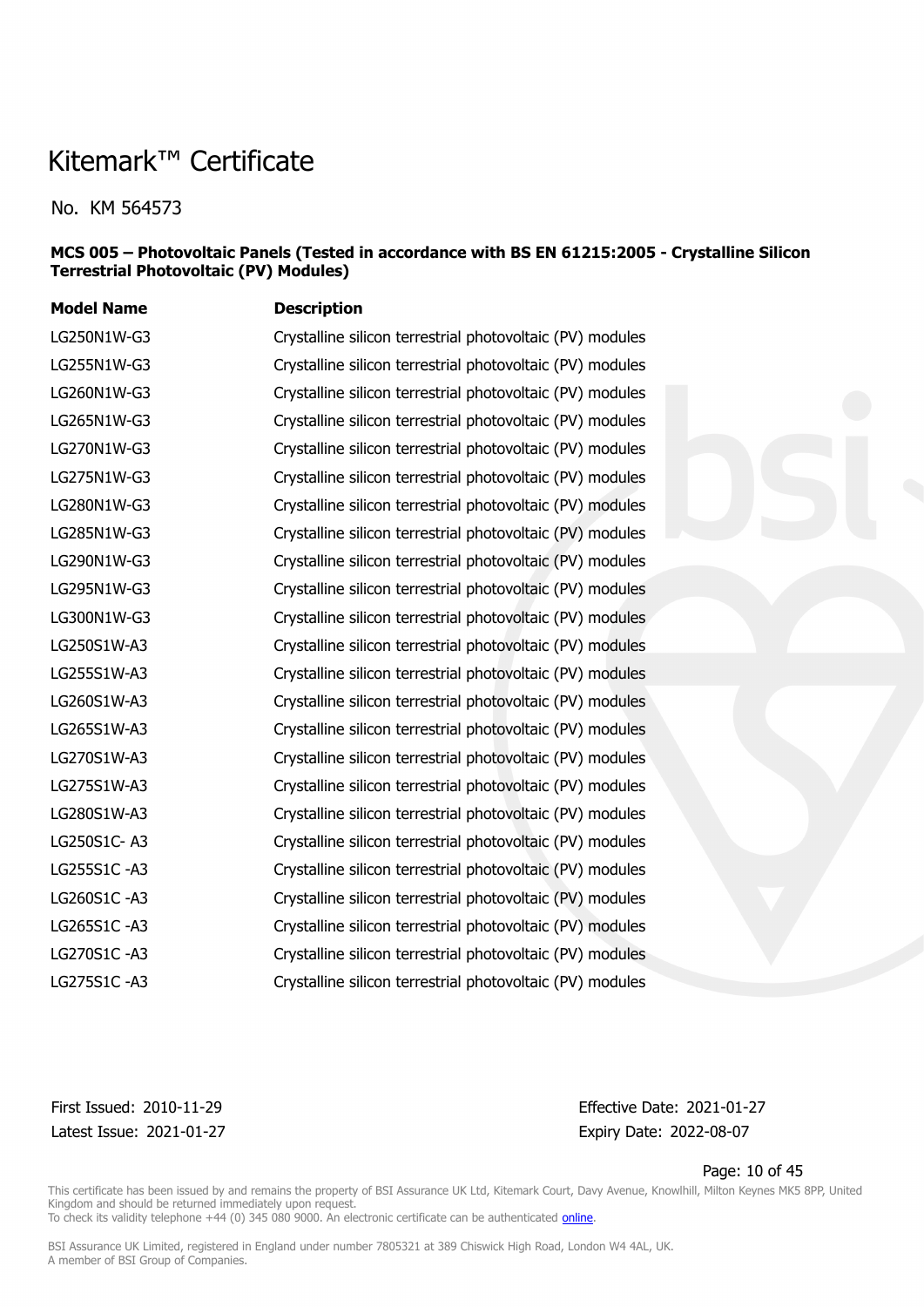# Kitemark™ Certificate

No. KM 564573

**MCS 005 – Photovoltaic Panels (Tested in accordance with BS EN 61215:2005 - Crystalline Silicon Terrestrial Photovoltaic (PV) Modules)**

| Model Name | Description |
|---|---|
| LG250N1W-G3 | Crystalline silicon terrestrial photovoltaic (PV) modules |
| LG255N1W-G3 | Crystalline silicon terrestrial photovoltaic (PV) modules |
| LG260N1W-G3 | Crystalline silicon terrestrial photovoltaic (PV) modules |
| LG265N1W-G3 | Crystalline silicon terrestrial photovoltaic (PV) modules |
| LG270N1W-G3 | Crystalline silicon terrestrial photovoltaic (PV) modules |
| LG275N1W-G3 | Crystalline silicon terrestrial photovoltaic (PV) modules |
| LG280N1W-G3 | Crystalline silicon terrestrial photovoltaic (PV) modules |
| LG285N1W-G3 | Crystalline silicon terrestrial photovoltaic (PV) modules |
| LG290N1W-G3 | Crystalline silicon terrestrial photovoltaic (PV) modules |
| LG295N1W-G3 | Crystalline silicon terrestrial photovoltaic (PV) modules |
| LG300N1W-G3 | Crystalline silicon terrestrial photovoltaic (PV) modules |
| LG250S1W-A3 | Crystalline silicon terrestrial photovoltaic (PV) modules |
| LG255S1W-A3 | Crystalline silicon terrestrial photovoltaic (PV) modules |
| LG260S1W-A3 | Crystalline silicon terrestrial photovoltaic (PV) modules |
| LG265S1W-A3 | Crystalline silicon terrestrial photovoltaic (PV) modules |
| LG270S1W-A3 | Crystalline silicon terrestrial photovoltaic (PV) modules |
| LG275S1W-A3 | Crystalline silicon terrestrial photovoltaic (PV) modules |
| LG280S1W-A3 | Crystalline silicon terrestrial photovoltaic (PV) modules |
| LG250S1C- A3 | Crystalline silicon terrestrial photovoltaic (PV) modules |
| LG255S1C -A3 | Crystalline silicon terrestrial photovoltaic (PV) modules |
| LG260S1C -A3 | Crystalline silicon terrestrial photovoltaic (PV) modules |
| LG265S1C -A3 | Crystalline silicon terrestrial photovoltaic (PV) modules |
| LG270S1C -A3 | Crystalline silicon terrestrial photovoltaic (PV) modules |
| LG275S1C -A3 | Crystalline silicon terrestrial photovoltaic (PV) modules |

First Issued: 2010-11-29
Latest Issue: 2021-01-27

Effective Date: 2021-01-27
Expiry Date: 2022-08-07

This certificate has been issued by and remains the property of BSI Assurance UK Ltd, Kitemark Court, Davy Avenue, Knowlhill, Milton Keynes MK5 8PP, United Kingdom and should be returned immediately upon request.
To check its validity telephone +44 (0) 345 080 9000. An electronic certificate can be authenticated online.

BSI Assurance UK Limited, registered in England under number 7805321 at 389 Chiswick High Road, London W4 4AL, UK.
A member of BSI Group of Companies.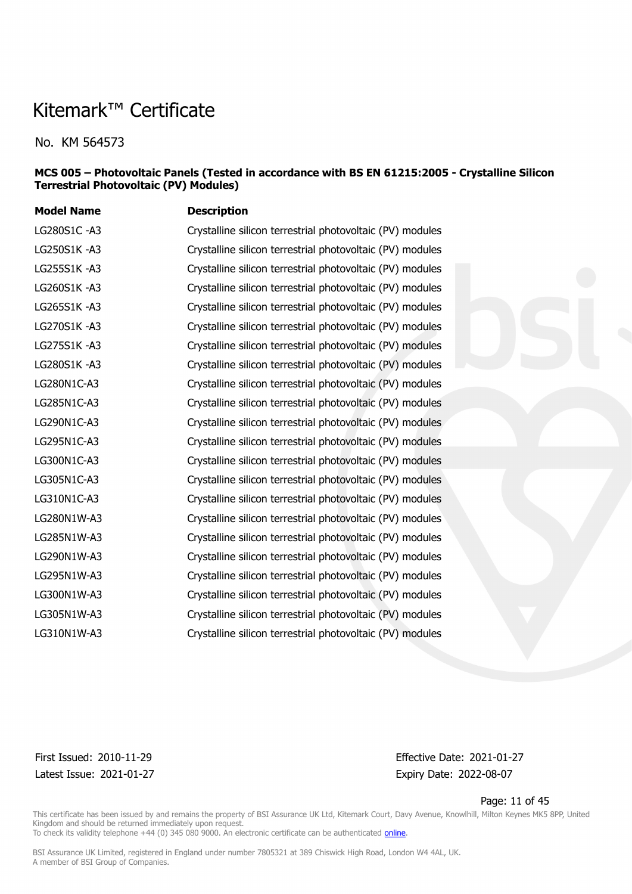# Kitemark™ Certificate

No. KM 564573

**MCS 005 – Photovoltaic Panels (Tested in accordance with BS EN 61215:2005 - Crystalline Silicon Terrestrial Photovoltaic (PV) Modules)**

| Model Name | Description |
|---|---|
| LG280S1C -A3 | Crystalline silicon terrestrial photovoltaic (PV) modules |
| LG250S1K -A3 | Crystalline silicon terrestrial photovoltaic (PV) modules |
| LG255S1K -A3 | Crystalline silicon terrestrial photovoltaic (PV) modules |
| LG260S1K -A3 | Crystalline silicon terrestrial photovoltaic (PV) modules |
| LG265S1K -A3 | Crystalline silicon terrestrial photovoltaic (PV) modules |
| LG270S1K -A3 | Crystalline silicon terrestrial photovoltaic (PV) modules |
| LG275S1K -A3 | Crystalline silicon terrestrial photovoltaic (PV) modules |
| LG280S1K -A3 | Crystalline silicon terrestrial photovoltaic (PV) modules |
| LG280N1C-A3 | Crystalline silicon terrestrial photovoltaic (PV) modules |
| LG285N1C-A3 | Crystalline silicon terrestrial photovoltaic (PV) modules |
| LG290N1C-A3 | Crystalline silicon terrestrial photovoltaic (PV) modules |
| LG295N1C-A3 | Crystalline silicon terrestrial photovoltaic (PV) modules |
| LG300N1C-A3 | Crystalline silicon terrestrial photovoltaic (PV) modules |
| LG305N1C-A3 | Crystalline silicon terrestrial photovoltaic (PV) modules |
| LG310N1C-A3 | Crystalline silicon terrestrial photovoltaic (PV) modules |
| LG280N1W-A3 | Crystalline silicon terrestrial photovoltaic (PV) modules |
| LG285N1W-A3 | Crystalline silicon terrestrial photovoltaic (PV) modules |
| LG290N1W-A3 | Crystalline silicon terrestrial photovoltaic (PV) modules |
| LG295N1W-A3 | Crystalline silicon terrestrial photovoltaic (PV) modules |
| LG300N1W-A3 | Crystalline silicon terrestrial photovoltaic (PV) modules |
| LG305N1W-A3 | Crystalline silicon terrestrial photovoltaic (PV) modules |
| LG310N1W-A3 | Crystalline silicon terrestrial photovoltaic (PV) modules |

First Issued: 2010-11-29
Latest Issue: 2021-01-27

Effective Date: 2021-01-27
Expiry Date: 2022-08-07

This certificate has been issued by and remains the property of BSI Assurance UK Ltd, Kitemark Court, Davy Avenue, Knowlhill, Milton Keynes MK5 8PP, United Kingdom and should be returned immediately upon request.
To check its validity telephone +44 (0) 345 080 9000. An electronic certificate can be authenticated online.

BSI Assurance UK Limited, registered in England under number 7805321 at 389 Chiswick High Road, London W4 4AL, UK.
A member of BSI Group of Companies.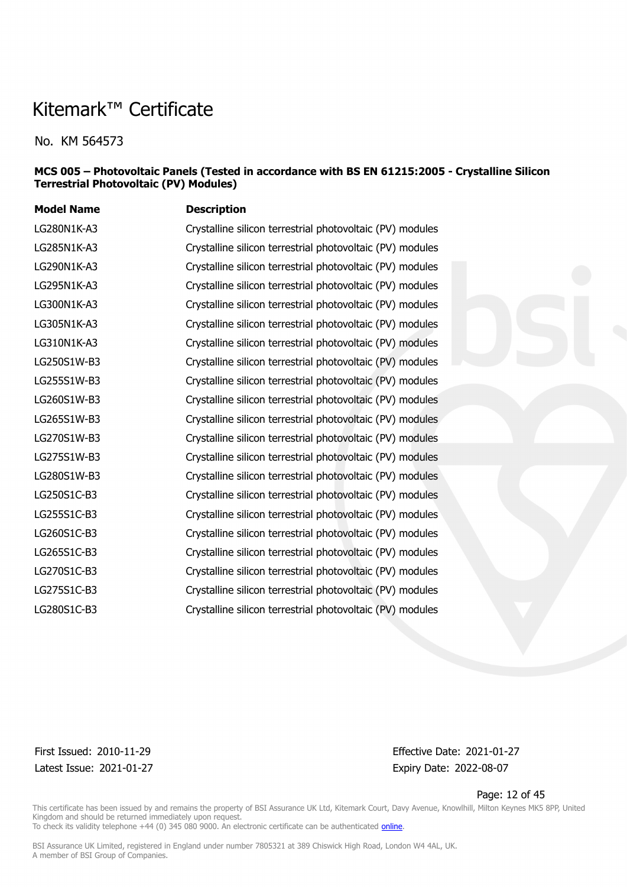# Kitemark™ Certificate

No. KM 564573

**MCS 005 – Photovoltaic Panels (Tested in accordance with BS EN 61215:2005 - Crystalline Silicon Terrestrial Photovoltaic (PV) Modules)**

| Model Name | Description |
|---|---|
| LG280N1K-A3 | Crystalline silicon terrestrial photovoltaic (PV) modules |
| LG285N1K-A3 | Crystalline silicon terrestrial photovoltaic (PV) modules |
| LG290N1K-A3 | Crystalline silicon terrestrial photovoltaic (PV) modules |
| LG295N1K-A3 | Crystalline silicon terrestrial photovoltaic (PV) modules |
| LG300N1K-A3 | Crystalline silicon terrestrial photovoltaic (PV) modules |
| LG305N1K-A3 | Crystalline silicon terrestrial photovoltaic (PV) modules |
| LG310N1K-A3 | Crystalline silicon terrestrial photovoltaic (PV) modules |
| LG250S1W-B3 | Crystalline silicon terrestrial photovoltaic (PV) modules |
| LG255S1W-B3 | Crystalline silicon terrestrial photovoltaic (PV) modules |
| LG260S1W-B3 | Crystalline silicon terrestrial photovoltaic (PV) modules |
| LG265S1W-B3 | Crystalline silicon terrestrial photovoltaic (PV) modules |
| LG270S1W-B3 | Crystalline silicon terrestrial photovoltaic (PV) modules |
| LG275S1W-B3 | Crystalline silicon terrestrial photovoltaic (PV) modules |
| LG280S1W-B3 | Crystalline silicon terrestrial photovoltaic (PV) modules |
| LG250S1C-B3 | Crystalline silicon terrestrial photovoltaic (PV) modules |
| LG255S1C-B3 | Crystalline silicon terrestrial photovoltaic (PV) modules |
| LG260S1C-B3 | Crystalline silicon terrestrial photovoltaic (PV) modules |
| LG265S1C-B3 | Crystalline silicon terrestrial photovoltaic (PV) modules |
| LG270S1C-B3 | Crystalline silicon terrestrial photovoltaic (PV) modules |
| LG275S1C-B3 | Crystalline silicon terrestrial photovoltaic (PV) modules |
| LG280S1C-B3 | Crystalline silicon terrestrial photovoltaic (PV) modules |

First Issued: 2010-11-29
Latest Issue: 2021-01-27

Effective Date: 2021-01-27
Expiry Date: 2022-08-07

This certificate has been issued by and remains the property of BSI Assurance UK Ltd, Kitemark Court, Davy Avenue, Knowlhill, Milton Keynes MK5 8PP, United Kingdom and should be returned immediately upon request.
To check its validity telephone +44 (0) 345 080 9000. An electronic certificate can be authenticated online.

BSI Assurance UK Limited, registered in England under number 7805321 at 389 Chiswick High Road, London W4 4AL, UK.
A member of BSI Group of Companies.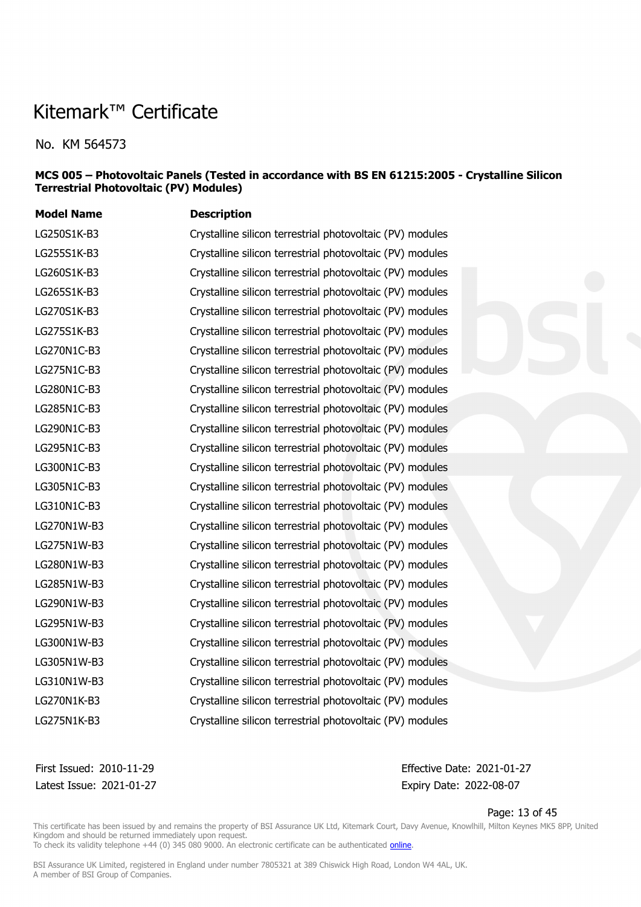# Kitemark™ Certificate

No. KM 564573

**MCS 005 – Photovoltaic Panels (Tested in accordance with BS EN 61215:2005 - Crystalline Silicon Terrestrial Photovoltaic (PV) Modules)**

| Model Name | Description |
|---|---|
| LG250S1K-B3 | Crystalline silicon terrestrial photovoltaic (PV) modules |
| LG255S1K-B3 | Crystalline silicon terrestrial photovoltaic (PV) modules |
| LG260S1K-B3 | Crystalline silicon terrestrial photovoltaic (PV) modules |
| LG265S1K-B3 | Crystalline silicon terrestrial photovoltaic (PV) modules |
| LG270S1K-B3 | Crystalline silicon terrestrial photovoltaic (PV) modules |
| LG275S1K-B3 | Crystalline silicon terrestrial photovoltaic (PV) modules |
| LG270N1C-B3 | Crystalline silicon terrestrial photovoltaic (PV) modules |
| LG275N1C-B3 | Crystalline silicon terrestrial photovoltaic (PV) modules |
| LG280N1C-B3 | Crystalline silicon terrestrial photovoltaic (PV) modules |
| LG285N1C-B3 | Crystalline silicon terrestrial photovoltaic (PV) modules |
| LG290N1C-B3 | Crystalline silicon terrestrial photovoltaic (PV) modules |
| LG295N1C-B3 | Crystalline silicon terrestrial photovoltaic (PV) modules |
| LG300N1C-B3 | Crystalline silicon terrestrial photovoltaic (PV) modules |
| LG305N1C-B3 | Crystalline silicon terrestrial photovoltaic (PV) modules |
| LG310N1C-B3 | Crystalline silicon terrestrial photovoltaic (PV) modules |
| LG270N1W-B3 | Crystalline silicon terrestrial photovoltaic (PV) modules |
| LG275N1W-B3 | Crystalline silicon terrestrial photovoltaic (PV) modules |
| LG280N1W-B3 | Crystalline silicon terrestrial photovoltaic (PV) modules |
| LG285N1W-B3 | Crystalline silicon terrestrial photovoltaic (PV) modules |
| LG290N1W-B3 | Crystalline silicon terrestrial photovoltaic (PV) modules |
| LG295N1W-B3 | Crystalline silicon terrestrial photovoltaic (PV) modules |
| LG300N1W-B3 | Crystalline silicon terrestrial photovoltaic (PV) modules |
| LG305N1W-B3 | Crystalline silicon terrestrial photovoltaic (PV) modules |
| LG310N1W-B3 | Crystalline silicon terrestrial photovoltaic (PV) modules |
| LG270N1K-B3 | Crystalline silicon terrestrial photovoltaic (PV) modules |
| LG275N1K-B3 | Crystalline silicon terrestrial photovoltaic (PV) modules |

First Issued: 2010-11-29
Latest Issue: 2021-01-27

Effective Date: 2021-01-27
Expiry Date: 2022-08-07

This certificate has been issued by and remains the property of BSI Assurance UK Ltd, Kitemark Court, Davy Avenue, Knowlhill, Milton Keynes MK5 8PP, United Kingdom and should be returned immediately upon request.
To check its validity telephone +44 (0) 345 080 9000. An electronic certificate can be authenticated online.

BSI Assurance UK Limited, registered in England under number 7805321 at 389 Chiswick High Road, London W4 4AL, UK.
A member of BSI Group of Companies.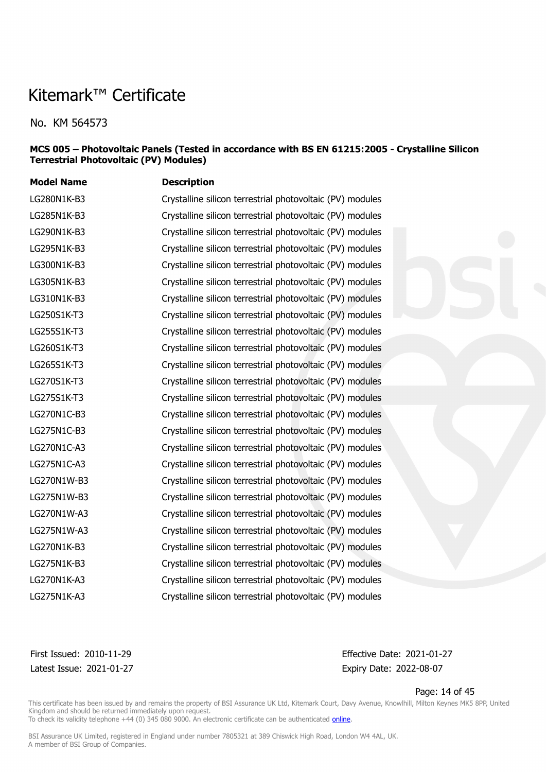# Kitemark™ Certificate

No. KM 564573

**MCS 005 – Photovoltaic Panels (Tested in accordance with BS EN 61215:2005 - Crystalline Silicon Terrestrial Photovoltaic (PV) Modules)**

| Model Name | Description |
|---|---|
| LG280N1K-B3 | Crystalline silicon terrestrial photovoltaic (PV) modules |
| LG285N1K-B3 | Crystalline silicon terrestrial photovoltaic (PV) modules |
| LG290N1K-B3 | Crystalline silicon terrestrial photovoltaic (PV) modules |
| LG295N1K-B3 | Crystalline silicon terrestrial photovoltaic (PV) modules |
| LG300N1K-B3 | Crystalline silicon terrestrial photovoltaic (PV) modules |
| LG305N1K-B3 | Crystalline silicon terrestrial photovoltaic (PV) modules |
| LG310N1K-B3 | Crystalline silicon terrestrial photovoltaic (PV) modules |
| LG250S1K-T3 | Crystalline silicon terrestrial photovoltaic (PV) modules |
| LG255S1K-T3 | Crystalline silicon terrestrial photovoltaic (PV) modules |
| LG260S1K-T3 | Crystalline silicon terrestrial photovoltaic (PV) modules |
| LG265S1K-T3 | Crystalline silicon terrestrial photovoltaic (PV) modules |
| LG270S1K-T3 | Crystalline silicon terrestrial photovoltaic (PV) modules |
| LG275S1K-T3 | Crystalline silicon terrestrial photovoltaic (PV) modules |
| LG270N1C-B3 | Crystalline silicon terrestrial photovoltaic (PV) modules |
| LG275N1C-B3 | Crystalline silicon terrestrial photovoltaic (PV) modules |
| LG270N1C-A3 | Crystalline silicon terrestrial photovoltaic (PV) modules |
| LG275N1C-A3 | Crystalline silicon terrestrial photovoltaic (PV) modules |
| LG270N1W-B3 | Crystalline silicon terrestrial photovoltaic (PV) modules |
| LG275N1W-B3 | Crystalline silicon terrestrial photovoltaic (PV) modules |
| LG270N1W-A3 | Crystalline silicon terrestrial photovoltaic (PV) modules |
| LG275N1W-A3 | Crystalline silicon terrestrial photovoltaic (PV) modules |
| LG270N1K-B3 | Crystalline silicon terrestrial photovoltaic (PV) modules |
| LG275N1K-B3 | Crystalline silicon terrestrial photovoltaic (PV) modules |
| LG270N1K-A3 | Crystalline silicon terrestrial photovoltaic (PV) modules |
| LG275N1K-A3 | Crystalline silicon terrestrial photovoltaic (PV) modules |

First Issued: 2010-11-29
Latest Issue: 2021-01-27

Effective Date: 2021-01-27
Expiry Date: 2022-08-07

This certificate has been issued by and remains the property of BSI Assurance UK Ltd, Kitemark Court, Davy Avenue, Knowlhill, Milton Keynes MK5 8PP, United Kingdom and should be returned immediately upon request.
To check its validity telephone +44 (0) 345 080 9000. An electronic certificate can be authenticated online.

BSI Assurance UK Limited, registered in England under number 7805321 at 389 Chiswick High Road, London W4 4AL, UK.
A member of BSI Group of Companies.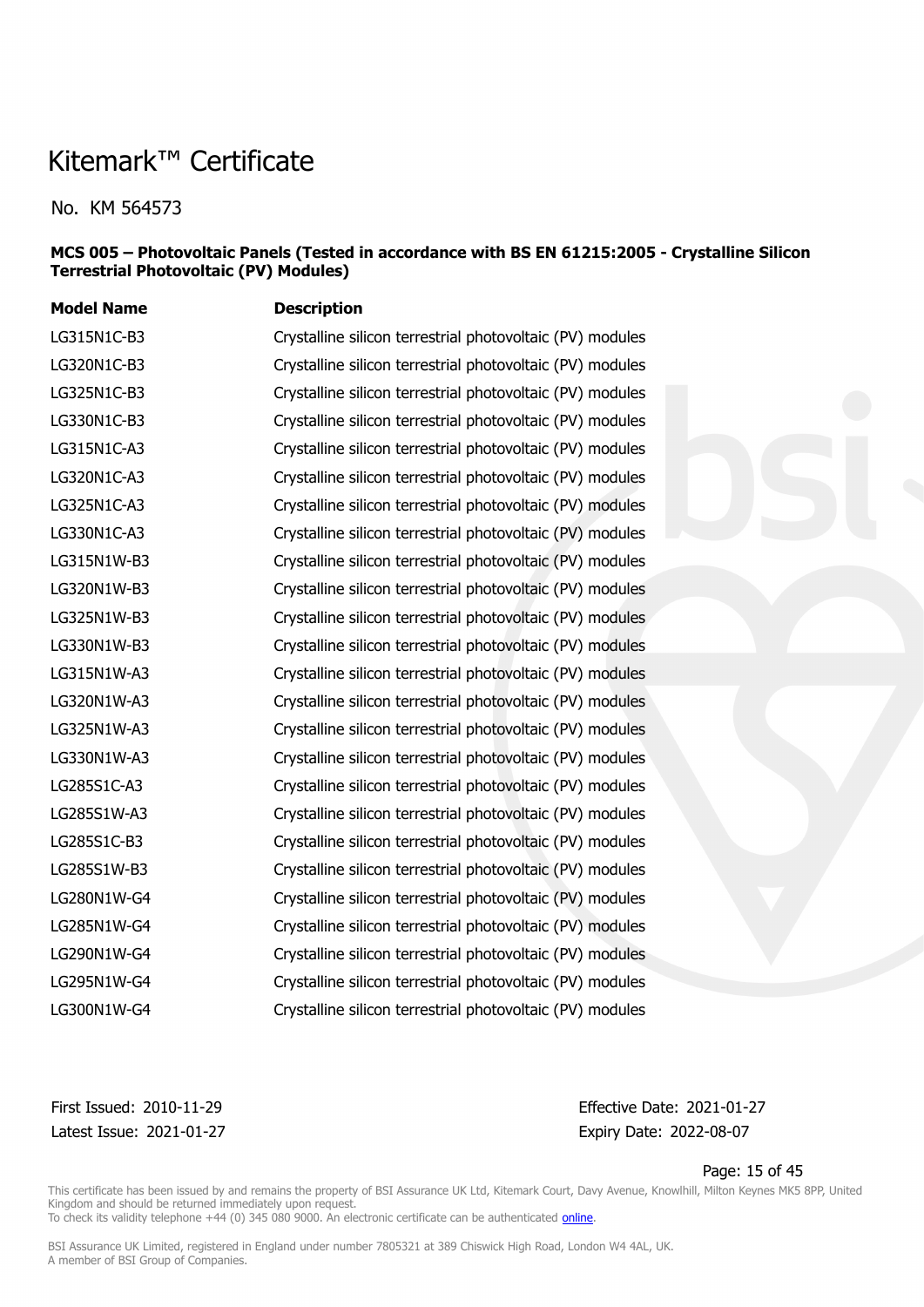# Kitemark™ Certificate

No. KM 564573

**MCS 005 – Photovoltaic Panels (Tested in accordance with BS EN 61215:2005 - Crystalline Silicon Terrestrial Photovoltaic (PV) Modules)**

| Model Name | Description |
|---|---|
| LG315N1C-B3 | Crystalline silicon terrestrial photovoltaic (PV) modules |
| LG320N1C-B3 | Crystalline silicon terrestrial photovoltaic (PV) modules |
| LG325N1C-B3 | Crystalline silicon terrestrial photovoltaic (PV) modules |
| LG330N1C-B3 | Crystalline silicon terrestrial photovoltaic (PV) modules |
| LG315N1C-A3 | Crystalline silicon terrestrial photovoltaic (PV) modules |
| LG320N1C-A3 | Crystalline silicon terrestrial photovoltaic (PV) modules |
| LG325N1C-A3 | Crystalline silicon terrestrial photovoltaic (PV) modules |
| LG330N1C-A3 | Crystalline silicon terrestrial photovoltaic (PV) modules |
| LG315N1W-B3 | Crystalline silicon terrestrial photovoltaic (PV) modules |
| LG320N1W-B3 | Crystalline silicon terrestrial photovoltaic (PV) modules |
| LG325N1W-B3 | Crystalline silicon terrestrial photovoltaic (PV) modules |
| LG330N1W-B3 | Crystalline silicon terrestrial photovoltaic (PV) modules |
| LG315N1W-A3 | Crystalline silicon terrestrial photovoltaic (PV) modules |
| LG320N1W-A3 | Crystalline silicon terrestrial photovoltaic (PV) modules |
| LG325N1W-A3 | Crystalline silicon terrestrial photovoltaic (PV) modules |
| LG330N1W-A3 | Crystalline silicon terrestrial photovoltaic (PV) modules |
| LG285S1C-A3 | Crystalline silicon terrestrial photovoltaic (PV) modules |
| LG285S1W-A3 | Crystalline silicon terrestrial photovoltaic (PV) modules |
| LG285S1C-B3 | Crystalline silicon terrestrial photovoltaic (PV) modules |
| LG285S1W-B3 | Crystalline silicon terrestrial photovoltaic (PV) modules |
| LG280N1W-G4 | Crystalline silicon terrestrial photovoltaic (PV) modules |
| LG285N1W-G4 | Crystalline silicon terrestrial photovoltaic (PV) modules |
| LG290N1W-G4 | Crystalline silicon terrestrial photovoltaic (PV) modules |
| LG295N1W-G4 | Crystalline silicon terrestrial photovoltaic (PV) modules |
| LG300N1W-G4 | Crystalline silicon terrestrial photovoltaic (PV) modules |

First Issued: 2010-11-29
Latest Issue: 2021-01-27

Effective Date: 2021-01-27
Expiry Date: 2022-08-07

This certificate has been issued by and remains the property of BSI Assurance UK Ltd, Kitemark Court, Davy Avenue, Knowlhill, Milton Keynes MK5 8PP, United Kingdom and should be returned immediately upon request.
To check its validity telephone +44 (0) 345 080 9000. An electronic certificate can be authenticated online.

BSI Assurance UK Limited, registered in England under number 7805321 at 389 Chiswick High Road, London W4 4AL, UK.
A member of BSI Group of Companies.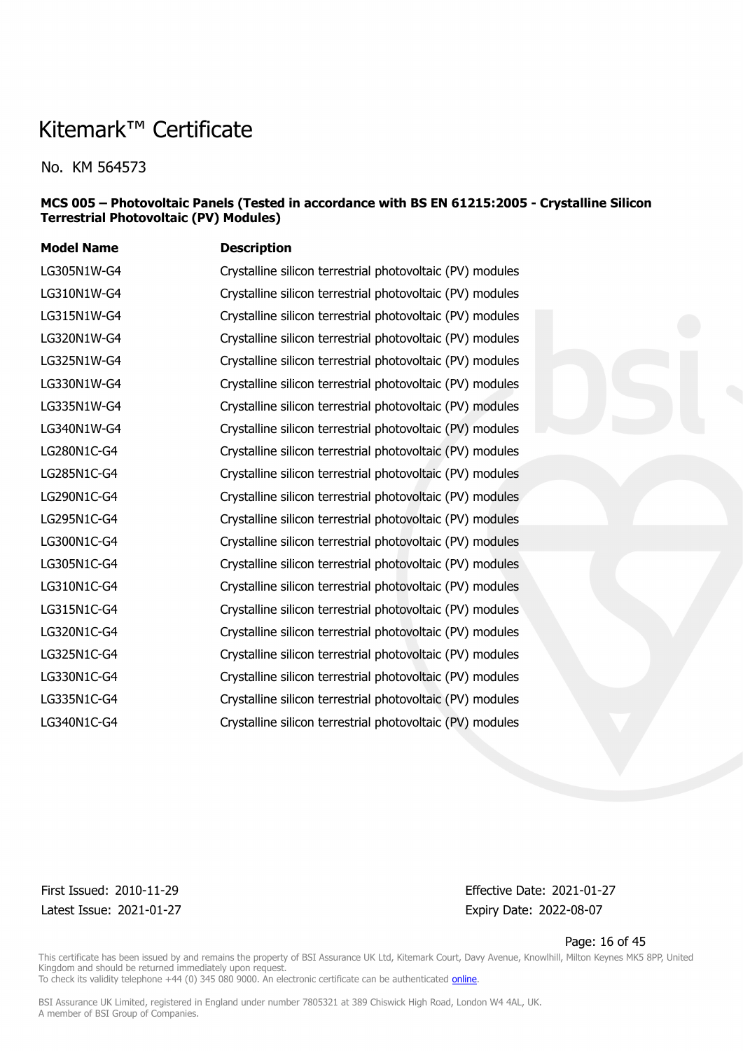# Kitemark™ Certificate

No. KM 564573

**MCS 005 – Photovoltaic Panels (Tested in accordance with BS EN 61215:2005 - Crystalline Silicon Terrestrial Photovoltaic (PV) Modules)**

| Model Name | Description |
|---|---|
| LG305N1W-G4 | Crystalline silicon terrestrial photovoltaic (PV) modules |
| LG310N1W-G4 | Crystalline silicon terrestrial photovoltaic (PV) modules |
| LG315N1W-G4 | Crystalline silicon terrestrial photovoltaic (PV) modules |
| LG320N1W-G4 | Crystalline silicon terrestrial photovoltaic (PV) modules |
| LG325N1W-G4 | Crystalline silicon terrestrial photovoltaic (PV) modules |
| LG330N1W-G4 | Crystalline silicon terrestrial photovoltaic (PV) modules |
| LG335N1W-G4 | Crystalline silicon terrestrial photovoltaic (PV) modules |
| LG340N1W-G4 | Crystalline silicon terrestrial photovoltaic (PV) modules |
| LG280N1C-G4 | Crystalline silicon terrestrial photovoltaic (PV) modules |
| LG285N1C-G4 | Crystalline silicon terrestrial photovoltaic (PV) modules |
| LG290N1C-G4 | Crystalline silicon terrestrial photovoltaic (PV) modules |
| LG295N1C-G4 | Crystalline silicon terrestrial photovoltaic (PV) modules |
| LG300N1C-G4 | Crystalline silicon terrestrial photovoltaic (PV) modules |
| LG305N1C-G4 | Crystalline silicon terrestrial photovoltaic (PV) modules |
| LG310N1C-G4 | Crystalline silicon terrestrial photovoltaic (PV) modules |
| LG315N1C-G4 | Crystalline silicon terrestrial photovoltaic (PV) modules |
| LG320N1C-G4 | Crystalline silicon terrestrial photovoltaic (PV) modules |
| LG325N1C-G4 | Crystalline silicon terrestrial photovoltaic (PV) modules |
| LG330N1C-G4 | Crystalline silicon terrestrial photovoltaic (PV) modules |
| LG335N1C-G4 | Crystalline silicon terrestrial photovoltaic (PV) modules |
| LG340N1C-G4 | Crystalline silicon terrestrial photovoltaic (PV) modules |

First Issued: 2010-11-29
Latest Issue: 2021-01-27

Effective Date: 2021-01-27
Expiry Date: 2022-08-07

This certificate has been issued by and remains the property of BSI Assurance UK Ltd, Kitemark Court, Davy Avenue, Knowlhill, Milton Keynes MK5 8PP, United Kingdom and should be returned immediately upon request.
To check its validity telephone +44 (0) 345 080 9000. An electronic certificate can be authenticated online.

BSI Assurance UK Limited, registered in England under number 7805321 at 389 Chiswick High Road, London W4 4AL, UK.
A member of BSI Group of Companies.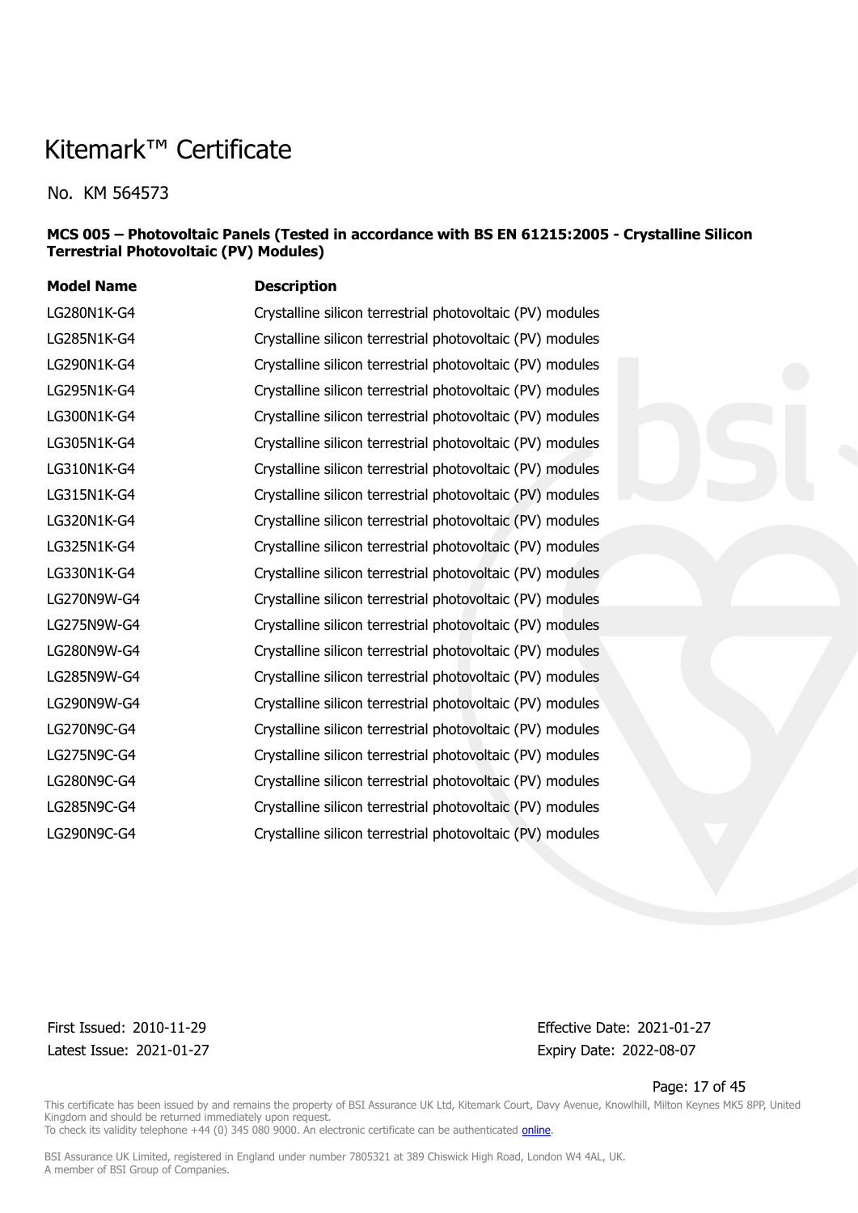# Kitemark™ Certificate

No. KM 564573

**MCS 005 – Photovoltaic Panels (Tested in accordance with BS EN 61215:2005 - Crystalline Silicon Terrestrial Photovoltaic (PV) Modules)**

| Model Name | Description |
|---|---|
| LG280N1K-G4 | Crystalline silicon terrestrial photovoltaic (PV) modules |
| LG285N1K-G4 | Crystalline silicon terrestrial photovoltaic (PV) modules |
| LG290N1K-G4 | Crystalline silicon terrestrial photovoltaic (PV) modules |
| LG295N1K-G4 | Crystalline silicon terrestrial photovoltaic (PV) modules |
| LG300N1K-G4 | Crystalline silicon terrestrial photovoltaic (PV) modules |
| LG305N1K-G4 | Crystalline silicon terrestrial photovoltaic (PV) modules |
| LG310N1K-G4 | Crystalline silicon terrestrial photovoltaic (PV) modules |
| LG315N1K-G4 | Crystalline silicon terrestrial photovoltaic (PV) modules |
| LG320N1K-G4 | Crystalline silicon terrestrial photovoltaic (PV) modules |
| LG325N1K-G4 | Crystalline silicon terrestrial photovoltaic (PV) modules |
| LG330N1K-G4 | Crystalline silicon terrestrial photovoltaic (PV) modules |
| LG270N9W-G4 | Crystalline silicon terrestrial photovoltaic (PV) modules |
| LG275N9W-G4 | Crystalline silicon terrestrial photovoltaic (PV) modules |
| LG280N9W-G4 | Crystalline silicon terrestrial photovoltaic (PV) modules |
| LG285N9W-G4 | Crystalline silicon terrestrial photovoltaic (PV) modules |
| LG290N9W-G4 | Crystalline silicon terrestrial photovoltaic (PV) modules |
| LG270N9C-G4 | Crystalline silicon terrestrial photovoltaic (PV) modules |
| LG275N9C-G4 | Crystalline silicon terrestrial photovoltaic (PV) modules |
| LG280N9C-G4 | Crystalline silicon terrestrial photovoltaic (PV) modules |
| LG285N9C-G4 | Crystalline silicon terrestrial photovoltaic (PV) modules |
| LG290N9C-G4 | Crystalline silicon terrestrial photovoltaic (PV) modules |

First Issued: 2010-11-29
Latest Issue: 2021-01-27

Effective Date: 2021-01-27
Expiry Date: 2022-08-07

This certificate has been issued by and remains the property of BSI Assurance UK Ltd, Kitemark Court, Davy Avenue, Knowlhill, Milton Keynes MK5 8PP, United Kingdom and should be returned immediately upon request.
To check its validity telephone +44 (0) 345 080 9000. An electronic certificate can be authenticated online.

BSI Assurance UK Limited, registered in England under number 7805321 at 389 Chiswick High Road, London W4 4AL, UK.
A member of BSI Group of Companies.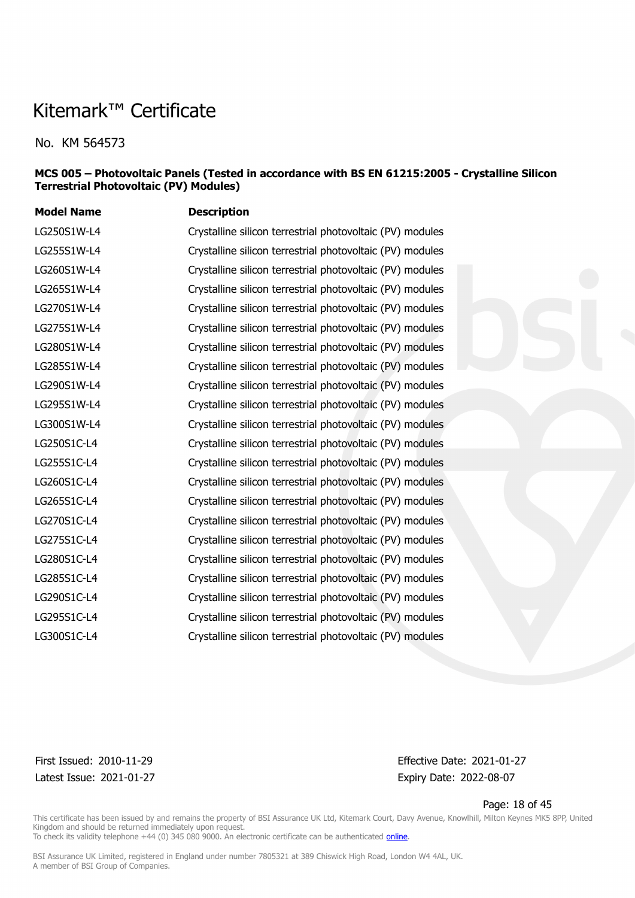# Kitemark™ Certificate

No. KM 564573

**MCS 005 – Photovoltaic Panels (Tested in accordance with BS EN 61215:2005 - Crystalline Silicon Terrestrial Photovoltaic (PV) Modules)**

| Model Name | Description |
| --- | --- |
| LG250S1W-L4 | Crystalline silicon terrestrial photovoltaic (PV) modules |
| LG255S1W-L4 | Crystalline silicon terrestrial photovoltaic (PV) modules |
| LG260S1W-L4 | Crystalline silicon terrestrial photovoltaic (PV) modules |
| LG265S1W-L4 | Crystalline silicon terrestrial photovoltaic (PV) modules |
| LG270S1W-L4 | Crystalline silicon terrestrial photovoltaic (PV) modules |
| LG275S1W-L4 | Crystalline silicon terrestrial photovoltaic (PV) modules |
| LG280S1W-L4 | Crystalline silicon terrestrial photovoltaic (PV) modules |
| LG285S1W-L4 | Crystalline silicon terrestrial photovoltaic (PV) modules |
| LG290S1W-L4 | Crystalline silicon terrestrial photovoltaic (PV) modules |
| LG295S1W-L4 | Crystalline silicon terrestrial photovoltaic (PV) modules |
| LG300S1W-L4 | Crystalline silicon terrestrial photovoltaic (PV) modules |
| LG250S1C-L4 | Crystalline silicon terrestrial photovoltaic (PV) modules |
| LG255S1C-L4 | Crystalline silicon terrestrial photovoltaic (PV) modules |
| LG260S1C-L4 | Crystalline silicon terrestrial photovoltaic (PV) modules |
| LG265S1C-L4 | Crystalline silicon terrestrial photovoltaic (PV) modules |
| LG270S1C-L4 | Crystalline silicon terrestrial photovoltaic (PV) modules |
| LG275S1C-L4 | Crystalline silicon terrestrial photovoltaic (PV) modules |
| LG280S1C-L4 | Crystalline silicon terrestrial photovoltaic (PV) modules |
| LG285S1C-L4 | Crystalline silicon terrestrial photovoltaic (PV) modules |
| LG290S1C-L4 | Crystalline silicon terrestrial photovoltaic (PV) modules |
| LG295S1C-L4 | Crystalline silicon terrestrial photovoltaic (PV) modules |
| LG300S1C-L4 | Crystalline silicon terrestrial photovoltaic (PV) modules |

First Issued: 2010-11-29
Latest Issue: 2021-01-27

Effective Date: 2021-01-27
Expiry Date: 2022-08-07

This certificate has been issued by and remains the property of BSI Assurance UK Ltd, Kitemark Court, Davy Avenue, Knowlhill, Milton Keynes MK5 8PP, United Kingdom and should be returned immediately upon request.
To check its validity telephone +44 (0) 345 080 9000. An electronic certificate can be authenticated online.

BSI Assurance UK Limited, registered in England under number 7805321 at 389 Chiswick High Road, London W4 4AL, UK.
A member of BSI Group of Companies.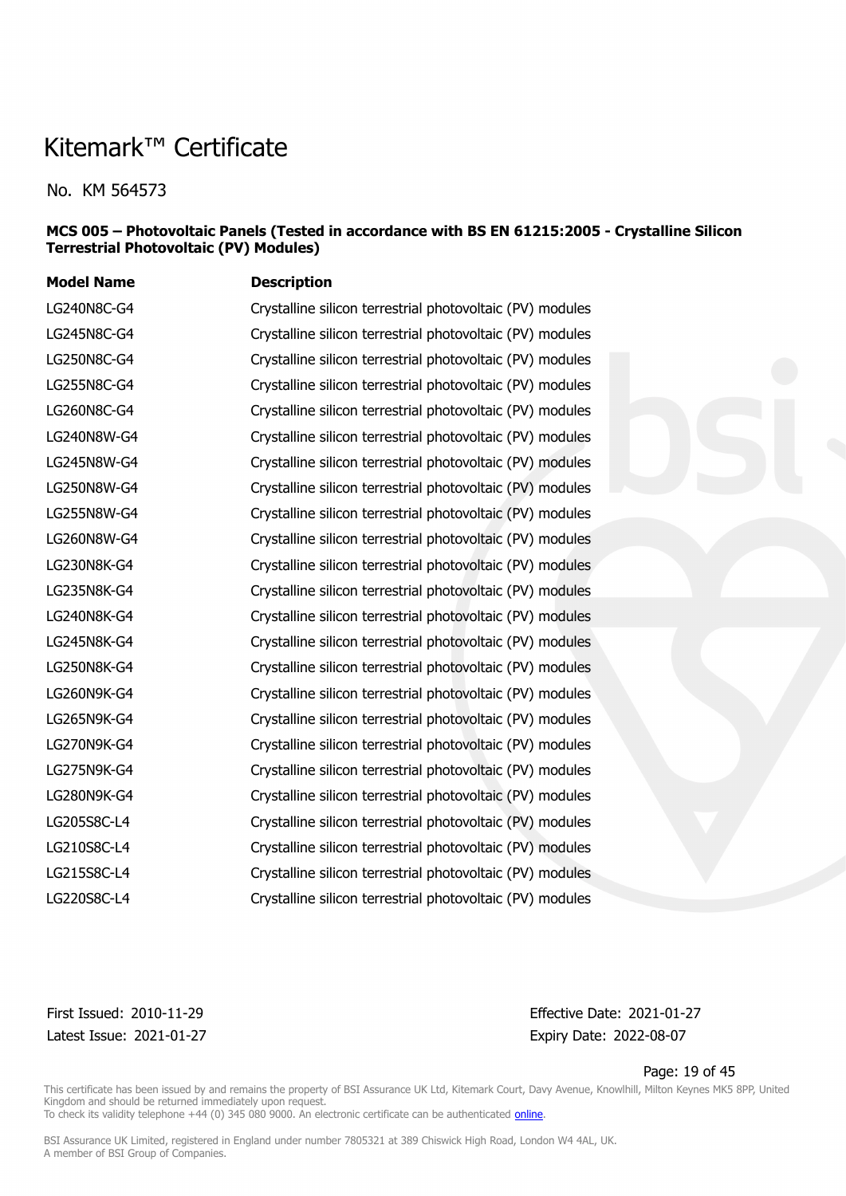# Kitemark™ Certificate

No. KM 564573

**MCS 005 – Photovoltaic Panels (Tested in accordance with BS EN 61215:2005 - Crystalline Silicon Terrestrial Photovoltaic (PV) Modules)**

| Model Name | Description |
| --- | --- |
| LG240N8C-G4 | Crystalline silicon terrestrial photovoltaic (PV) modules |
| LG245N8C-G4 | Crystalline silicon terrestrial photovoltaic (PV) modules |
| LG250N8C-G4 | Crystalline silicon terrestrial photovoltaic (PV) modules |
| LG255N8C-G4 | Crystalline silicon terrestrial photovoltaic (PV) modules |
| LG260N8C-G4 | Crystalline silicon terrestrial photovoltaic (PV) modules |
| LG240N8W-G4 | Crystalline silicon terrestrial photovoltaic (PV) modules |
| LG245N8W-G4 | Crystalline silicon terrestrial photovoltaic (PV) modules |
| LG250N8W-G4 | Crystalline silicon terrestrial photovoltaic (PV) modules |
| LG255N8W-G4 | Crystalline silicon terrestrial photovoltaic (PV) modules |
| LG260N8W-G4 | Crystalline silicon terrestrial photovoltaic (PV) modules |
| LG230N8K-G4 | Crystalline silicon terrestrial photovoltaic (PV) modules |
| LG235N8K-G4 | Crystalline silicon terrestrial photovoltaic (PV) modules |
| LG240N8K-G4 | Crystalline silicon terrestrial photovoltaic (PV) modules |
| LG245N8K-G4 | Crystalline silicon terrestrial photovoltaic (PV) modules |
| LG250N8K-G4 | Crystalline silicon terrestrial photovoltaic (PV) modules |
| LG260N9K-G4 | Crystalline silicon terrestrial photovoltaic (PV) modules |
| LG265N9K-G4 | Crystalline silicon terrestrial photovoltaic (PV) modules |
| LG270N9K-G4 | Crystalline silicon terrestrial photovoltaic (PV) modules |
| LG275N9K-G4 | Crystalline silicon terrestrial photovoltaic (PV) modules |
| LG280N9K-G4 | Crystalline silicon terrestrial photovoltaic (PV) modules |
| LG205S8C-L4 | Crystalline silicon terrestrial photovoltaic (PV) modules |
| LG210S8C-L4 | Crystalline silicon terrestrial photovoltaic (PV) modules |
| LG215S8C-L4 | Crystalline silicon terrestrial photovoltaic (PV) modules |
| LG220S8C-L4 | Crystalline silicon terrestrial photovoltaic (PV) modules |

First Issued: 2010-11-29
Latest Issue: 2021-01-27

Effective Date: 2021-01-27
Expiry Date: 2022-08-07

This certificate has been issued by and remains the property of BSI Assurance UK Ltd, Kitemark Court, Davy Avenue, Knowlhill, Milton Keynes MK5 8PP, United Kingdom and should be returned immediately upon request.
To check its validity telephone +44 (0) 345 080 9000. An electronic certificate can be authenticated online.

BSI Assurance UK Limited, registered in England under number 7805321 at 389 Chiswick High Road, London W4 4AL, UK.
A member of BSI Group of Companies.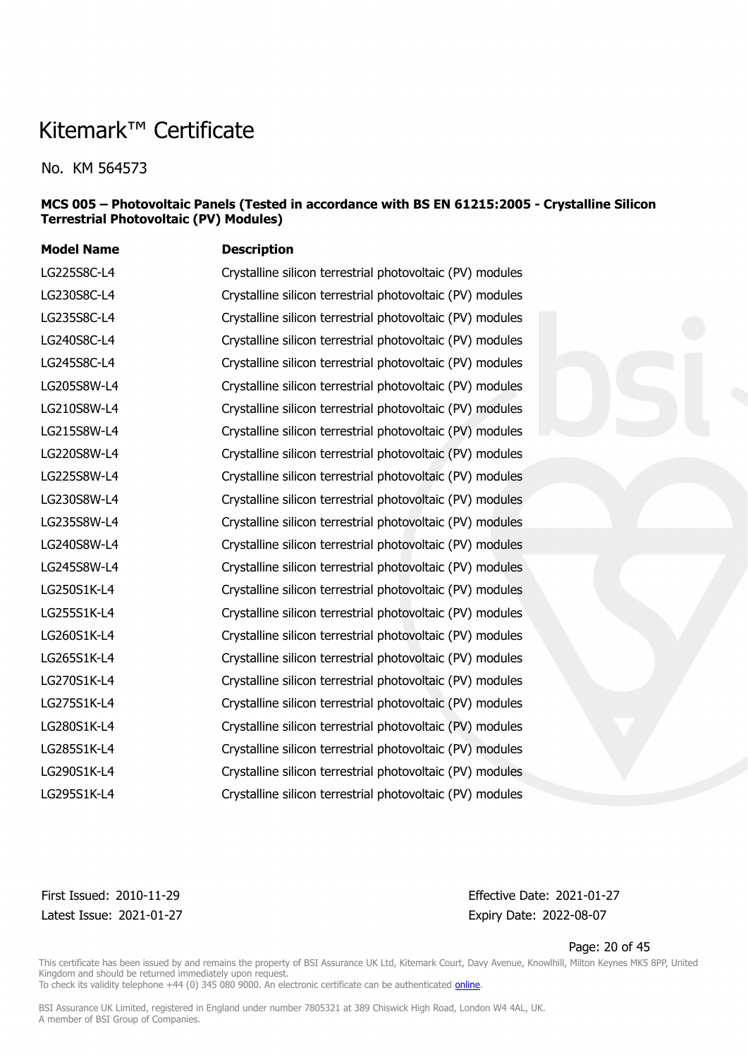# Kitemark™ Certificate

No. KM 564573

**MCS 005 – Photovoltaic Panels (Tested in accordance with BS EN 61215:2005 - Crystalline Silicon Terrestrial Photovoltaic (PV) Modules)**

| Model Name | Description |
|---|---|
| LG225S8C-L4 | Crystalline silicon terrestrial photovoltaic (PV) modules |
| LG230S8C-L4 | Crystalline silicon terrestrial photovoltaic (PV) modules |
| LG235S8C-L4 | Crystalline silicon terrestrial photovoltaic (PV) modules |
| LG240S8C-L4 | Crystalline silicon terrestrial photovoltaic (PV) modules |
| LG245S8C-L4 | Crystalline silicon terrestrial photovoltaic (PV) modules |
| LG205S8W-L4 | Crystalline silicon terrestrial photovoltaic (PV) modules |
| LG210S8W-L4 | Crystalline silicon terrestrial photovoltaic (PV) modules |
| LG215S8W-L4 | Crystalline silicon terrestrial photovoltaic (PV) modules |
| LG220S8W-L4 | Crystalline silicon terrestrial photovoltaic (PV) modules |
| LG225S8W-L4 | Crystalline silicon terrestrial photovoltaic (PV) modules |
| LG230S8W-L4 | Crystalline silicon terrestrial photovoltaic (PV) modules |
| LG235S8W-L4 | Crystalline silicon terrestrial photovoltaic (PV) modules |
| LG240S8W-L4 | Crystalline silicon terrestrial photovoltaic (PV) modules |
| LG245S8W-L4 | Crystalline silicon terrestrial photovoltaic (PV) modules |
| LG250S1K-L4 | Crystalline silicon terrestrial photovoltaic (PV) modules |
| LG255S1K-L4 | Crystalline silicon terrestrial photovoltaic (PV) modules |
| LG260S1K-L4 | Crystalline silicon terrestrial photovoltaic (PV) modules |
| LG265S1K-L4 | Crystalline silicon terrestrial photovoltaic (PV) modules |
| LG270S1K-L4 | Crystalline silicon terrestrial photovoltaic (PV) modules |
| LG275S1K-L4 | Crystalline silicon terrestrial photovoltaic (PV) modules |
| LG280S1K-L4 | Crystalline silicon terrestrial photovoltaic (PV) modules |
| LG285S1K-L4 | Crystalline silicon terrestrial photovoltaic (PV) modules |
| LG290S1K-L4 | Crystalline silicon terrestrial photovoltaic (PV) modules |
| LG295S1K-L4 | Crystalline silicon terrestrial photovoltaic (PV) modules |

First Issued: 2010-11-29
Latest Issue: 2021-01-27

Effective Date: 2021-01-27
Expiry Date: 2022-08-07

This certificate has been issued by and remains the property of BSI Assurance UK Ltd, Kitemark Court, Davy Avenue, Knowlhill, Milton Keynes MK5 8PP, United Kingdom and should be returned immediately upon request.
To check its validity telephone +44 (0) 345 080 9000. An electronic certificate can be authenticated online.

BSI Assurance UK Limited, registered in England under number 7805321 at 389 Chiswick High Road, London W4 4AL, UK.
A member of BSI Group of Companies.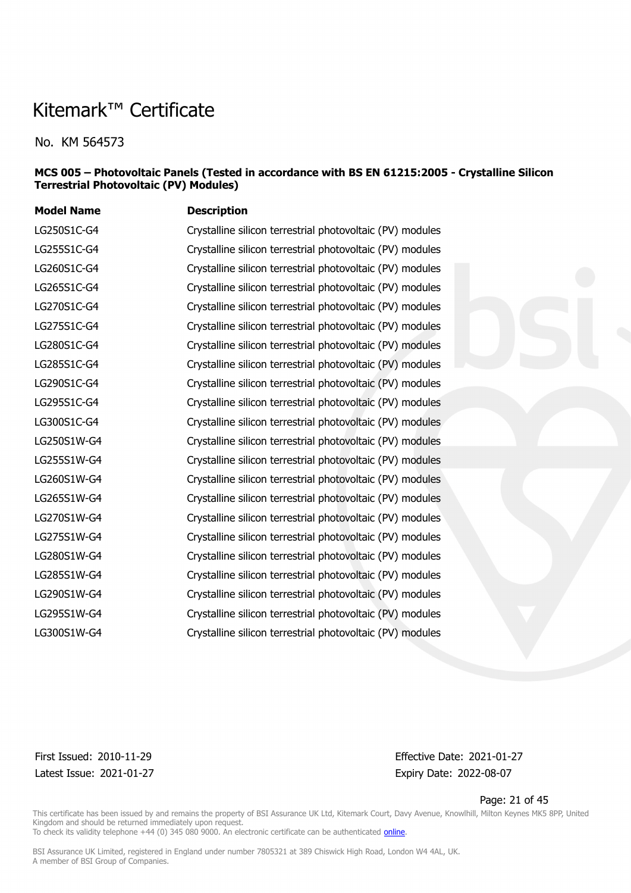# Kitemark™ Certificate

No. KM 564573

**MCS 005 – Photovoltaic Panels (Tested in accordance with BS EN 61215:2005 - Crystalline Silicon Terrestrial Photovoltaic (PV) Modules)**

| Model Name | Description |
|---|---|
| LG250S1C-G4 | Crystalline silicon terrestrial photovoltaic (PV) modules |
| LG255S1C-G4 | Crystalline silicon terrestrial photovoltaic (PV) modules |
| LG260S1C-G4 | Crystalline silicon terrestrial photovoltaic (PV) modules |
| LG265S1C-G4 | Crystalline silicon terrestrial photovoltaic (PV) modules |
| LG270S1C-G4 | Crystalline silicon terrestrial photovoltaic (PV) modules |
| LG275S1C-G4 | Crystalline silicon terrestrial photovoltaic (PV) modules |
| LG280S1C-G4 | Crystalline silicon terrestrial photovoltaic (PV) modules |
| LG285S1C-G4 | Crystalline silicon terrestrial photovoltaic (PV) modules |
| LG290S1C-G4 | Crystalline silicon terrestrial photovoltaic (PV) modules |
| LG295S1C-G4 | Crystalline silicon terrestrial photovoltaic (PV) modules |
| LG300S1C-G4 | Crystalline silicon terrestrial photovoltaic (PV) modules |
| LG250S1W-G4 | Crystalline silicon terrestrial photovoltaic (PV) modules |
| LG255S1W-G4 | Crystalline silicon terrestrial photovoltaic (PV) modules |
| LG260S1W-G4 | Crystalline silicon terrestrial photovoltaic (PV) modules |
| LG265S1W-G4 | Crystalline silicon terrestrial photovoltaic (PV) modules |
| LG270S1W-G4 | Crystalline silicon terrestrial photovoltaic (PV) modules |
| LG275S1W-G4 | Crystalline silicon terrestrial photovoltaic (PV) modules |
| LG280S1W-G4 | Crystalline silicon terrestrial photovoltaic (PV) modules |
| LG285S1W-G4 | Crystalline silicon terrestrial photovoltaic (PV) modules |
| LG290S1W-G4 | Crystalline silicon terrestrial photovoltaic (PV) modules |
| LG295S1W-G4 | Crystalline silicon terrestrial photovoltaic (PV) modules |
| LG300S1W-G4 | Crystalline silicon terrestrial photovoltaic (PV) modules |

First Issued: 2010-11-29
Latest Issue: 2021-01-27

Effective Date: 2021-01-27
Expiry Date: 2022-08-07

This certificate has been issued by and remains the property of BSI Assurance UK Ltd, Kitemark Court, Davy Avenue, Knowlhill, Milton Keynes MK5 8PP, United Kingdom and should be returned immediately upon request.
To check its validity telephone +44 (0) 345 080 9000. An electronic certificate can be authenticated online.

BSI Assurance UK Limited, registered in England under number 7805321 at 389 Chiswick High Road, London W4 4AL, UK.
A member of BSI Group of Companies.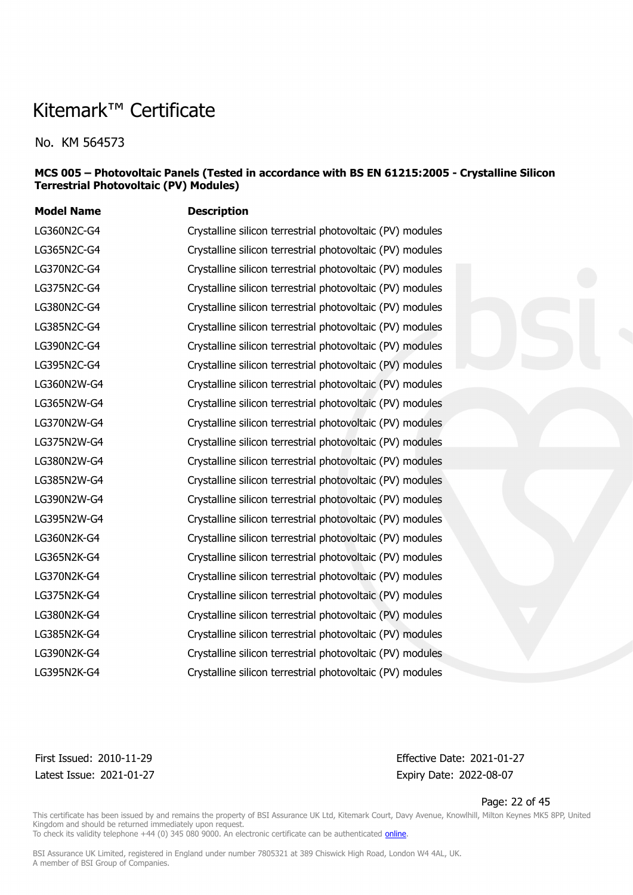# Kitemark™ Certificate

No. KM 564573

**MCS 005 – Photovoltaic Panels (Tested in accordance with BS EN 61215:2005 - Crystalline Silicon Terrestrial Photovoltaic (PV) Modules)**

| Model Name | Description |
|---|---|
| LG360N2C-G4 | Crystalline silicon terrestrial photovoltaic (PV) modules |
| LG365N2C-G4 | Crystalline silicon terrestrial photovoltaic (PV) modules |
| LG370N2C-G4 | Crystalline silicon terrestrial photovoltaic (PV) modules |
| LG375N2C-G4 | Crystalline silicon terrestrial photovoltaic (PV) modules |
| LG380N2C-G4 | Crystalline silicon terrestrial photovoltaic (PV) modules |
| LG385N2C-G4 | Crystalline silicon terrestrial photovoltaic (PV) modules |
| LG390N2C-G4 | Crystalline silicon terrestrial photovoltaic (PV) modules |
| LG395N2C-G4 | Crystalline silicon terrestrial photovoltaic (PV) modules |
| LG360N2W-G4 | Crystalline silicon terrestrial photovoltaic (PV) modules |
| LG365N2W-G4 | Crystalline silicon terrestrial photovoltaic (PV) modules |
| LG370N2W-G4 | Crystalline silicon terrestrial photovoltaic (PV) modules |
| LG375N2W-G4 | Crystalline silicon terrestrial photovoltaic (PV) modules |
| LG380N2W-G4 | Crystalline silicon terrestrial photovoltaic (PV) modules |
| LG385N2W-G4 | Crystalline silicon terrestrial photovoltaic (PV) modules |
| LG390N2W-G4 | Crystalline silicon terrestrial photovoltaic (PV) modules |
| LG395N2W-G4 | Crystalline silicon terrestrial photovoltaic (PV) modules |
| LG360N2K-G4 | Crystalline silicon terrestrial photovoltaic (PV) modules |
| LG365N2K-G4 | Crystalline silicon terrestrial photovoltaic (PV) modules |
| LG370N2K-G4 | Crystalline silicon terrestrial photovoltaic (PV) modules |
| LG375N2K-G4 | Crystalline silicon terrestrial photovoltaic (PV) modules |
| LG380N2K-G4 | Crystalline silicon terrestrial photovoltaic (PV) modules |
| LG385N2K-G4 | Crystalline silicon terrestrial photovoltaic (PV) modules |
| LG390N2K-G4 | Crystalline silicon terrestrial photovoltaic (PV) modules |
| LG395N2K-G4 | Crystalline silicon terrestrial photovoltaic (PV) modules |

First Issued: 2010-11-29
Latest Issue: 2021-01-27

Effective Date: 2021-01-27
Expiry Date: 2022-08-07

This certificate has been issued by and remains the property of BSI Assurance UK Ltd, Kitemark Court, Davy Avenue, Knowlhill, Milton Keynes MK5 8PP, United Kingdom and should be returned immediately upon request.
To check its validity telephone +44 (0) 345 080 9000. An electronic certificate can be authenticated online.

BSI Assurance UK Limited, registered in England under number 7805321 at 389 Chiswick High Road, London W4 4AL, UK.
A member of BSI Group of Companies.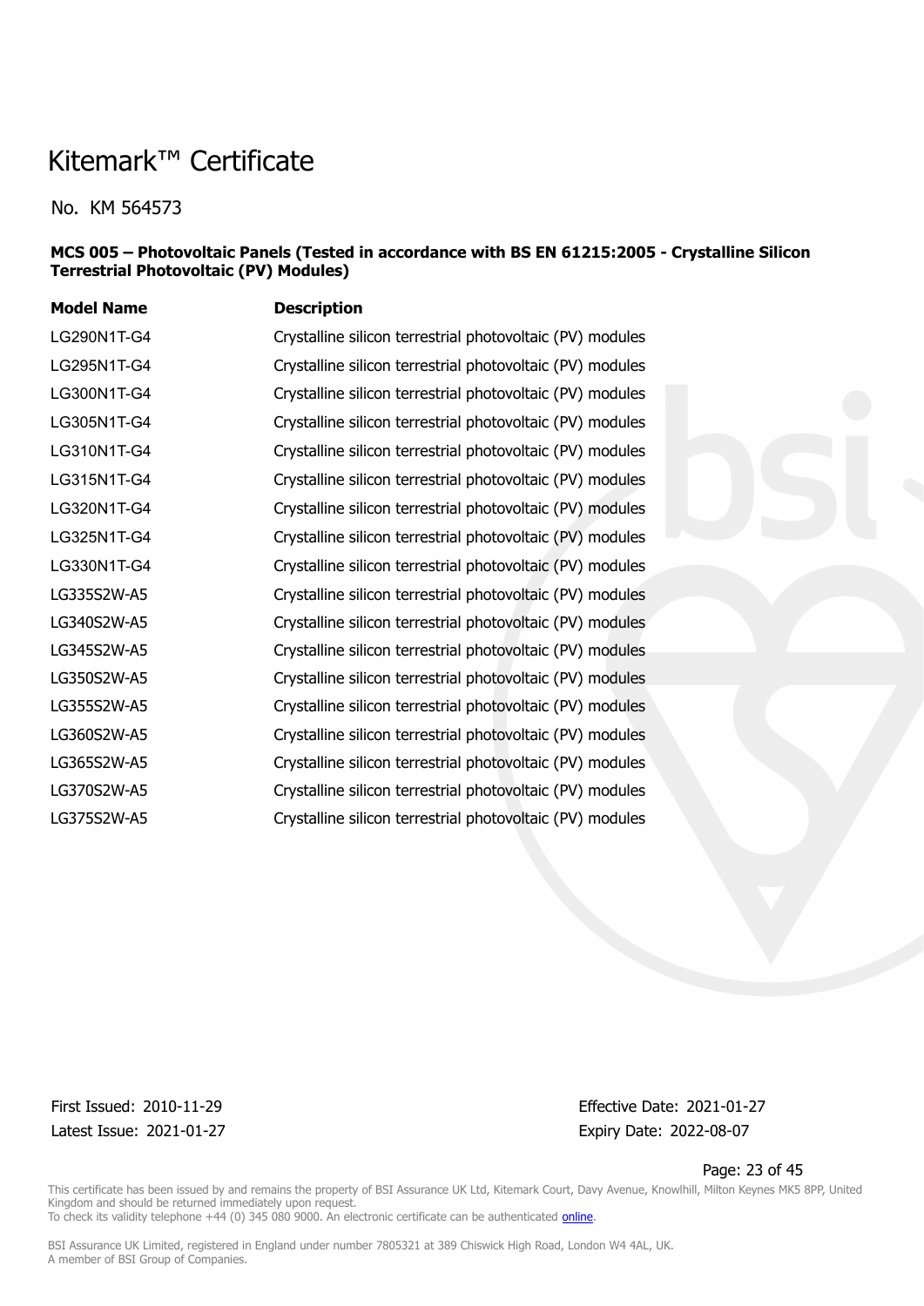# Kitemark™ Certificate

No. KM 564573

**MCS 005 – Photovoltaic Panels (Tested in accordance with BS EN 61215:2005 - Crystalline Silicon Terrestrial Photovoltaic (PV) Modules)**

| Model Name | Description |
|---|---|
| LG290N1T-G4 | Crystalline silicon terrestrial photovoltaic (PV) modules |
| LG295N1T-G4 | Crystalline silicon terrestrial photovoltaic (PV) modules |
| LG300N1T-G4 | Crystalline silicon terrestrial photovoltaic (PV) modules |
| LG305N1T-G4 | Crystalline silicon terrestrial photovoltaic (PV) modules |
| LG310N1T-G4 | Crystalline silicon terrestrial photovoltaic (PV) modules |
| LG315N1T-G4 | Crystalline silicon terrestrial photovoltaic (PV) modules |
| LG320N1T-G4 | Crystalline silicon terrestrial photovoltaic (PV) modules |
| LG325N1T-G4 | Crystalline silicon terrestrial photovoltaic (PV) modules |
| LG330N1T-G4 | Crystalline silicon terrestrial photovoltaic (PV) modules |
| LG335S2W-A5 | Crystalline silicon terrestrial photovoltaic (PV) modules |
| LG340S2W-A5 | Crystalline silicon terrestrial photovoltaic (PV) modules |
| LG345S2W-A5 | Crystalline silicon terrestrial photovoltaic (PV) modules |
| LG350S2W-A5 | Crystalline silicon terrestrial photovoltaic (PV) modules |
| LG355S2W-A5 | Crystalline silicon terrestrial photovoltaic (PV) modules |
| LG360S2W-A5 | Crystalline silicon terrestrial photovoltaic (PV) modules |
| LG365S2W-A5 | Crystalline silicon terrestrial photovoltaic (PV) modules |
| LG370S2W-A5 | Crystalline silicon terrestrial photovoltaic (PV) modules |
| LG375S2W-A5 | Crystalline silicon terrestrial photovoltaic (PV) modules |

First Issued: 2010-11-29
Latest Issue: 2021-01-27

Effective Date: 2021-01-27
Expiry Date: 2022-08-07

This certificate has been issued by and remains the property of BSI Assurance UK Ltd, Kitemark Court, Davy Avenue, Knowlhill, Milton Keynes MK5 8PP, United Kingdom and should be returned immediately upon request.
To check its validity telephone +44 (0) 345 080 9000. An electronic certificate can be authenticated online.

BSI Assurance UK Limited, registered in England under number 7805321 at 389 Chiswick High Road, London W4 4AL, UK.
A member of BSI Group of Companies.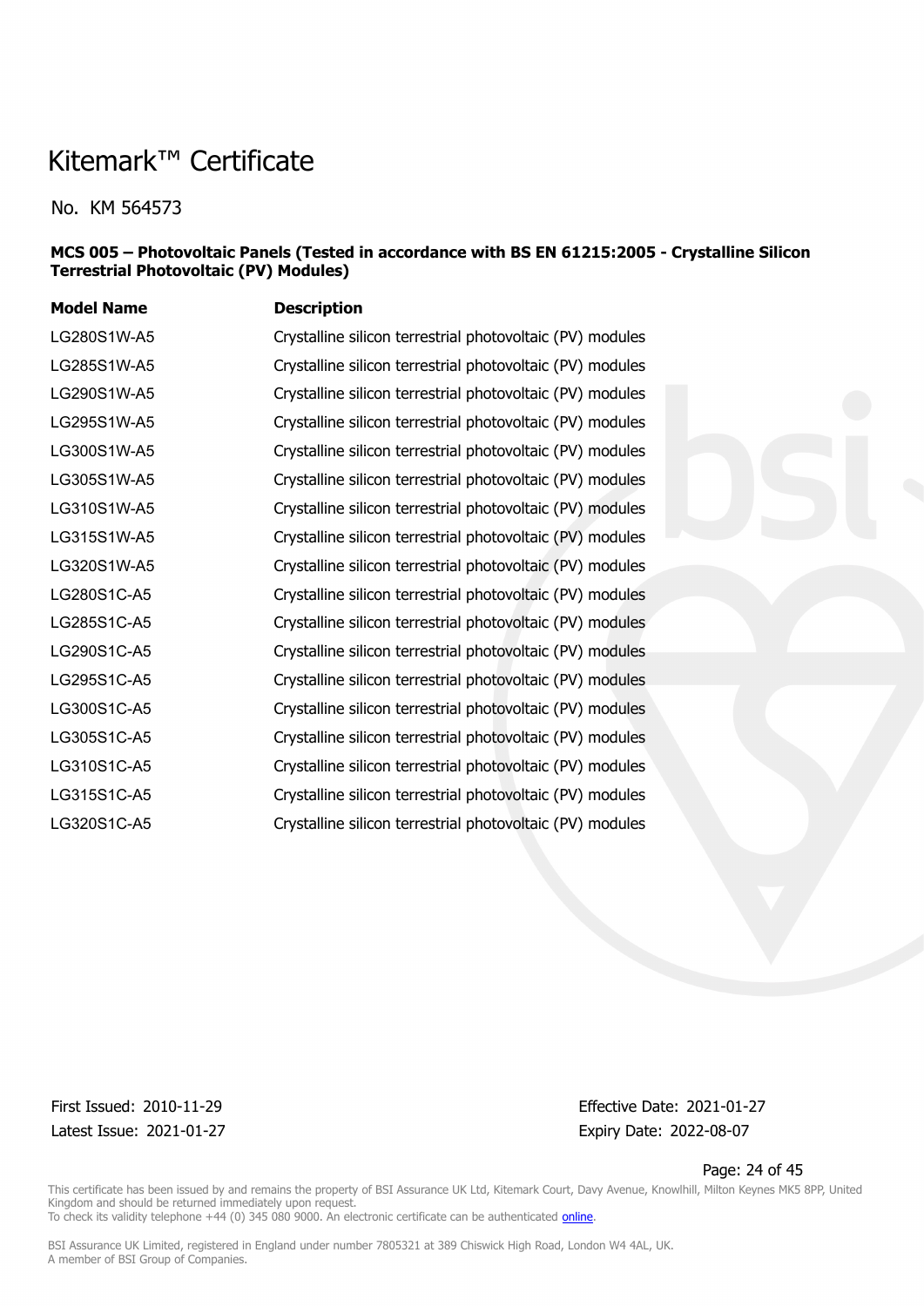# Kitemark™ Certificate

No. KM 564573

**MCS 005 – Photovoltaic Panels (Tested in accordance with BS EN 61215:2005 - Crystalline Silicon Terrestrial Photovoltaic (PV) Modules)**

| Model Name | Description |
|---|---|
| LG280S1W-A5 | Crystalline silicon terrestrial photovoltaic (PV) modules |
| LG285S1W-A5 | Crystalline silicon terrestrial photovoltaic (PV) modules |
| LG290S1W-A5 | Crystalline silicon terrestrial photovoltaic (PV) modules |
| LG295S1W-A5 | Crystalline silicon terrestrial photovoltaic (PV) modules |
| LG300S1W-A5 | Crystalline silicon terrestrial photovoltaic (PV) modules |
| LG305S1W-A5 | Crystalline silicon terrestrial photovoltaic (PV) modules |
| LG310S1W-A5 | Crystalline silicon terrestrial photovoltaic (PV) modules |
| LG315S1W-A5 | Crystalline silicon terrestrial photovoltaic (PV) modules |
| LG320S1W-A5 | Crystalline silicon terrestrial photovoltaic (PV) modules |
| LG280S1C-A5 | Crystalline silicon terrestrial photovoltaic (PV) modules |
| LG285S1C-A5 | Crystalline silicon terrestrial photovoltaic (PV) modules |
| LG290S1C-A5 | Crystalline silicon terrestrial photovoltaic (PV) modules |
| LG295S1C-A5 | Crystalline silicon terrestrial photovoltaic (PV) modules |
| LG300S1C-A5 | Crystalline silicon terrestrial photovoltaic (PV) modules |
| LG305S1C-A5 | Crystalline silicon terrestrial photovoltaic (PV) modules |
| LG310S1C-A5 | Crystalline silicon terrestrial photovoltaic (PV) modules |
| LG315S1C-A5 | Crystalline silicon terrestrial photovoltaic (PV) modules |
| LG320S1C-A5 | Crystalline silicon terrestrial photovoltaic (PV) modules |

First Issued: 2010-11-29
Latest Issue: 2021-01-27

Effective Date: 2021-01-27
Expiry Date: 2022-08-07

This certificate has been issued by and remains the property of BSI Assurance UK Ltd, Kitemark Court, Davy Avenue, Knowlhill, Milton Keynes MK5 8PP, United Kingdom and should be returned immediately upon request.
To check its validity telephone +44 (0) 345 080 9000. An electronic certificate can be authenticated online.

BSI Assurance UK Limited, registered in England under number 7805321 at 389 Chiswick High Road, London W4 4AL, UK.
A member of BSI Group of Companies.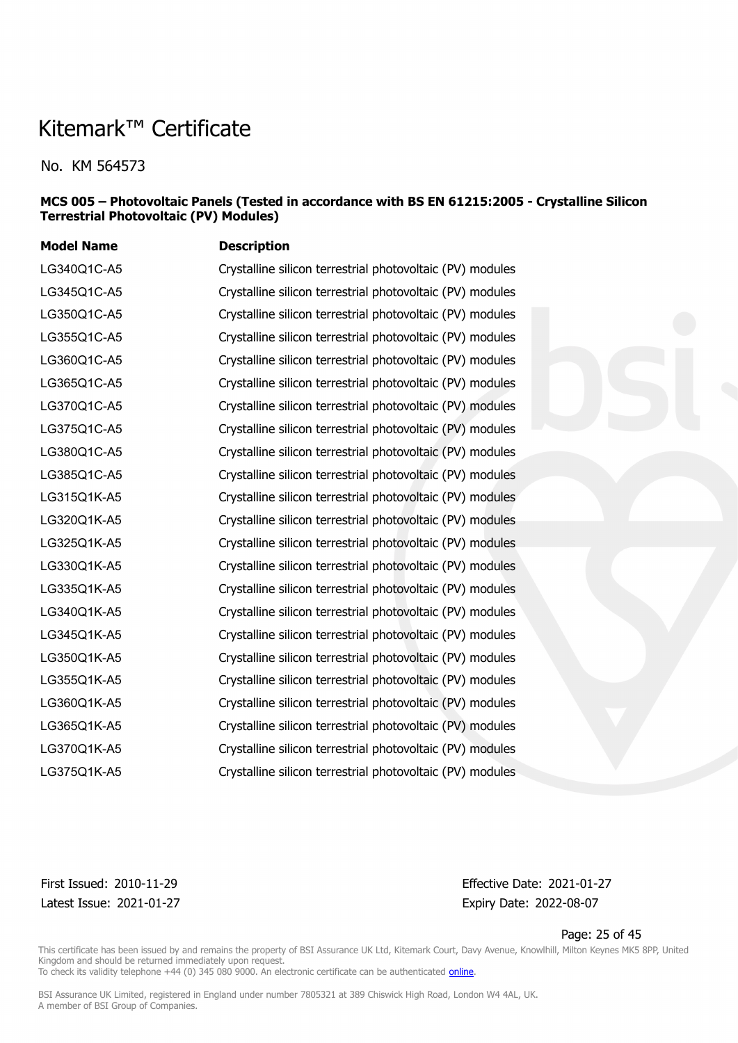# Kitemark™ Certificate

No. KM 564573

**MCS 005 – Photovoltaic Panels (Tested in accordance with BS EN 61215:2005 - Crystalline Silicon Terrestrial Photovoltaic (PV) Modules)**

| Model Name | Description |
|---|---|
| LG340Q1C-A5 | Crystalline silicon terrestrial photovoltaic (PV) modules |
| LG345Q1C-A5 | Crystalline silicon terrestrial photovoltaic (PV) modules |
| LG350Q1C-A5 | Crystalline silicon terrestrial photovoltaic (PV) modules |
| LG355Q1C-A5 | Crystalline silicon terrestrial photovoltaic (PV) modules |
| LG360Q1C-A5 | Crystalline silicon terrestrial photovoltaic (PV) modules |
| LG365Q1C-A5 | Crystalline silicon terrestrial photovoltaic (PV) modules |
| LG370Q1C-A5 | Crystalline silicon terrestrial photovoltaic (PV) modules |
| LG375Q1C-A5 | Crystalline silicon terrestrial photovoltaic (PV) modules |
| LG380Q1C-A5 | Crystalline silicon terrestrial photovoltaic (PV) modules |
| LG385Q1C-A5 | Crystalline silicon terrestrial photovoltaic (PV) modules |
| LG315Q1K-A5 | Crystalline silicon terrestrial photovoltaic (PV) modules |
| LG320Q1K-A5 | Crystalline silicon terrestrial photovoltaic (PV) modules |
| LG325Q1K-A5 | Crystalline silicon terrestrial photovoltaic (PV) modules |
| LG330Q1K-A5 | Crystalline silicon terrestrial photovoltaic (PV) modules |
| LG335Q1K-A5 | Crystalline silicon terrestrial photovoltaic (PV) modules |
| LG340Q1K-A5 | Crystalline silicon terrestrial photovoltaic (PV) modules |
| LG345Q1K-A5 | Crystalline silicon terrestrial photovoltaic (PV) modules |
| LG350Q1K-A5 | Crystalline silicon terrestrial photovoltaic (PV) modules |
| LG355Q1K-A5 | Crystalline silicon terrestrial photovoltaic (PV) modules |
| LG360Q1K-A5 | Crystalline silicon terrestrial photovoltaic (PV) modules |
| LG365Q1K-A5 | Crystalline silicon terrestrial photovoltaic (PV) modules |
| LG370Q1K-A5 | Crystalline silicon terrestrial photovoltaic (PV) modules |
| LG375Q1K-A5 | Crystalline silicon terrestrial photovoltaic (PV) modules |

First Issued: 2010-11-29
Latest Issue: 2021-01-27

Effective Date: 2021-01-27
Expiry Date: 2022-08-07

This certificate has been issued by and remains the property of BSI Assurance UK Ltd, Kitemark Court, Davy Avenue, Knowlhill, Milton Keynes MK5 8PP, United Kingdom and should be returned immediately upon request.
To check its validity telephone +44 (0) 345 080 9000. An electronic certificate can be authenticated online.

BSI Assurance UK Limited, registered in England under number 7805321 at 389 Chiswick High Road, London W4 4AL, UK.
A member of BSI Group of Companies.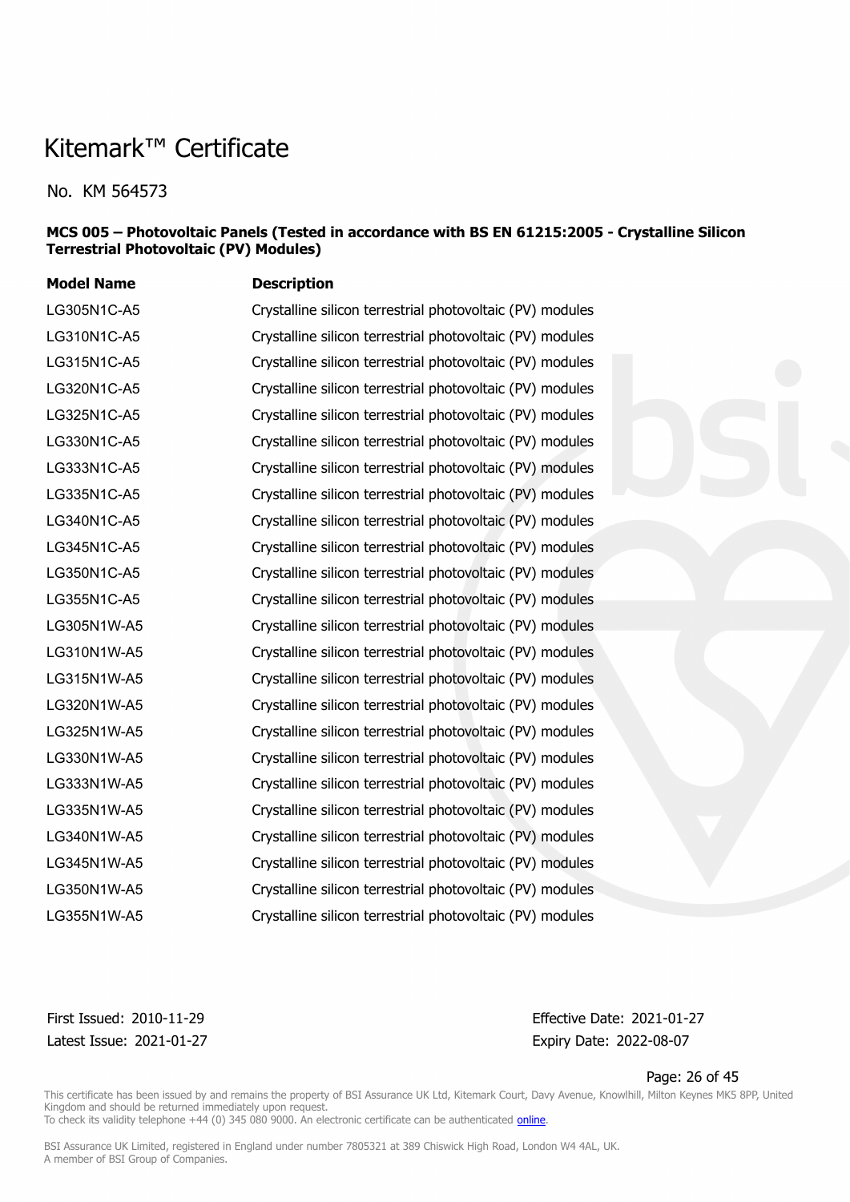# Kitemark™ Certificate

No. KM 564573

**MCS 005 – Photovoltaic Panels (Tested in accordance with BS EN 61215:2005 - Crystalline Silicon Terrestrial Photovoltaic (PV) Modules)**

| Model Name | Description |
| --- | --- |
| LG305N1C-A5 | Crystalline silicon terrestrial photovoltaic (PV) modules |
| LG310N1C-A5 | Crystalline silicon terrestrial photovoltaic (PV) modules |
| LG315N1C-A5 | Crystalline silicon terrestrial photovoltaic (PV) modules |
| LG320N1C-A5 | Crystalline silicon terrestrial photovoltaic (PV) modules |
| LG325N1C-A5 | Crystalline silicon terrestrial photovoltaic (PV) modules |
| LG330N1C-A5 | Crystalline silicon terrestrial photovoltaic (PV) modules |
| LG333N1C-A5 | Crystalline silicon terrestrial photovoltaic (PV) modules |
| LG335N1C-A5 | Crystalline silicon terrestrial photovoltaic (PV) modules |
| LG340N1C-A5 | Crystalline silicon terrestrial photovoltaic (PV) modules |
| LG345N1C-A5 | Crystalline silicon terrestrial photovoltaic (PV) modules |
| LG350N1C-A5 | Crystalline silicon terrestrial photovoltaic (PV) modules |
| LG355N1C-A5 | Crystalline silicon terrestrial photovoltaic (PV) modules |
| LG305N1W-A5 | Crystalline silicon terrestrial photovoltaic (PV) modules |
| LG310N1W-A5 | Crystalline silicon terrestrial photovoltaic (PV) modules |
| LG315N1W-A5 | Crystalline silicon terrestrial photovoltaic (PV) modules |
| LG320N1W-A5 | Crystalline silicon terrestrial photovoltaic (PV) modules |
| LG325N1W-A5 | Crystalline silicon terrestrial photovoltaic (PV) modules |
| LG330N1W-A5 | Crystalline silicon terrestrial photovoltaic (PV) modules |
| LG333N1W-A5 | Crystalline silicon terrestrial photovoltaic (PV) modules |
| LG335N1W-A5 | Crystalline silicon terrestrial photovoltaic (PV) modules |
| LG340N1W-A5 | Crystalline silicon terrestrial photovoltaic (PV) modules |
| LG345N1W-A5 | Crystalline silicon terrestrial photovoltaic (PV) modules |
| LG350N1W-A5 | Crystalline silicon terrestrial photovoltaic (PV) modules |
| LG355N1W-A5 | Crystalline silicon terrestrial photovoltaic (PV) modules |

First Issued: 2010-11-29
Latest Issue: 2021-01-27

Effective Date: 2021-01-27
Expiry Date: 2022-08-07

This certificate has been issued by and remains the property of BSI Assurance UK Ltd, Kitemark Court, Davy Avenue, Knowlhill, Milton Keynes MK5 8PP, United Kingdom and should be returned immediately upon request.
To check its validity telephone +44 (0) 345 080 9000. An electronic certificate can be authenticated online.

BSI Assurance UK Limited, registered in England under number 7805321 at 389 Chiswick High Road, London W4 4AL, UK.
A member of BSI Group of Companies.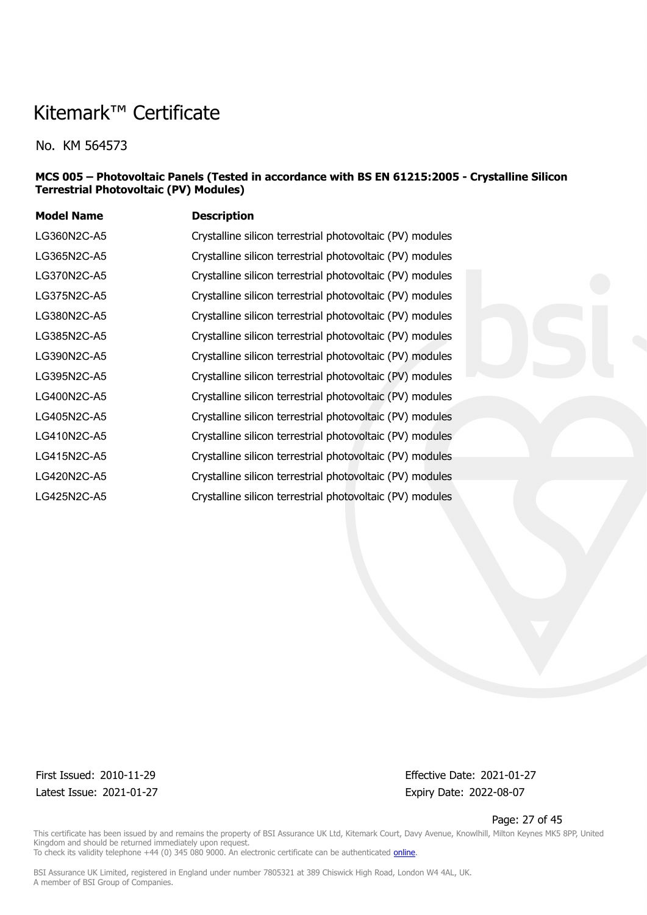# Kitemark™ Certificate

No. KM 564573

**MCS 005 – Photovoltaic Panels (Tested in accordance with BS EN 61215:2005 - Crystalline Silicon Terrestrial Photovoltaic (PV) Modules)**

| Model Name | Description |
|---|---|
| LG360N2C-A5 | Crystalline silicon terrestrial photovoltaic (PV) modules |
| LG365N2C-A5 | Crystalline silicon terrestrial photovoltaic (PV) modules |
| LG370N2C-A5 | Crystalline silicon terrestrial photovoltaic (PV) modules |
| LG375N2C-A5 | Crystalline silicon terrestrial photovoltaic (PV) modules |
| LG380N2C-A5 | Crystalline silicon terrestrial photovoltaic (PV) modules |
| LG385N2C-A5 | Crystalline silicon terrestrial photovoltaic (PV) modules |
| LG390N2C-A5 | Crystalline silicon terrestrial photovoltaic (PV) modules |
| LG395N2C-A5 | Crystalline silicon terrestrial photovoltaic (PV) modules |
| LG400N2C-A5 | Crystalline silicon terrestrial photovoltaic (PV) modules |
| LG405N2C-A5 | Crystalline silicon terrestrial photovoltaic (PV) modules |
| LG410N2C-A5 | Crystalline silicon terrestrial photovoltaic (PV) modules |
| LG415N2C-A5 | Crystalline silicon terrestrial photovoltaic (PV) modules |
| LG420N2C-A5 | Crystalline silicon terrestrial photovoltaic (PV) modules |
| LG425N2C-A5 | Crystalline silicon terrestrial photovoltaic (PV) modules |

First Issued: 2010-11-29
Latest Issue: 2021-01-27

Effective Date: 2021-01-27
Expiry Date: 2022-08-07

This certificate has been issued by and remains the property of BSI Assurance UK Ltd, Kitemark Court, Davy Avenue, Knowlhill, Milton Keynes MK5 8PP, United Kingdom and should be returned immediately upon request.
To check its validity telephone +44 (0) 345 080 9000. An electronic certificate can be authenticated online.

BSI Assurance UK Limited, registered in England under number 7805321 at 389 Chiswick High Road, London W4 4AL, UK.
A member of BSI Group of Companies.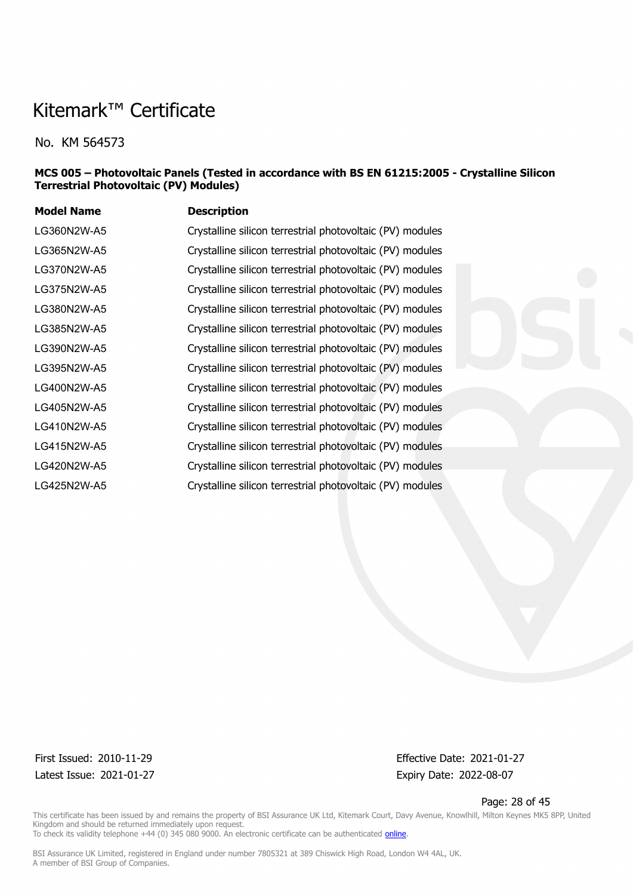# Kitemark™ Certificate

No. KM 564573

**MCS 005 – Photovoltaic Panels (Tested in accordance with BS EN 61215:2005 - Crystalline Silicon Terrestrial Photovoltaic (PV) Modules)**

| Model Name | Description |
|---|---|
| LG360N2W-A5 | Crystalline silicon terrestrial photovoltaic (PV) modules |
| LG365N2W-A5 | Crystalline silicon terrestrial photovoltaic (PV) modules |
| LG370N2W-A5 | Crystalline silicon terrestrial photovoltaic (PV) modules |
| LG375N2W-A5 | Crystalline silicon terrestrial photovoltaic (PV) modules |
| LG380N2W-A5 | Crystalline silicon terrestrial photovoltaic (PV) modules |
| LG385N2W-A5 | Crystalline silicon terrestrial photovoltaic (PV) modules |
| LG390N2W-A5 | Crystalline silicon terrestrial photovoltaic (PV) modules |
| LG395N2W-A5 | Crystalline silicon terrestrial photovoltaic (PV) modules |
| LG400N2W-A5 | Crystalline silicon terrestrial photovoltaic (PV) modules |
| LG405N2W-A5 | Crystalline silicon terrestrial photovoltaic (PV) modules |
| LG410N2W-A5 | Crystalline silicon terrestrial photovoltaic (PV) modules |
| LG415N2W-A5 | Crystalline silicon terrestrial photovoltaic (PV) modules |
| LG420N2W-A5 | Crystalline silicon terrestrial photovoltaic (PV) modules |
| LG425N2W-A5 | Crystalline silicon terrestrial photovoltaic (PV) modules |

First Issued: 2010-11-29
Latest Issue: 2021-01-27

Effective Date: 2021-01-27
Expiry Date: 2022-08-07

This certificate has been issued by and remains the property of BSI Assurance UK Ltd, Kitemark Court, Davy Avenue, Knowlhill, Milton Keynes MK5 8PP, United Kingdom and should be returned immediately upon request.
To check its validity telephone +44 (0) 345 080 9000. An electronic certificate can be authenticated online.

BSI Assurance UK Limited, registered in England under number 7805321 at 389 Chiswick High Road, London W4 4AL, UK.
A member of BSI Group of Companies.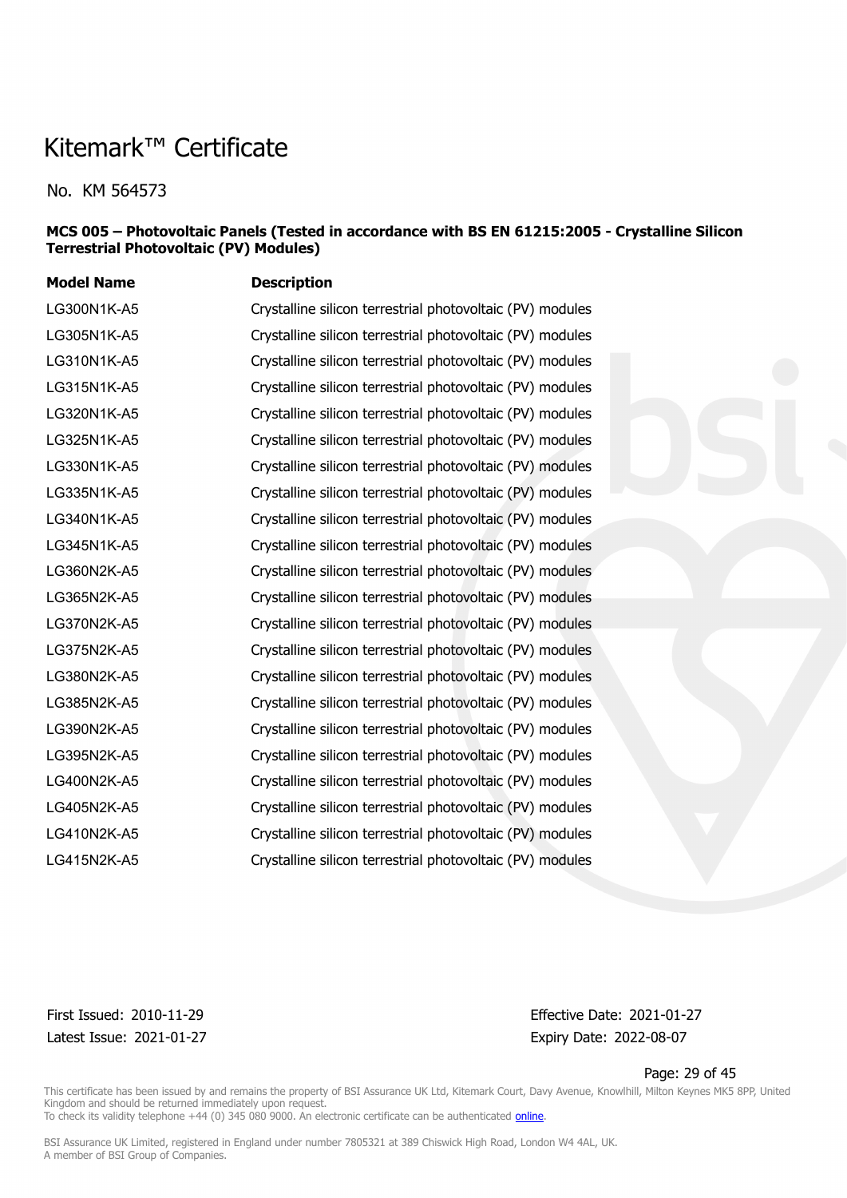# Kitemark™ Certificate

No. KM 564573

**MCS 005 – Photovoltaic Panels (Tested in accordance with BS EN 61215:2005 - Crystalline Silicon Terrestrial Photovoltaic (PV) Modules)**

| Model Name | Description |
| --- | --- |
| LG300N1K-A5 | Crystalline silicon terrestrial photovoltaic (PV) modules |
| LG305N1K-A5 | Crystalline silicon terrestrial photovoltaic (PV) modules |
| LG310N1K-A5 | Crystalline silicon terrestrial photovoltaic (PV) modules |
| LG315N1K-A5 | Crystalline silicon terrestrial photovoltaic (PV) modules |
| LG320N1K-A5 | Crystalline silicon terrestrial photovoltaic (PV) modules |
| LG325N1K-A5 | Crystalline silicon terrestrial photovoltaic (PV) modules |
| LG330N1K-A5 | Crystalline silicon terrestrial photovoltaic (PV) modules |
| LG335N1K-A5 | Crystalline silicon terrestrial photovoltaic (PV) modules |
| LG340N1K-A5 | Crystalline silicon terrestrial photovoltaic (PV) modules |
| LG345N1K-A5 | Crystalline silicon terrestrial photovoltaic (PV) modules |
| LG360N2K-A5 | Crystalline silicon terrestrial photovoltaic (PV) modules |
| LG365N2K-A5 | Crystalline silicon terrestrial photovoltaic (PV) modules |
| LG370N2K-A5 | Crystalline silicon terrestrial photovoltaic (PV) modules |
| LG375N2K-A5 | Crystalline silicon terrestrial photovoltaic (PV) modules |
| LG380N2K-A5 | Crystalline silicon terrestrial photovoltaic (PV) modules |
| LG385N2K-A5 | Crystalline silicon terrestrial photovoltaic (PV) modules |
| LG390N2K-A5 | Crystalline silicon terrestrial photovoltaic (PV) modules |
| LG395N2K-A5 | Crystalline silicon terrestrial photovoltaic (PV) modules |
| LG400N2K-A5 | Crystalline silicon terrestrial photovoltaic (PV) modules |
| LG405N2K-A5 | Crystalline silicon terrestrial photovoltaic (PV) modules |
| LG410N2K-A5 | Crystalline silicon terrestrial photovoltaic (PV) modules |
| LG415N2K-A5 | Crystalline silicon terrestrial photovoltaic (PV) modules |

First Issued: 2010-11-29
Latest Issue: 2021-01-27

Effective Date: 2021-01-27
Expiry Date: 2022-08-07

This certificate has been issued by and remains the property of BSI Assurance UK Ltd, Kitemark Court, Davy Avenue, Knowlhill, Milton Keynes MK5 8PP, United Kingdom and should be returned immediately upon request.
To check its validity telephone +44 (0) 345 080 9000. An electronic certificate can be authenticated online.

BSI Assurance UK Limited, registered in England under number 7805321 at 389 Chiswick High Road, London W4 4AL, UK.
A member of BSI Group of Companies.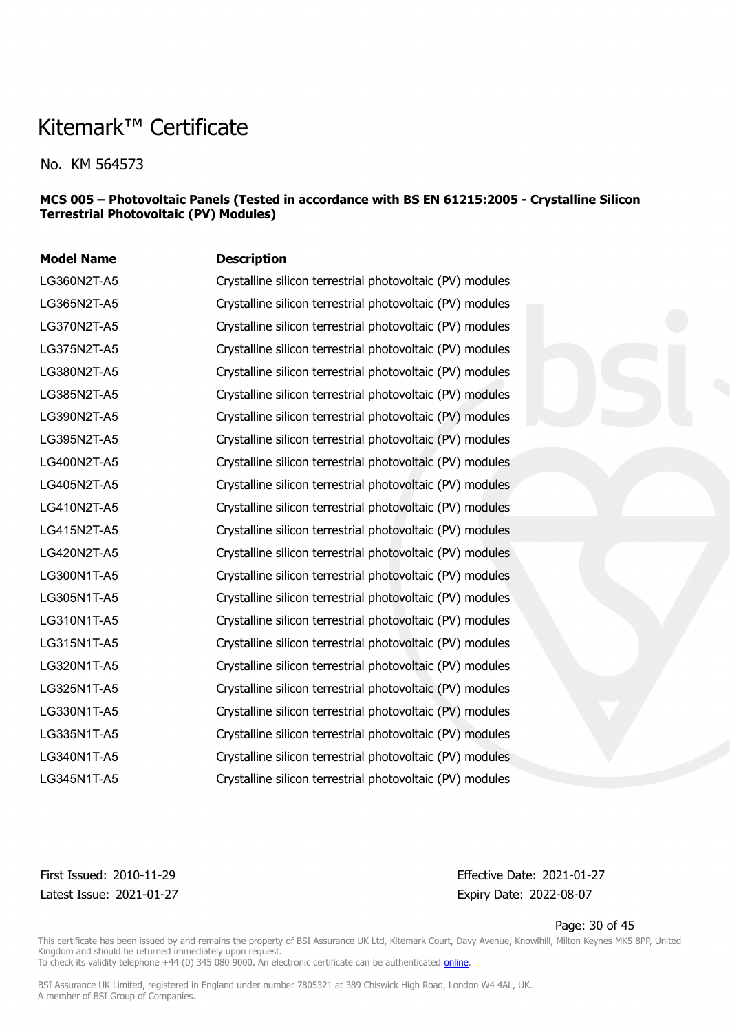# Kitemark™ Certificate

No. KM 564573

**MCS 005 – Photovoltaic Panels (Tested in accordance with BS EN 61215:2005 - Crystalline Silicon Terrestrial Photovoltaic (PV) Modules)**

| Model Name | Description |
| --- | --- |
| LG360N2T-A5 | Crystalline silicon terrestrial photovoltaic (PV) modules |
| LG365N2T-A5 | Crystalline silicon terrestrial photovoltaic (PV) modules |
| LG370N2T-A5 | Crystalline silicon terrestrial photovoltaic (PV) modules |
| LG375N2T-A5 | Crystalline silicon terrestrial photovoltaic (PV) modules |
| LG380N2T-A5 | Crystalline silicon terrestrial photovoltaic (PV) modules |
| LG385N2T-A5 | Crystalline silicon terrestrial photovoltaic (PV) modules |
| LG390N2T-A5 | Crystalline silicon terrestrial photovoltaic (PV) modules |
| LG395N2T-A5 | Crystalline silicon terrestrial photovoltaic (PV) modules |
| LG400N2T-A5 | Crystalline silicon terrestrial photovoltaic (PV) modules |
| LG405N2T-A5 | Crystalline silicon terrestrial photovoltaic (PV) modules |
| LG410N2T-A5 | Crystalline silicon terrestrial photovoltaic (PV) modules |
| LG415N2T-A5 | Crystalline silicon terrestrial photovoltaic (PV) modules |
| LG420N2T-A5 | Crystalline silicon terrestrial photovoltaic (PV) modules |
| LG300N1T-A5 | Crystalline silicon terrestrial photovoltaic (PV) modules |
| LG305N1T-A5 | Crystalline silicon terrestrial photovoltaic (PV) modules |
| LG310N1T-A5 | Crystalline silicon terrestrial photovoltaic (PV) modules |
| LG315N1T-A5 | Crystalline silicon terrestrial photovoltaic (PV) modules |
| LG320N1T-A5 | Crystalline silicon terrestrial photovoltaic (PV) modules |
| LG325N1T-A5 | Crystalline silicon terrestrial photovoltaic (PV) modules |
| LG330N1T-A5 | Crystalline silicon terrestrial photovoltaic (PV) modules |
| LG335N1T-A5 | Crystalline silicon terrestrial photovoltaic (PV) modules |
| LG340N1T-A5 | Crystalline silicon terrestrial photovoltaic (PV) modules |
| LG345N1T-A5 | Crystalline silicon terrestrial photovoltaic (PV) modules |

First Issued: 2010-11-29
Latest Issue: 2021-01-27

Effective Date: 2021-01-27
Expiry Date: 2022-08-07

This certificate has been issued by and remains the property of BSI Assurance UK Ltd, Kitemark Court, Davy Avenue, Knowlhill, Milton Keynes MK5 8PP, United Kingdom and should be returned immediately upon request.
To check its validity telephone +44 (0) 345 080 9000. An electronic certificate can be authenticated online.

BSI Assurance UK Limited, registered in England under number 7805321 at 389 Chiswick High Road, London W4 4AL, UK.
A member of BSI Group of Companies.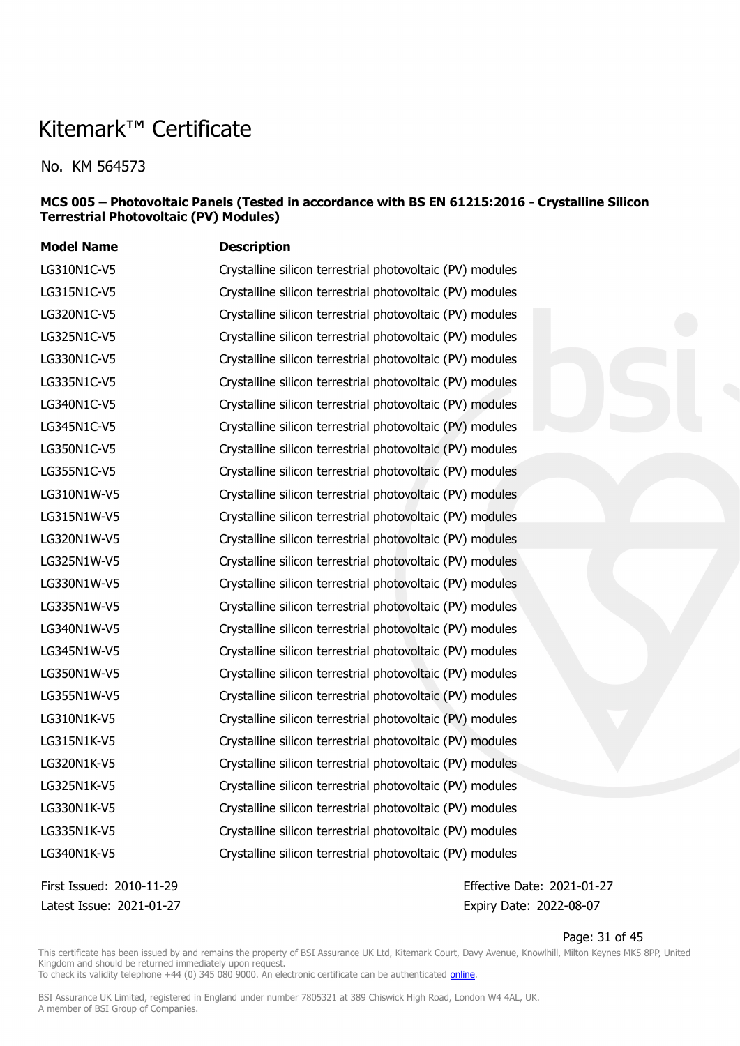# Kitemark™ Certificate

No. KM 564573

**MCS 005 – Photovoltaic Panels (Tested in accordance with BS EN 61215:2016 - Crystalline Silicon Terrestrial Photovoltaic (PV) Modules)**

| Model Name | Description |
|---|---|
| LG310N1C-V5 | Crystalline silicon terrestrial photovoltaic (PV) modules |
| LG315N1C-V5 | Crystalline silicon terrestrial photovoltaic (PV) modules |
| LG320N1C-V5 | Crystalline silicon terrestrial photovoltaic (PV) modules |
| LG325N1C-V5 | Crystalline silicon terrestrial photovoltaic (PV) modules |
| LG330N1C-V5 | Crystalline silicon terrestrial photovoltaic (PV) modules |
| LG335N1C-V5 | Crystalline silicon terrestrial photovoltaic (PV) modules |
| LG340N1C-V5 | Crystalline silicon terrestrial photovoltaic (PV) modules |
| LG345N1C-V5 | Crystalline silicon terrestrial photovoltaic (PV) modules |
| LG350N1C-V5 | Crystalline silicon terrestrial photovoltaic (PV) modules |
| LG355N1C-V5 | Crystalline silicon terrestrial photovoltaic (PV) modules |
| LG310N1W-V5 | Crystalline silicon terrestrial photovoltaic (PV) modules |
| LG315N1W-V5 | Crystalline silicon terrestrial photovoltaic (PV) modules |
| LG320N1W-V5 | Crystalline silicon terrestrial photovoltaic (PV) modules |
| LG325N1W-V5 | Crystalline silicon terrestrial photovoltaic (PV) modules |
| LG330N1W-V5 | Crystalline silicon terrestrial photovoltaic (PV) modules |
| LG335N1W-V5 | Crystalline silicon terrestrial photovoltaic (PV) modules |
| LG340N1W-V5 | Crystalline silicon terrestrial photovoltaic (PV) modules |
| LG345N1W-V5 | Crystalline silicon terrestrial photovoltaic (PV) modules |
| LG350N1W-V5 | Crystalline silicon terrestrial photovoltaic (PV) modules |
| LG355N1W-V5 | Crystalline silicon terrestrial photovoltaic (PV) modules |
| LG310N1K-V5 | Crystalline silicon terrestrial photovoltaic (PV) modules |
| LG315N1K-V5 | Crystalline silicon terrestrial photovoltaic (PV) modules |
| LG320N1K-V5 | Crystalline silicon terrestrial photovoltaic (PV) modules |
| LG325N1K-V5 | Crystalline silicon terrestrial photovoltaic (PV) modules |
| LG330N1K-V5 | Crystalline silicon terrestrial photovoltaic (PV) modules |
| LG335N1K-V5 | Crystalline silicon terrestrial photovoltaic (PV) modules |
| LG340N1K-V5 | Crystalline silicon terrestrial photovoltaic (PV) modules |

First Issued: 2010-11-29
Latest Issue: 2021-01-27

Effective Date: 2021-01-27
Expiry Date: 2022-08-07

This certificate has been issued by and remains the property of BSI Assurance UK Ltd, Kitemark Court, Davy Avenue, Knowlhill, Milton Keynes MK5 8PP, United Kingdom and should be returned immediately upon request.
To check its validity telephone +44 (0) 345 080 9000. An electronic certificate can be authenticated online.

BSI Assurance UK Limited, registered in England under number 7805321 at 389 Chiswick High Road, London W4 4AL, UK.
A member of BSI Group of Companies.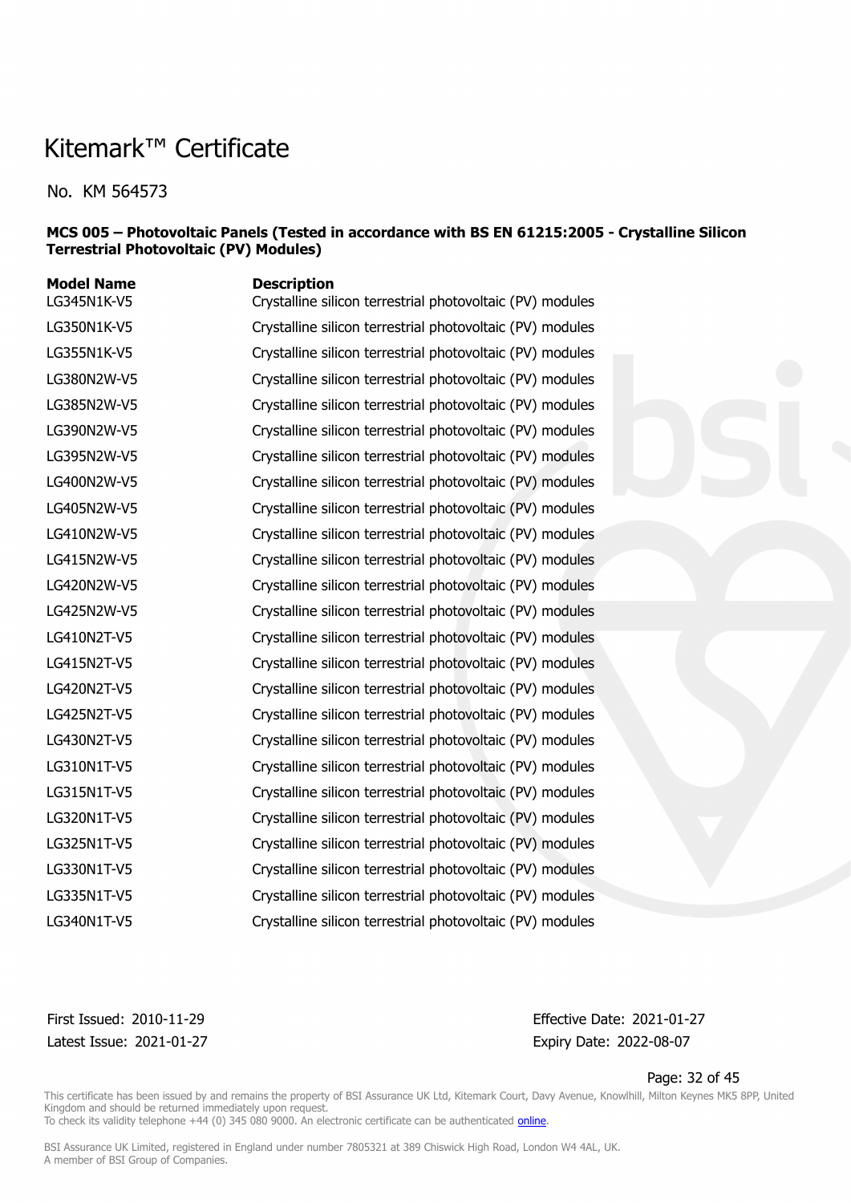# Kitemark™ Certificate

No. KM 564573

**MCS 005 – Photovoltaic Panels (Tested in accordance with BS EN 61215:2005 - Crystalline Silicon Terrestrial Photovoltaic (PV) Modules)**

| Model Name | Description |
|---|---|
| LG345N1K-V5 | Crystalline silicon terrestrial photovoltaic (PV) modules |
| LG350N1K-V5 | Crystalline silicon terrestrial photovoltaic (PV) modules |
| LG355N1K-V5 | Crystalline silicon terrestrial photovoltaic (PV) modules |
| LG380N2W-V5 | Crystalline silicon terrestrial photovoltaic (PV) modules |
| LG385N2W-V5 | Crystalline silicon terrestrial photovoltaic (PV) modules |
| LG390N2W-V5 | Crystalline silicon terrestrial photovoltaic (PV) modules |
| LG395N2W-V5 | Crystalline silicon terrestrial photovoltaic (PV) modules |
| LG400N2W-V5 | Crystalline silicon terrestrial photovoltaic (PV) modules |
| LG405N2W-V5 | Crystalline silicon terrestrial photovoltaic (PV) modules |
| LG410N2W-V5 | Crystalline silicon terrestrial photovoltaic (PV) modules |
| LG415N2W-V5 | Crystalline silicon terrestrial photovoltaic (PV) modules |
| LG420N2W-V5 | Crystalline silicon terrestrial photovoltaic (PV) modules |
| LG425N2W-V5 | Crystalline silicon terrestrial photovoltaic (PV) modules |
| LG410N2T-V5 | Crystalline silicon terrestrial photovoltaic (PV) modules |
| LG415N2T-V5 | Crystalline silicon terrestrial photovoltaic (PV) modules |
| LG420N2T-V5 | Crystalline silicon terrestrial photovoltaic (PV) modules |
| LG425N2T-V5 | Crystalline silicon terrestrial photovoltaic (PV) modules |
| LG430N2T-V5 | Crystalline silicon terrestrial photovoltaic (PV) modules |
| LG310N1T-V5 | Crystalline silicon terrestrial photovoltaic (PV) modules |
| LG315N1T-V5 | Crystalline silicon terrestrial photovoltaic (PV) modules |
| LG320N1T-V5 | Crystalline silicon terrestrial photovoltaic (PV) modules |
| LG325N1T-V5 | Crystalline silicon terrestrial photovoltaic (PV) modules |
| LG330N1T-V5 | Crystalline silicon terrestrial photovoltaic (PV) modules |
| LG335N1T-V5 | Crystalline silicon terrestrial photovoltaic (PV) modules |
| LG340N1T-V5 | Crystalline silicon terrestrial photovoltaic (PV) modules |

First Issued: 2010-11-29
Latest Issue: 2021-01-27

Effective Date: 2021-01-27
Expiry Date: 2022-08-07

This certificate has been issued by and remains the property of BSI Assurance UK Ltd, Kitemark Court, Davy Avenue, Knowlhill, Milton Keynes MK5 8PP, United Kingdom and should be returned immediately upon request.
To check its validity telephone +44 (0) 345 080 9000. An electronic certificate can be authenticated online.

BSI Assurance UK Limited, registered in England under number 7805321 at 389 Chiswick High Road, London W4 4AL, UK.
A member of BSI Group of Companies.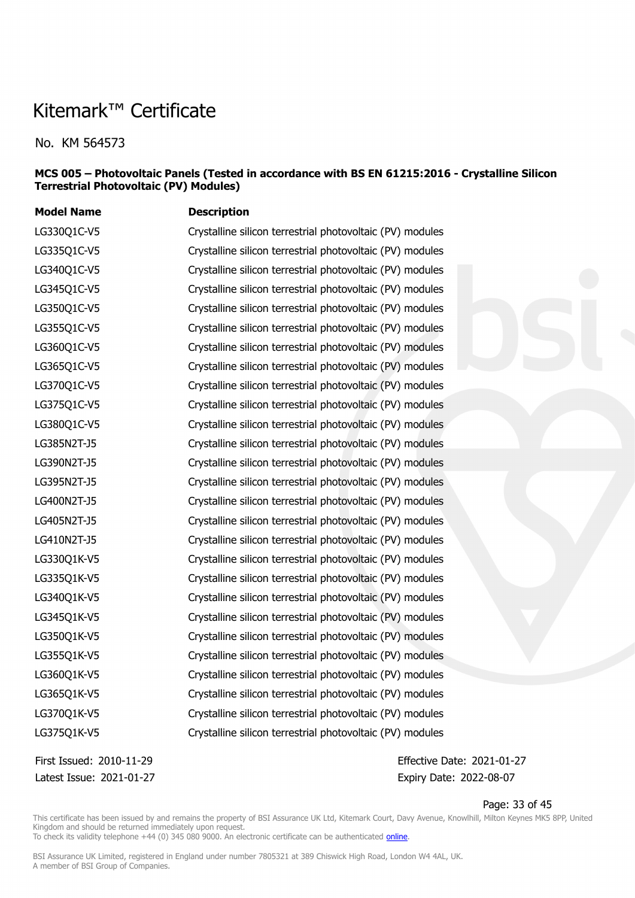# Kitemark™ Certificate

No. KM 564573

**MCS 005 – Photovoltaic Panels (Tested in accordance with BS EN 61215:2016 - Crystalline Silicon Terrestrial Photovoltaic (PV) Modules)**

| Model Name | Description |
|---|---|
| LG330Q1C-V5 | Crystalline silicon terrestrial photovoltaic (PV) modules |
| LG335Q1C-V5 | Crystalline silicon terrestrial photovoltaic (PV) modules |
| LG340Q1C-V5 | Crystalline silicon terrestrial photovoltaic (PV) modules |
| LG345Q1C-V5 | Crystalline silicon terrestrial photovoltaic (PV) modules |
| LG350Q1C-V5 | Crystalline silicon terrestrial photovoltaic (PV) modules |
| LG355Q1C-V5 | Crystalline silicon terrestrial photovoltaic (PV) modules |
| LG360Q1C-V5 | Crystalline silicon terrestrial photovoltaic (PV) modules |
| LG365Q1C-V5 | Crystalline silicon terrestrial photovoltaic (PV) modules |
| LG370Q1C-V5 | Crystalline silicon terrestrial photovoltaic (PV) modules |
| LG375Q1C-V5 | Crystalline silicon terrestrial photovoltaic (PV) modules |
| LG380Q1C-V5 | Crystalline silicon terrestrial photovoltaic (PV) modules |
| LG385N2T-J5 | Crystalline silicon terrestrial photovoltaic (PV) modules |
| LG390N2T-J5 | Crystalline silicon terrestrial photovoltaic (PV) modules |
| LG395N2T-J5 | Crystalline silicon terrestrial photovoltaic (PV) modules |
| LG400N2T-J5 | Crystalline silicon terrestrial photovoltaic (PV) modules |
| LG405N2T-J5 | Crystalline silicon terrestrial photovoltaic (PV) modules |
| LG410N2T-J5 | Crystalline silicon terrestrial photovoltaic (PV) modules |
| LG330Q1K-V5 | Crystalline silicon terrestrial photovoltaic (PV) modules |
| LG335Q1K-V5 | Crystalline silicon terrestrial photovoltaic (PV) modules |
| LG340Q1K-V5 | Crystalline silicon terrestrial photovoltaic (PV) modules |
| LG345Q1K-V5 | Crystalline silicon terrestrial photovoltaic (PV) modules |
| LG350Q1K-V5 | Crystalline silicon terrestrial photovoltaic (PV) modules |
| LG355Q1K-V5 | Crystalline silicon terrestrial photovoltaic (PV) modules |
| LG360Q1K-V5 | Crystalline silicon terrestrial photovoltaic (PV) modules |
| LG365Q1K-V5 | Crystalline silicon terrestrial photovoltaic (PV) modules |
| LG370Q1K-V5 | Crystalline silicon terrestrial photovoltaic (PV) modules |
| LG375Q1K-V5 | Crystalline silicon terrestrial photovoltaic (PV) modules |

First Issued: 2010-11-29
Latest Issue: 2021-01-27

Effective Date: 2021-01-27
Expiry Date: 2022-08-07

This certificate has been issued by and remains the property of BSI Assurance UK Ltd, Kitemark Court, Davy Avenue, Knowlhill, Milton Keynes MK5 8PP, United Kingdom and should be returned immediately upon request.
To check its validity telephone +44 (0) 345 080 9000. An electronic certificate can be authenticated online.

BSI Assurance UK Limited, registered in England under number 7805321 at 389 Chiswick High Road, London W4 4AL, UK.
A member of BSI Group of Companies.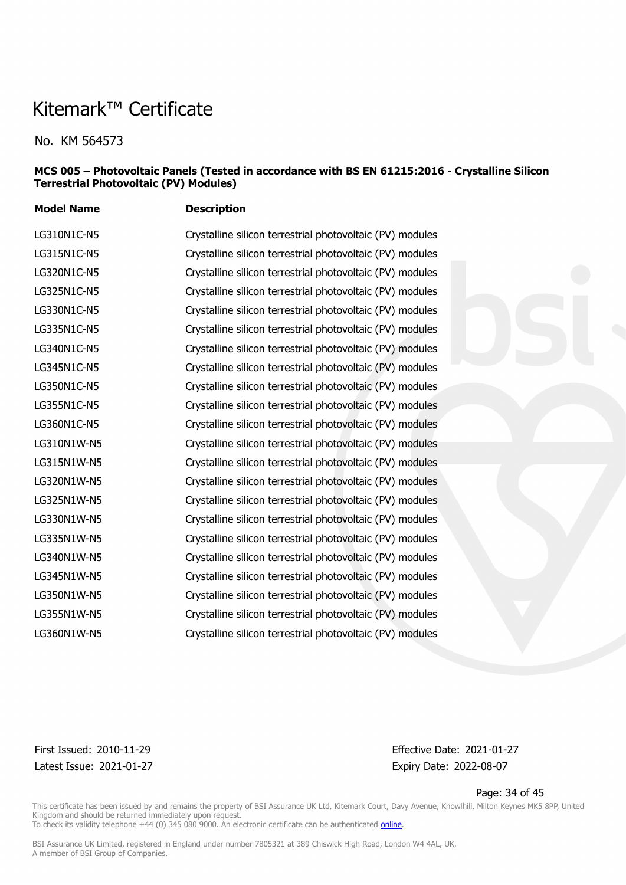# Kitemark™ Certificate

No. KM 564573

**MCS 005 – Photovoltaic Panels (Tested in accordance with BS EN 61215:2016 - Crystalline Silicon Terrestrial Photovoltaic (PV) Modules)**

| Model Name | Description |
|---|---|
| LG310N1C-N5 | Crystalline silicon terrestrial photovoltaic (PV) modules |
| LG315N1C-N5 | Crystalline silicon terrestrial photovoltaic (PV) modules |
| LG320N1C-N5 | Crystalline silicon terrestrial photovoltaic (PV) modules |
| LG325N1C-N5 | Crystalline silicon terrestrial photovoltaic (PV) modules |
| LG330N1C-N5 | Crystalline silicon terrestrial photovoltaic (PV) modules |
| LG335N1C-N5 | Crystalline silicon terrestrial photovoltaic (PV) modules |
| LG340N1C-N5 | Crystalline silicon terrestrial photovoltaic (PV) modules |
| LG345N1C-N5 | Crystalline silicon terrestrial photovoltaic (PV) modules |
| LG350N1C-N5 | Crystalline silicon terrestrial photovoltaic (PV) modules |
| LG355N1C-N5 | Crystalline silicon terrestrial photovoltaic (PV) modules |
| LG360N1C-N5 | Crystalline silicon terrestrial photovoltaic (PV) modules |
| LG310N1W-N5 | Crystalline silicon terrestrial photovoltaic (PV) modules |
| LG315N1W-N5 | Crystalline silicon terrestrial photovoltaic (PV) modules |
| LG320N1W-N5 | Crystalline silicon terrestrial photovoltaic (PV) modules |
| LG325N1W-N5 | Crystalline silicon terrestrial photovoltaic (PV) modules |
| LG330N1W-N5 | Crystalline silicon terrestrial photovoltaic (PV) modules |
| LG335N1W-N5 | Crystalline silicon terrestrial photovoltaic (PV) modules |
| LG340N1W-N5 | Crystalline silicon terrestrial photovoltaic (PV) modules |
| LG345N1W-N5 | Crystalline silicon terrestrial photovoltaic (PV) modules |
| LG350N1W-N5 | Crystalline silicon terrestrial photovoltaic (PV) modules |
| LG355N1W-N5 | Crystalline silicon terrestrial photovoltaic (PV) modules |
| LG360N1W-N5 | Crystalline silicon terrestrial photovoltaic (PV) modules |

First Issued: 2010-11-29
Latest Issue: 2021-01-27

Effective Date: 2021-01-27
Expiry Date: 2022-08-07

This certificate has been issued by and remains the property of BSI Assurance UK Ltd, Kitemark Court, Davy Avenue, Knowlhill, Milton Keynes MK5 8PP, United Kingdom and should be returned immediately upon request.
To check its validity telephone +44 (0) 345 080 9000. An electronic certificate can be authenticated online.

BSI Assurance UK Limited, registered in England under number 7805321 at 389 Chiswick High Road, London W4 4AL, UK.
A member of BSI Group of Companies.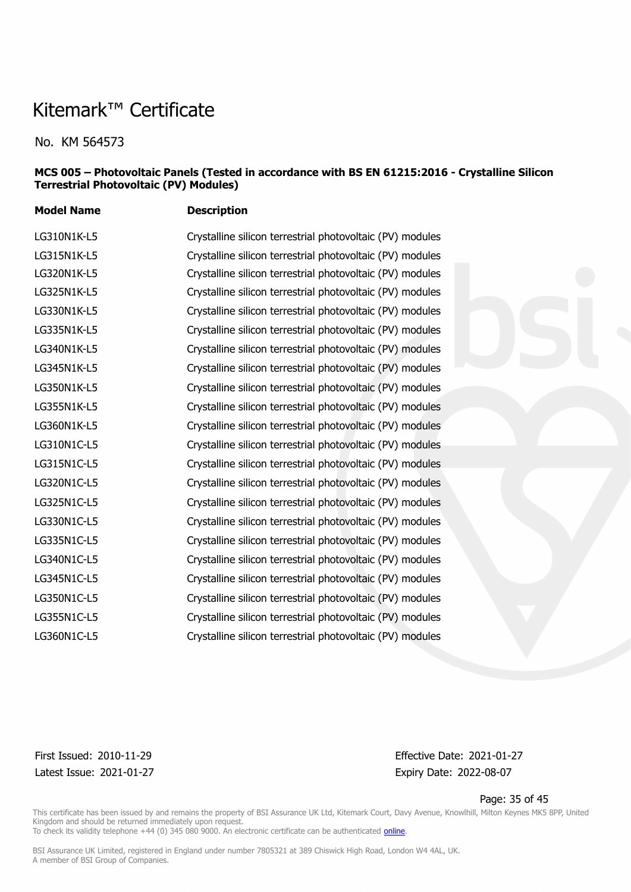# Kitemark™ Certificate

No. KM 564573

**MCS 005 – Photovoltaic Panels (Tested in accordance with BS EN 61215:2016 - Crystalline Silicon Terrestrial Photovoltaic (PV) Modules)**

| Model Name | Description |
|---|---|
| LG310N1K-L5 | Crystalline silicon terrestrial photovoltaic (PV) modules |
| LG315N1K-L5 | Crystalline silicon terrestrial photovoltaic (PV) modules |
| LG320N1K-L5 | Crystalline silicon terrestrial photovoltaic (PV) modules |
| LG325N1K-L5 | Crystalline silicon terrestrial photovoltaic (PV) modules |
| LG330N1K-L5 | Crystalline silicon terrestrial photovoltaic (PV) modules |
| LG335N1K-L5 | Crystalline silicon terrestrial photovoltaic (PV) modules |
| LG340N1K-L5 | Crystalline silicon terrestrial photovoltaic (PV) modules |
| LG345N1K-L5 | Crystalline silicon terrestrial photovoltaic (PV) modules |
| LG350N1K-L5 | Crystalline silicon terrestrial photovoltaic (PV) modules |
| LG355N1K-L5 | Crystalline silicon terrestrial photovoltaic (PV) modules |
| LG360N1K-L5 | Crystalline silicon terrestrial photovoltaic (PV) modules |
| LG310N1C-L5 | Crystalline silicon terrestrial photovoltaic (PV) modules |
| LG315N1C-L5 | Crystalline silicon terrestrial photovoltaic (PV) modules |
| LG320N1C-L5 | Crystalline silicon terrestrial photovoltaic (PV) modules |
| LG325N1C-L5 | Crystalline silicon terrestrial photovoltaic (PV) modules |
| LG330N1C-L5 | Crystalline silicon terrestrial photovoltaic (PV) modules |
| LG335N1C-L5 | Crystalline silicon terrestrial photovoltaic (PV) modules |
| LG340N1C-L5 | Crystalline silicon terrestrial photovoltaic (PV) modules |
| LG345N1C-L5 | Crystalline silicon terrestrial photovoltaic (PV) modules |
| LG350N1C-L5 | Crystalline silicon terrestrial photovoltaic (PV) modules |
| LG355N1C-L5 | Crystalline silicon terrestrial photovoltaic (PV) modules |
| LG360N1C-L5 | Crystalline silicon terrestrial photovoltaic (PV) modules |

First Issued: 2010-11-29
Latest Issue: 2021-01-27

Effective Date: 2021-01-27
Expiry Date: 2022-08-07

This certificate has been issued by and remains the property of BSI Assurance UK Ltd, Kitemark Court, Davy Avenue, Knowlhill, Milton Keynes MK5 8PP, United Kingdom and should be returned immediately upon request.
To check its validity telephone +44 (0) 345 080 9000. An electronic certificate can be authenticated online.

BSI Assurance UK Limited, registered in England under number 7805321 at 389 Chiswick High Road, London W4 4AL, UK.
A member of BSI Group of Companies.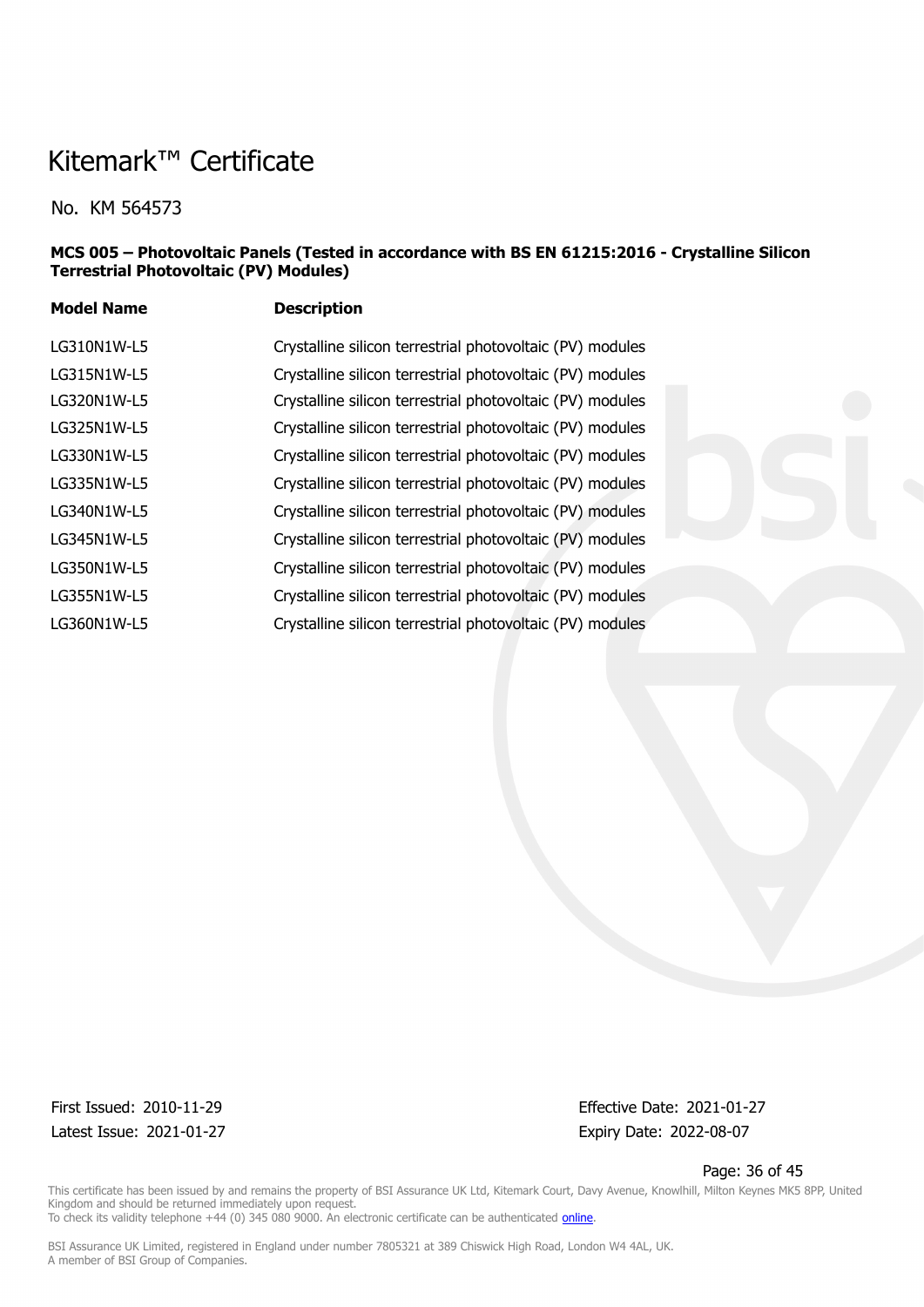# Kitemark™ Certificate

No. KM 564573

**MCS 005 – Photovoltaic Panels (Tested in accordance with BS EN 61215:2016 - Crystalline Silicon Terrestrial Photovoltaic (PV) Modules)**

| Model Name | Description |
|---|---|
| LG310N1W-L5 | Crystalline silicon terrestrial photovoltaic (PV) modules |
| LG315N1W-L5 | Crystalline silicon terrestrial photovoltaic (PV) modules |
| LG320N1W-L5 | Crystalline silicon terrestrial photovoltaic (PV) modules |
| LG325N1W-L5 | Crystalline silicon terrestrial photovoltaic (PV) modules |
| LG330N1W-L5 | Crystalline silicon terrestrial photovoltaic (PV) modules |
| LG335N1W-L5 | Crystalline silicon terrestrial photovoltaic (PV) modules |
| LG340N1W-L5 | Crystalline silicon terrestrial photovoltaic (PV) modules |
| LG345N1W-L5 | Crystalline silicon terrestrial photovoltaic (PV) modules |
| LG350N1W-L5 | Crystalline silicon terrestrial photovoltaic (PV) modules |
| LG355N1W-L5 | Crystalline silicon terrestrial photovoltaic (PV) modules |
| LG360N1W-L5 | Crystalline silicon terrestrial photovoltaic (PV) modules |

First Issued: 2010-11-29

Latest Issue: 2021-01-27

Effective Date: 2021-01-27

Expiry Date: 2022-08-07

This certificate has been issued by and remains the property of BSI Assurance UK Ltd, Kitemark Court, Davy Avenue, Knowlhill, Milton Keynes MK5 8PP, United Kingdom and should be returned immediately upon request.
To check its validity telephone +44 (0) 345 080 9000. An electronic certificate can be authenticated online.

BSI Assurance UK Limited, registered in England under number 7805321 at 389 Chiswick High Road, London W4 4AL, UK.
A member of BSI Group of Companies.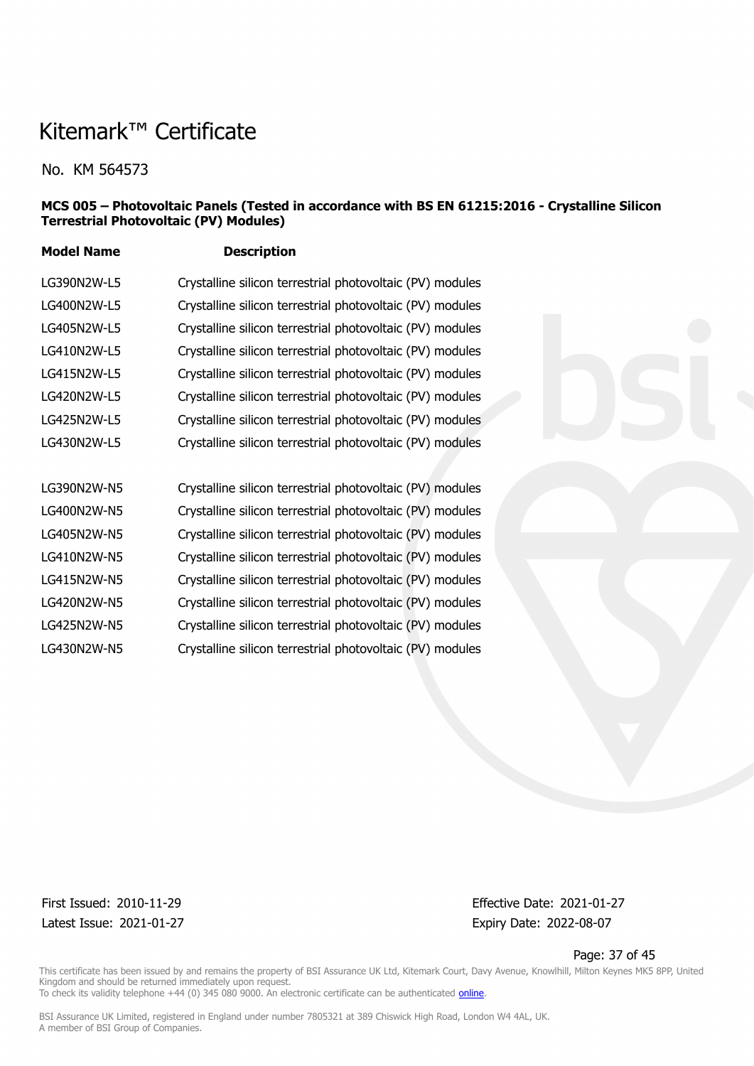# Kitemark™ Certificate

No. KM 564573

**MCS 005 – Photovoltaic Panels (Tested in accordance with BS EN 61215:2016 - Crystalline Silicon Terrestrial Photovoltaic (PV) Modules)**

| Model Name | Description |
|---|---|
| LG390N2W-L5 | Crystalline silicon terrestrial photovoltaic (PV) modules |
| LG400N2W-L5 | Crystalline silicon terrestrial photovoltaic (PV) modules |
| LG405N2W-L5 | Crystalline silicon terrestrial photovoltaic (PV) modules |
| LG410N2W-L5 | Crystalline silicon terrestrial photovoltaic (PV) modules |
| LG415N2W-L5 | Crystalline silicon terrestrial photovoltaic (PV) modules |
| LG420N2W-L5 | Crystalline silicon terrestrial photovoltaic (PV) modules |
| LG425N2W-L5 | Crystalline silicon terrestrial photovoltaic (PV) modules |
| LG430N2W-L5 | Crystalline silicon terrestrial photovoltaic (PV) modules |
| | |
| LG390N2W-N5 | Crystalline silicon terrestrial photovoltaic (PV) modules |
| LG400N2W-N5 | Crystalline silicon terrestrial photovoltaic (PV) modules |
| LG405N2W-N5 | Crystalline silicon terrestrial photovoltaic (PV) modules |
| LG410N2W-N5 | Crystalline silicon terrestrial photovoltaic (PV) modules |
| LG415N2W-N5 | Crystalline silicon terrestrial photovoltaic (PV) modules |
| LG420N2W-N5 | Crystalline silicon terrestrial photovoltaic (PV) modules |
| LG425N2W-N5 | Crystalline silicon terrestrial photovoltaic (PV) modules |
| LG430N2W-N5 | Crystalline silicon terrestrial photovoltaic (PV) modules |

First Issued: 2010-11-29
Latest Issue: 2021-01-27

Effective Date: 2021-01-27
Expiry Date: 2022-08-07

This certificate has been issued by and remains the property of BSI Assurance UK Ltd, Kitemark Court, Davy Avenue, Knowlhill, Milton Keynes MK5 8PP, United Kingdom and should be returned immediately upon request.
To check its validity telephone +44 (0) 345 080 9000. An electronic certificate can be authenticated online.

BSI Assurance UK Limited, registered in England under number 7805321 at 389 Chiswick High Road, London W4 4AL, UK.
A member of BSI Group of Companies.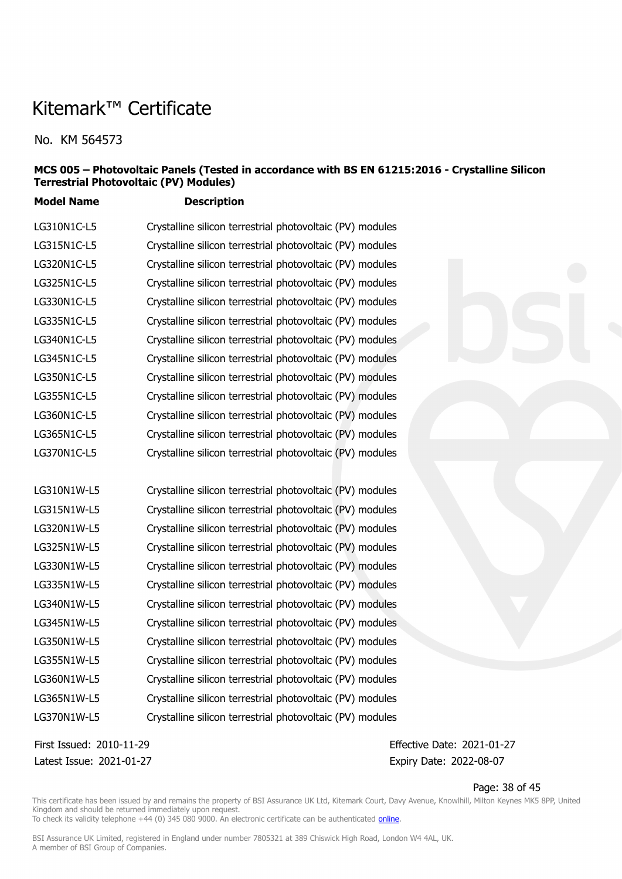# Kitemark™ Certificate

No. KM 564573

**MCS 005 – Photovoltaic Panels (Tested in accordance with BS EN 61215:2016 - Crystalline Silicon Terrestrial Photovoltaic (PV) Modules)**

| Model Name | Description |
|---|---|
| LG310N1C-L5 | Crystalline silicon terrestrial photovoltaic (PV) modules |
| LG315N1C-L5 | Crystalline silicon terrestrial photovoltaic (PV) modules |
| LG320N1C-L5 | Crystalline silicon terrestrial photovoltaic (PV) modules |
| LG325N1C-L5 | Crystalline silicon terrestrial photovoltaic (PV) modules |
| LG330N1C-L5 | Crystalline silicon terrestrial photovoltaic (PV) modules |
| LG335N1C-L5 | Crystalline silicon terrestrial photovoltaic (PV) modules |
| LG340N1C-L5 | Crystalline silicon terrestrial photovoltaic (PV) modules |
| LG345N1C-L5 | Crystalline silicon terrestrial photovoltaic (PV) modules |
| LG350N1C-L5 | Crystalline silicon terrestrial photovoltaic (PV) modules |
| LG355N1C-L5 | Crystalline silicon terrestrial photovoltaic (PV) modules |
| LG360N1C-L5 | Crystalline silicon terrestrial photovoltaic (PV) modules |
| LG365N1C-L5 | Crystalline silicon terrestrial photovoltaic (PV) modules |
| LG370N1C-L5 | Crystalline silicon terrestrial photovoltaic (PV) modules |
| LG310N1W-L5 | Crystalline silicon terrestrial photovoltaic (PV) modules |
| LG315N1W-L5 | Crystalline silicon terrestrial photovoltaic (PV) modules |
| LG320N1W-L5 | Crystalline silicon terrestrial photovoltaic (PV) modules |
| LG325N1W-L5 | Crystalline silicon terrestrial photovoltaic (PV) modules |
| LG330N1W-L5 | Crystalline silicon terrestrial photovoltaic (PV) modules |
| LG335N1W-L5 | Crystalline silicon terrestrial photovoltaic (PV) modules |
| LG340N1W-L5 | Crystalline silicon terrestrial photovoltaic (PV) modules |
| LG345N1W-L5 | Crystalline silicon terrestrial photovoltaic (PV) modules |
| LG350N1W-L5 | Crystalline silicon terrestrial photovoltaic (PV) modules |
| LG355N1W-L5 | Crystalline silicon terrestrial photovoltaic (PV) modules |
| LG360N1W-L5 | Crystalline silicon terrestrial photovoltaic (PV) modules |
| LG365N1W-L5 | Crystalline silicon terrestrial photovoltaic (PV) modules |
| LG370N1W-L5 | Crystalline silicon terrestrial photovoltaic (PV) modules |

First Issued: 2010-11-29
Latest Issue: 2021-01-27

Effective Date: 2021-01-27
Expiry Date: 2022-08-07

This certificate has been issued by and remains the property of BSI Assurance UK Ltd, Kitemark Court, Davy Avenue, Knowlhill, Milton Keynes MK5 8PP, United Kingdom and should be returned immediately upon request.
To check its validity telephone +44 (0) 345 080 9000. An electronic certificate can be authenticated online.

BSI Assurance UK Limited, registered in England under number 7805321 at 389 Chiswick High Road, London W4 4AL, UK.
A member of BSI Group of Companies.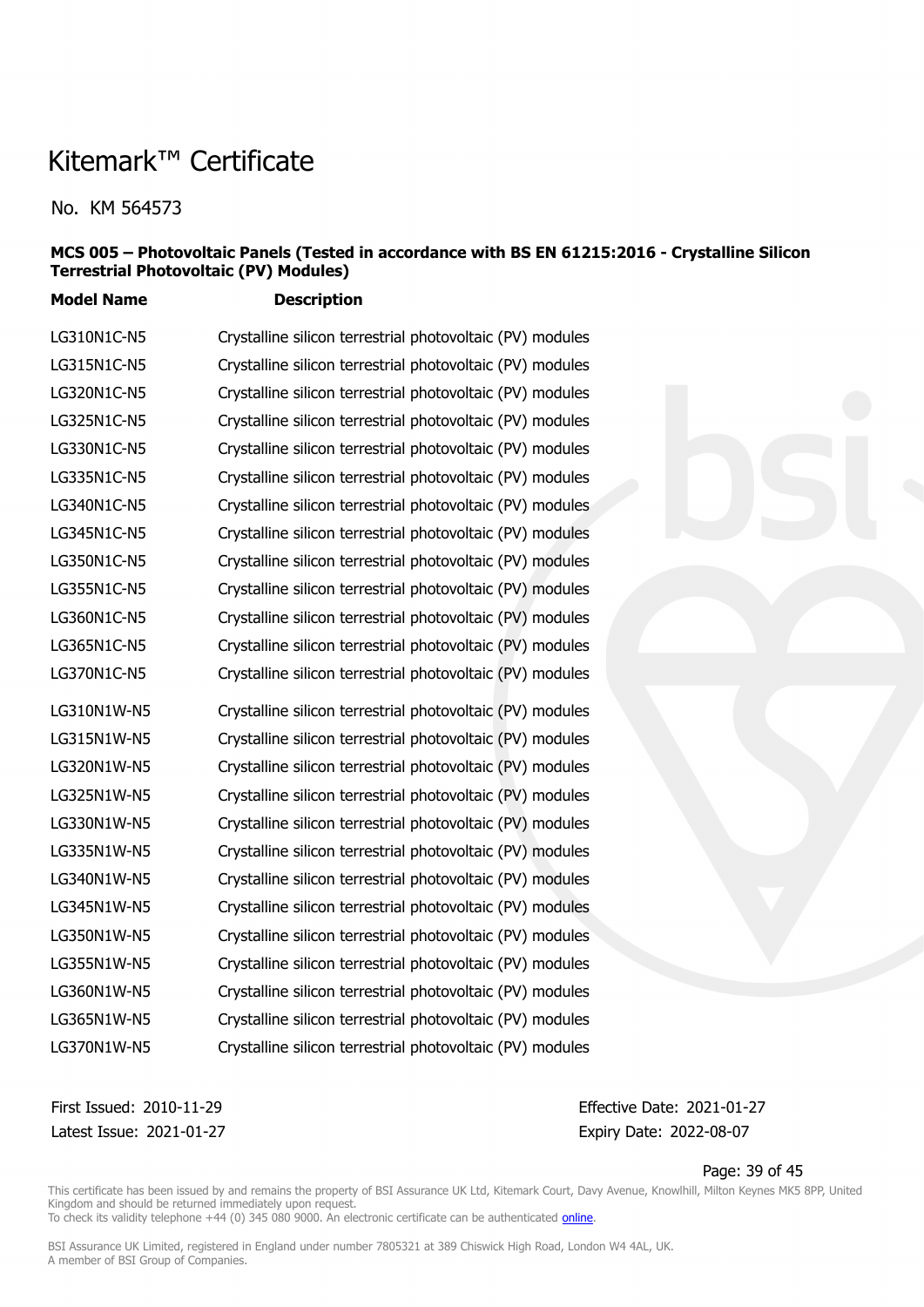# Kitemark™ Certificate

No. KM 564573

**MCS 005 – Photovoltaic Panels (Tested in accordance with BS EN 61215:2016 - Crystalline Silicon Terrestrial Photovoltaic (PV) Modules)**

| Model Name | Description |
|---|---|
| LG310N1C-N5 | Crystalline silicon terrestrial photovoltaic (PV) modules |
| LG315N1C-N5 | Crystalline silicon terrestrial photovoltaic (PV) modules |
| LG320N1C-N5 | Crystalline silicon terrestrial photovoltaic (PV) modules |
| LG325N1C-N5 | Crystalline silicon terrestrial photovoltaic (PV) modules |
| LG330N1C-N5 | Crystalline silicon terrestrial photovoltaic (PV) modules |
| LG335N1C-N5 | Crystalline silicon terrestrial photovoltaic (PV) modules |
| LG340N1C-N5 | Crystalline silicon terrestrial photovoltaic (PV) modules |
| LG345N1C-N5 | Crystalline silicon terrestrial photovoltaic (PV) modules |
| LG350N1C-N5 | Crystalline silicon terrestrial photovoltaic (PV) modules |
| LG355N1C-N5 | Crystalline silicon terrestrial photovoltaic (PV) modules |
| LG360N1C-N5 | Crystalline silicon terrestrial photovoltaic (PV) modules |
| LG365N1C-N5 | Crystalline silicon terrestrial photovoltaic (PV) modules |
| LG370N1C-N5 | Crystalline silicon terrestrial photovoltaic (PV) modules |
| LG310N1W-N5 | Crystalline silicon terrestrial photovoltaic (PV) modules |
| LG315N1W-N5 | Crystalline silicon terrestrial photovoltaic (PV) modules |
| LG320N1W-N5 | Crystalline silicon terrestrial photovoltaic (PV) modules |
| LG325N1W-N5 | Crystalline silicon terrestrial photovoltaic (PV) modules |
| LG330N1W-N5 | Crystalline silicon terrestrial photovoltaic (PV) modules |
| LG335N1W-N5 | Crystalline silicon terrestrial photovoltaic (PV) modules |
| LG340N1W-N5 | Crystalline silicon terrestrial photovoltaic (PV) modules |
| LG345N1W-N5 | Crystalline silicon terrestrial photovoltaic (PV) modules |
| LG350N1W-N5 | Crystalline silicon terrestrial photovoltaic (PV) modules |
| LG355N1W-N5 | Crystalline silicon terrestrial photovoltaic (PV) modules |
| LG360N1W-N5 | Crystalline silicon terrestrial photovoltaic (PV) modules |
| LG365N1W-N5 | Crystalline silicon terrestrial photovoltaic (PV) modules |
| LG370N1W-N5 | Crystalline silicon terrestrial photovoltaic (PV) modules |

First Issued: 2010-11-29
Latest Issue: 2021-01-27

Effective Date: 2021-01-27
Expiry Date: 2022-08-07

This certificate has been issued by and remains the property of BSI Assurance UK Ltd, Kitemark Court, Davy Avenue, Knowlhill, Milton Keynes MK5 8PP, United Kingdom and should be returned immediately upon request.
To check its validity telephone +44 (0) 345 080 9000. An electronic certificate can be authenticated online.

BSI Assurance UK Limited, registered in England under number 7805321 at 389 Chiswick High Road, London W4 4AL, UK.
A member of BSI Group of Companies.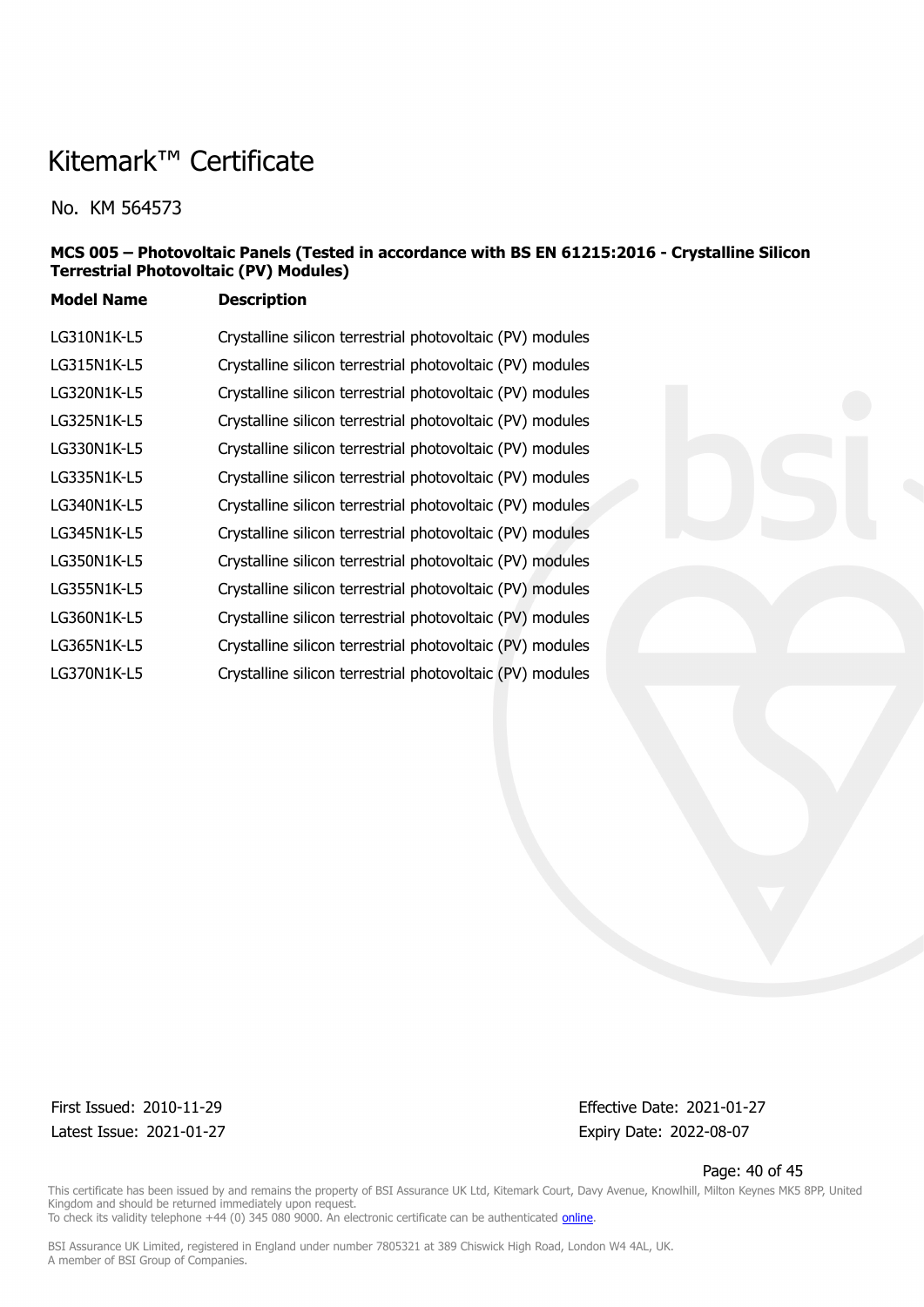# Kitemark™ Certificate

No. KM 564573

**MCS 005 – Photovoltaic Panels (Tested in accordance with BS EN 61215:2016 - Crystalline Silicon Terrestrial Photovoltaic (PV) Modules)**

| Model Name | Description |
| --- | --- |
| LG310N1K-L5 | Crystalline silicon terrestrial photovoltaic (PV) modules |
| LG315N1K-L5 | Crystalline silicon terrestrial photovoltaic (PV) modules |
| LG320N1K-L5 | Crystalline silicon terrestrial photovoltaic (PV) modules |
| LG325N1K-L5 | Crystalline silicon terrestrial photovoltaic (PV) modules |
| LG330N1K-L5 | Crystalline silicon terrestrial photovoltaic (PV) modules |
| LG335N1K-L5 | Crystalline silicon terrestrial photovoltaic (PV) modules |
| LG340N1K-L5 | Crystalline silicon terrestrial photovoltaic (PV) modules |
| LG345N1K-L5 | Crystalline silicon terrestrial photovoltaic (PV) modules |
| LG350N1K-L5 | Crystalline silicon terrestrial photovoltaic (PV) modules |
| LG355N1K-L5 | Crystalline silicon terrestrial photovoltaic (PV) modules |
| LG360N1K-L5 | Crystalline silicon terrestrial photovoltaic (PV) modules |
| LG365N1K-L5 | Crystalline silicon terrestrial photovoltaic (PV) modules |
| LG370N1K-L5 | Crystalline silicon terrestrial photovoltaic (PV) modules |

First Issued: 2010-11-29
Latest Issue: 2021-01-27

Effective Date: 2021-01-27
Expiry Date: 2022-08-07

This certificate has been issued by and remains the property of BSI Assurance UK Ltd, Kitemark Court, Davy Avenue, Knowlhill, Milton Keynes MK5 8PP, United Kingdom and should be returned immediately upon request.
To check its validity telephone +44 (0) 345 080 9000. An electronic certificate can be authenticated online.

BSI Assurance UK Limited, registered in England under number 7805321 at 389 Chiswick High Road, London W4 4AL, UK.
A member of BSI Group of Companies.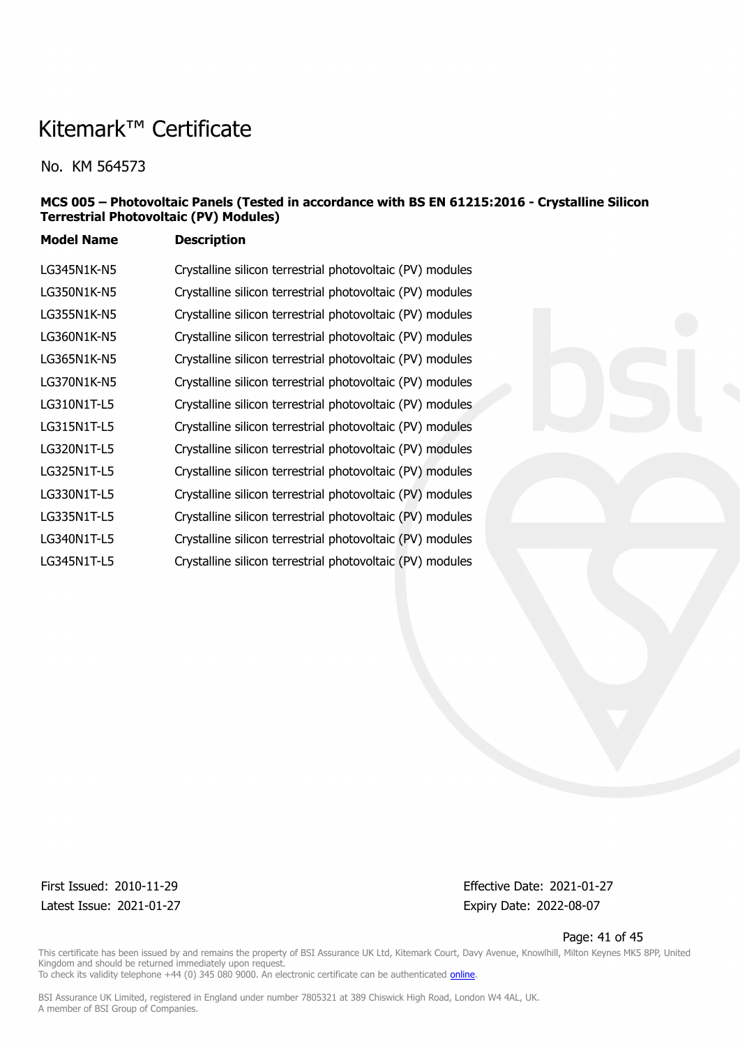# Kitemark™ Certificate

No. KM 564573

**MCS 005 – Photovoltaic Panels (Tested in accordance with BS EN 61215:2016 - Crystalline Silicon Terrestrial Photovoltaic (PV) Modules)**

| Model Name | Description |
| --- | --- |
| LG345N1K-N5 | Crystalline silicon terrestrial photovoltaic (PV) modules |
| LG350N1K-N5 | Crystalline silicon terrestrial photovoltaic (PV) modules |
| LG355N1K-N5 | Crystalline silicon terrestrial photovoltaic (PV) modules |
| LG360N1K-N5 | Crystalline silicon terrestrial photovoltaic (PV) modules |
| LG365N1K-N5 | Crystalline silicon terrestrial photovoltaic (PV) modules |
| LG370N1K-N5 | Crystalline silicon terrestrial photovoltaic (PV) modules |
| LG310N1T-L5 | Crystalline silicon terrestrial photovoltaic (PV) modules |
| LG315N1T-L5 | Crystalline silicon terrestrial photovoltaic (PV) modules |
| LG320N1T-L5 | Crystalline silicon terrestrial photovoltaic (PV) modules |
| LG325N1T-L5 | Crystalline silicon terrestrial photovoltaic (PV) modules |
| LG330N1T-L5 | Crystalline silicon terrestrial photovoltaic (PV) modules |
| LG335N1T-L5 | Crystalline silicon terrestrial photovoltaic (PV) modules |
| LG340N1T-L5 | Crystalline silicon terrestrial photovoltaic (PV) modules |
| LG345N1T-L5 | Crystalline silicon terrestrial photovoltaic (PV) modules |

First Issued: 2010-11-29
Latest Issue: 2021-01-27

Effective Date: 2021-01-27
Expiry Date: 2022-08-07

This certificate has been issued by and remains the property of BSI Assurance UK Ltd, Kitemark Court, Davy Avenue, Knowlhill, Milton Keynes MK5 8PP, United Kingdom and should be returned immediately upon request.
To check its validity telephone +44 (0) 345 080 9000. An electronic certificate can be authenticated online.

BSI Assurance UK Limited, registered in England under number 7805321 at 389 Chiswick High Road, London W4 4AL, UK.
A member of BSI Group of Companies.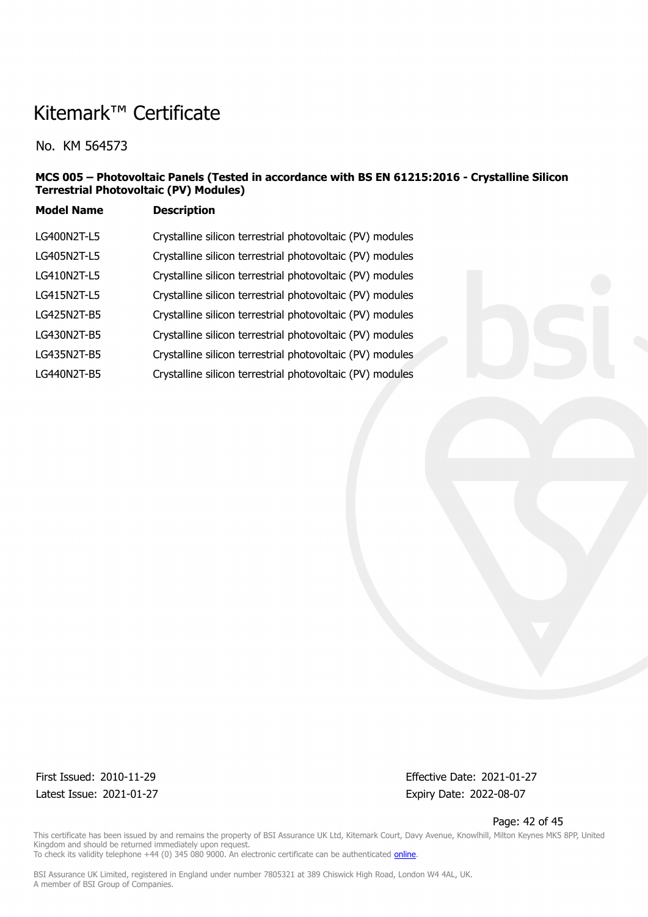# Kitemark™ Certificate

No. KM 564573

**MCS 005 – Photovoltaic Panels (Tested in accordance with BS EN 61215:2016 - Crystalline Silicon Terrestrial Photovoltaic (PV) Modules)**

| Model Name | Description |
| --- | --- |
| LG400N2T-L5 | Crystalline silicon terrestrial photovoltaic (PV) modules |
| LG405N2T-L5 | Crystalline silicon terrestrial photovoltaic (PV) modules |
| LG410N2T-L5 | Crystalline silicon terrestrial photovoltaic (PV) modules |
| LG415N2T-L5 | Crystalline silicon terrestrial photovoltaic (PV) modules |
| LG425N2T-B5 | Crystalline silicon terrestrial photovoltaic (PV) modules |
| LG430N2T-B5 | Crystalline silicon terrestrial photovoltaic (PV) modules |
| LG435N2T-B5 | Crystalline silicon terrestrial photovoltaic (PV) modules |
| LG440N2T-B5 | Crystalline silicon terrestrial photovoltaic (PV) modules |

First Issued: 2010-11-29
Latest Issue: 2021-01-27

Effective Date: 2021-01-27
Expiry Date: 2022-08-07

This certificate has been issued by and remains the property of BSI Assurance UK Ltd, Kitemark Court, Davy Avenue, Knowlhill, Milton Keynes MK5 8PP, United Kingdom and should be returned immediately upon request.
To check its validity telephone +44 (0) 345 080 9000. An electronic certificate can be authenticated online.

BSI Assurance UK Limited, registered in England under number 7805321 at 389 Chiswick High Road, London W4 4AL, UK.
A member of BSI Group of Companies.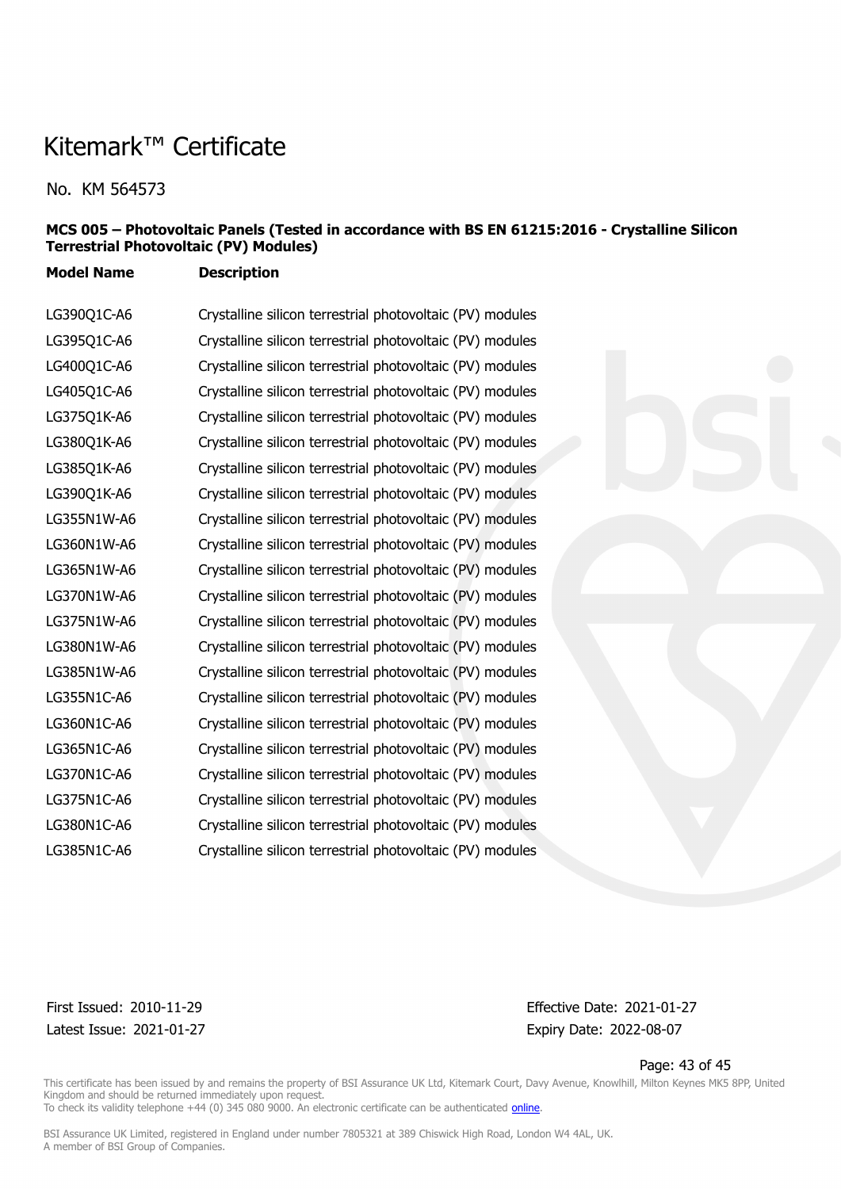# Kitemark™ Certificate

No. KM 564573

**MCS 005 – Photovoltaic Panels (Tested in accordance with BS EN 61215:2016 - Crystalline Silicon Terrestrial Photovoltaic (PV) Modules)**

| Model Name | Description |
| --- | --- |
| LG390Q1C-A6 | Crystalline silicon terrestrial photovoltaic (PV) modules |
| LG395Q1C-A6 | Crystalline silicon terrestrial photovoltaic (PV) modules |
| LG400Q1C-A6 | Crystalline silicon terrestrial photovoltaic (PV) modules |
| LG405Q1C-A6 | Crystalline silicon terrestrial photovoltaic (PV) modules |
| LG375Q1K-A6 | Crystalline silicon terrestrial photovoltaic (PV) modules |
| LG380Q1K-A6 | Crystalline silicon terrestrial photovoltaic (PV) modules |
| LG385Q1K-A6 | Crystalline silicon terrestrial photovoltaic (PV) modules |
| LG390Q1K-A6 | Crystalline silicon terrestrial photovoltaic (PV) modules |
| LG355N1W-A6 | Crystalline silicon terrestrial photovoltaic (PV) modules |
| LG360N1W-A6 | Crystalline silicon terrestrial photovoltaic (PV) modules |
| LG365N1W-A6 | Crystalline silicon terrestrial photovoltaic (PV) modules |
| LG370N1W-A6 | Crystalline silicon terrestrial photovoltaic (PV) modules |
| LG375N1W-A6 | Crystalline silicon terrestrial photovoltaic (PV) modules |
| LG380N1W-A6 | Crystalline silicon terrestrial photovoltaic (PV) modules |
| LG385N1W-A6 | Crystalline silicon terrestrial photovoltaic (PV) modules |
| LG355N1C-A6 | Crystalline silicon terrestrial photovoltaic (PV) modules |
| LG360N1C-A6 | Crystalline silicon terrestrial photovoltaic (PV) modules |
| LG365N1C-A6 | Crystalline silicon terrestrial photovoltaic (PV) modules |
| LG370N1C-A6 | Crystalline silicon terrestrial photovoltaic (PV) modules |
| LG375N1C-A6 | Crystalline silicon terrestrial photovoltaic (PV) modules |
| LG380N1C-A6 | Crystalline silicon terrestrial photovoltaic (PV) modules |
| LG385N1C-A6 | Crystalline silicon terrestrial photovoltaic (PV) modules |

First Issued: 2010-11-29
Latest Issue: 2021-01-27

Effective Date: 2021-01-27
Expiry Date: 2022-08-07

This certificate has been issued by and remains the property of BSI Assurance UK Ltd, Kitemark Court, Davy Avenue, Knowlhill, Milton Keynes MK5 8PP, United Kingdom and should be returned immediately upon request.
To check its validity telephone +44 (0) 345 080 9000. An electronic certificate can be authenticated online.

BSI Assurance UK Limited, registered in England under number 7805321 at 389 Chiswick High Road, London W4 4AL, UK.
A member of BSI Group of Companies.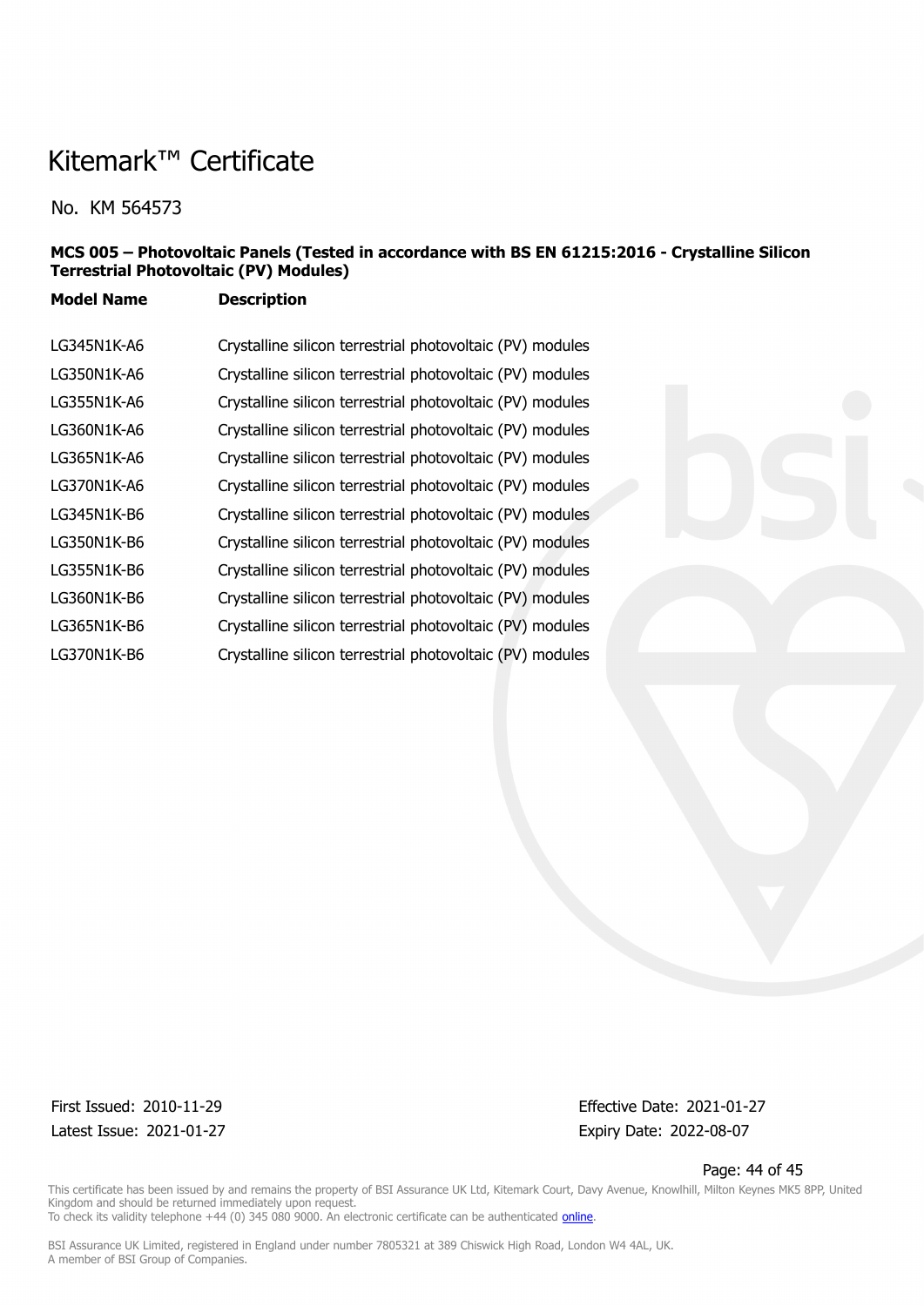# Kitemark™ Certificate

No. KM 564573

**MCS 005 – Photovoltaic Panels (Tested in accordance with BS EN 61215:2016 - Crystalline Silicon Terrestrial Photovoltaic (PV) Modules)**

| Model Name | Description |
| --- | --- |
| LG345N1K-A6 | Crystalline silicon terrestrial photovoltaic (PV) modules |
| LG350N1K-A6 | Crystalline silicon terrestrial photovoltaic (PV) modules |
| LG355N1K-A6 | Crystalline silicon terrestrial photovoltaic (PV) modules |
| LG360N1K-A6 | Crystalline silicon terrestrial photovoltaic (PV) modules |
| LG365N1K-A6 | Crystalline silicon terrestrial photovoltaic (PV) modules |
| LG370N1K-A6 | Crystalline silicon terrestrial photovoltaic (PV) modules |
| LG345N1K-B6 | Crystalline silicon terrestrial photovoltaic (PV) modules |
| LG350N1K-B6 | Crystalline silicon terrestrial photovoltaic (PV) modules |
| LG355N1K-B6 | Crystalline silicon terrestrial photovoltaic (PV) modules |
| LG360N1K-B6 | Crystalline silicon terrestrial photovoltaic (PV) modules |
| LG365N1K-B6 | Crystalline silicon terrestrial photovoltaic (PV) modules |
| LG370N1K-B6 | Crystalline silicon terrestrial photovoltaic (PV) modules |

First Issued: 2010-11-29
Latest Issue: 2021-01-27

Effective Date: 2021-01-27
Expiry Date: 2022-08-07

This certificate has been issued by and remains the property of BSI Assurance UK Ltd, Kitemark Court, Davy Avenue, Knowlhill, Milton Keynes MK5 8PP, United Kingdom and should be returned immediately upon request.
To check its validity telephone +44 (0) 345 080 9000. An electronic certificate can be authenticated online.

BSI Assurance UK Limited, registered in England under number 7805321 at 389 Chiswick High Road, London W4 4AL, UK.
A member of BSI Group of Companies.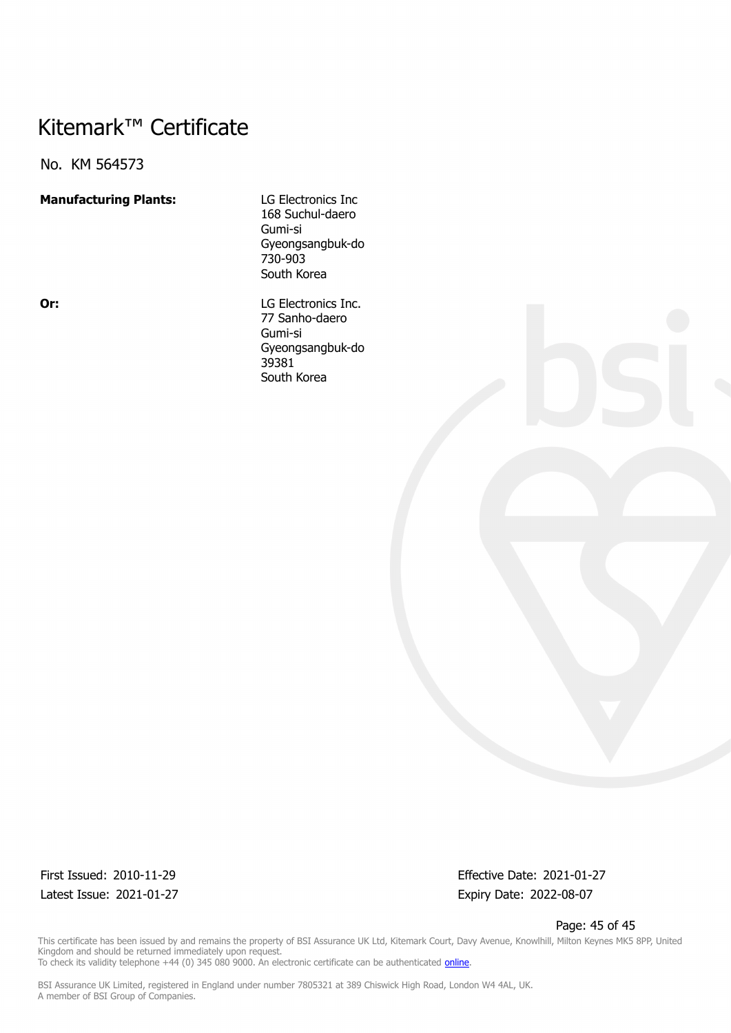# Kitemark™ Certificate

No. KM 564573

**Manufacturing Plants:**

LG Electronics Inc
168 Suchul-daero
Gumi-si
Gyeongsangbuk-do
730-903
South Korea

**Or:**

LG Electronics Inc.
77 Sanho-daero
Gumi-si
Gyeongsangbuk-do
39381
South Korea

First Issued: 2010-11-29
Latest Issue: 2021-01-27

Effective Date: 2021-01-27
Expiry Date: 2022-08-07

This certificate has been issued by and remains the property of BSI Assurance UK Ltd, Kitemark Court, Davy Avenue, Knowlhill, Milton Keynes MK5 8PP, United Kingdom and should be returned immediately upon request.
To check its validity telephone +44 (0) 345 080 9000. An electronic certificate can be authenticated online.

BSI Assurance UK Limited, registered in England under number 7805321 at 389 Chiswick High Road, London W4 4AL, UK.
A member of BSI Group of Companies.